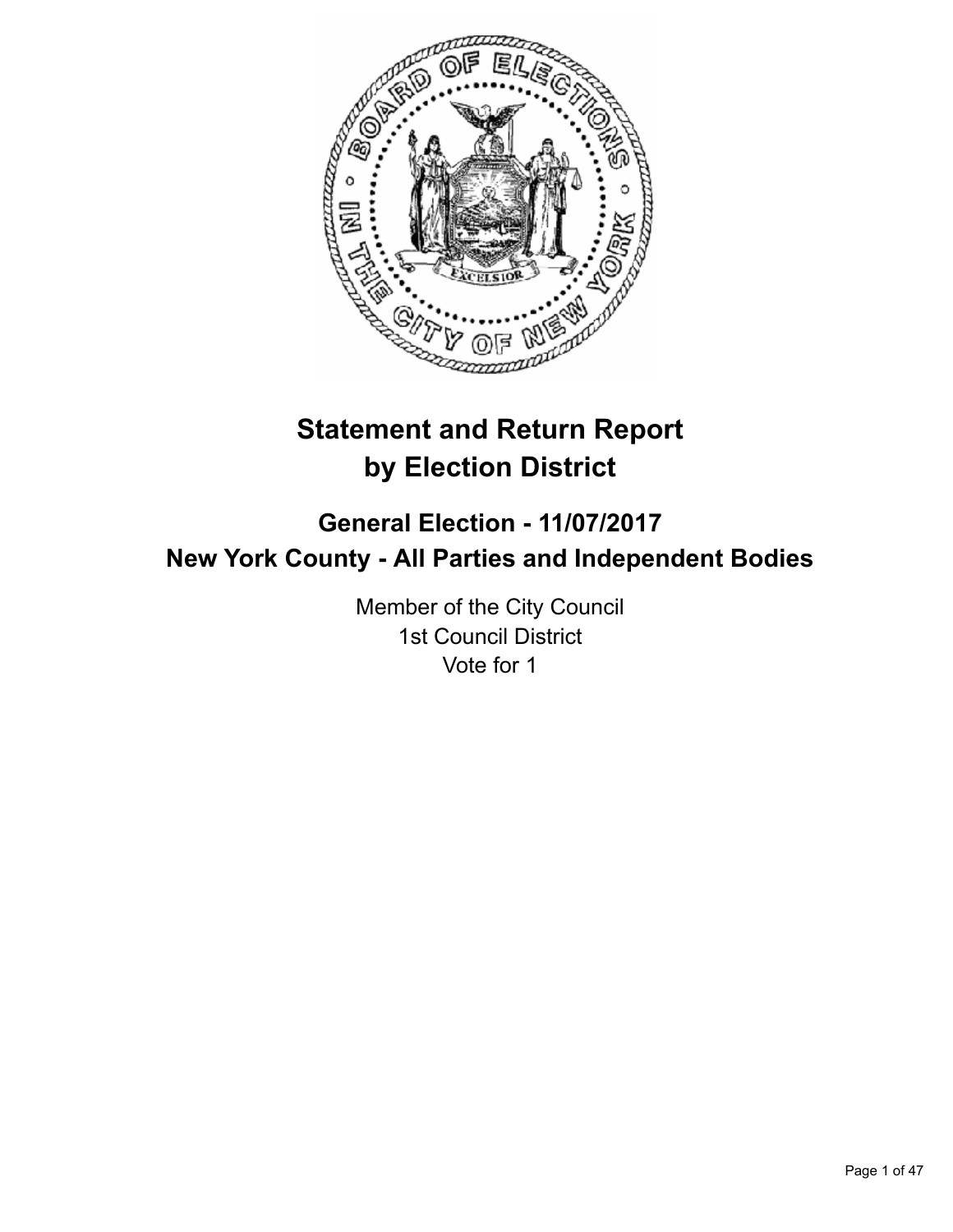# Statement and Return Report by Election District

## General Election - 11/07/2017

## New York County - All Parties and Independent Bodies

Member of the City Council
1st Council District
Vote for 1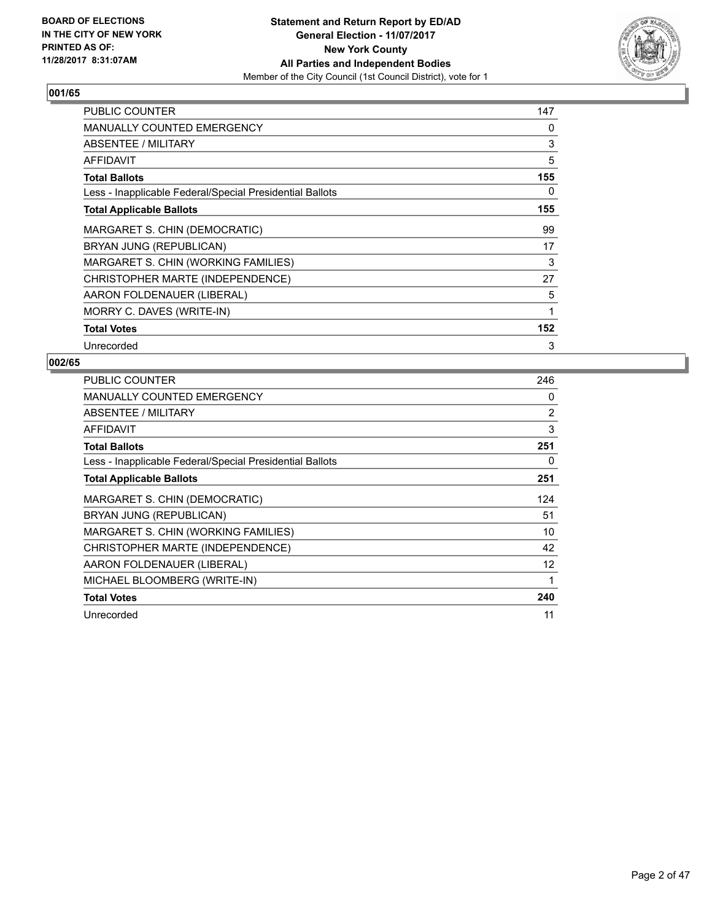BOARD OF ELECTIONS
IN THE CITY OF NEW YORK
PRINTED AS OF:
11/28/2017 8:31:07AM

**Statement and Return Report by ED/AD**
**General Election - 11/07/2017**
**New York County**
**All Parties and Independent Bodies**
Member of the City Council (1st Council District), vote for 1

### 001/65

| | |
|---|---|
| PUBLIC COUNTER | 147 |
| MANUALLY COUNTED EMERGENCY | 0 |
| ABSENTEE / MILITARY | 3 |
| AFFIDAVIT | 5 |
| **Total Ballots** | **155** |
| Less - Inapplicable Federal/Special Presidential Ballots | 0 |
| **Total Applicable Ballots** | **155** |
| MARGARET S. CHIN (DEMOCRATIC) | 99 |
| BRYAN JUNG (REPUBLICAN) | 17 |
| MARGARET S. CHIN (WORKING FAMILIES) | 3 |
| CHRISTOPHER MARTE (INDEPENDENCE) | 27 |
| AARON FOLDENAUER (LIBERAL) | 5 |
| MORRY C. DAVES (WRITE-IN) | 1 |
| **Total Votes** | **152** |
| Unrecorded | 3 |

### 002/65

| | |
|---|---|
| PUBLIC COUNTER | 246 |
| MANUALLY COUNTED EMERGENCY | 0 |
| ABSENTEE / MILITARY | 2 |
| AFFIDAVIT | 3 |
| **Total Ballots** | **251** |
| Less - Inapplicable Federal/Special Presidential Ballots | 0 |
| **Total Applicable Ballots** | **251** |
| MARGARET S. CHIN (DEMOCRATIC) | 124 |
| BRYAN JUNG (REPUBLICAN) | 51 |
| MARGARET S. CHIN (WORKING FAMILIES) | 10 |
| CHRISTOPHER MARTE (INDEPENDENCE) | 42 |
| AARON FOLDENAUER (LIBERAL) | 12 |
| MICHAEL BLOOMBERG (WRITE-IN) | 1 |
| **Total Votes** | **240** |
| Unrecorded | 11 |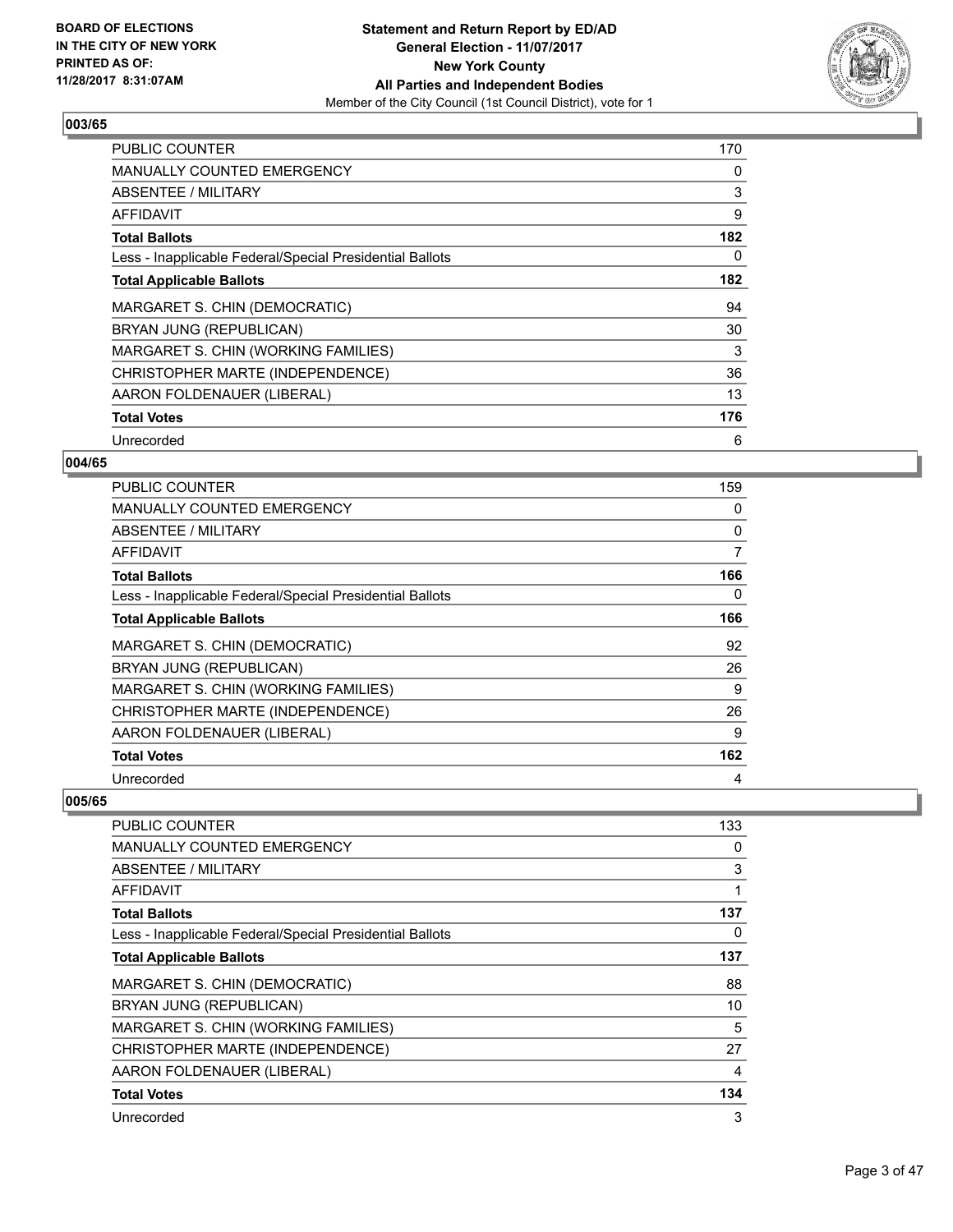**BOARD OF ELECTIONS IN THE CITY OF NEW YORK PRINTED AS OF: 11/28/2017 8:31:07AM**

**Statement and Return Report by ED/AD**
**General Election - 11/07/2017**
**New York County**
**All Parties and Independent Bodies**
Member of the City Council (1st Council District), vote for 1

### 003/65

| | |
|---|---|
| PUBLIC COUNTER | 170 |
| MANUALLY COUNTED EMERGENCY | 0 |
| ABSENTEE / MILITARY | 3 |
| AFFIDAVIT | 9 |
| **Total Ballots** | **182** |
| Less - Inapplicable Federal/Special Presidential Ballots | 0 |
| **Total Applicable Ballots** | **182** |
| MARGARET S. CHIN (DEMOCRATIC) | 94 |
| BRYAN JUNG (REPUBLICAN) | 30 |
| MARGARET S. CHIN (WORKING FAMILIES) | 3 |
| CHRISTOPHER MARTE (INDEPENDENCE) | 36 |
| AARON FOLDENAUER (LIBERAL) | 13 |
| **Total Votes** | **176** |
| Unrecorded | 6 |

### 004/65

| | |
|---|---|
| PUBLIC COUNTER | 159 |
| MANUALLY COUNTED EMERGENCY | 0 |
| ABSENTEE / MILITARY | 0 |
| AFFIDAVIT | 7 |
| **Total Ballots** | **166** |
| Less - Inapplicable Federal/Special Presidential Ballots | 0 |
| **Total Applicable Ballots** | **166** |
| MARGARET S. CHIN (DEMOCRATIC) | 92 |
| BRYAN JUNG (REPUBLICAN) | 26 |
| MARGARET S. CHIN (WORKING FAMILIES) | 9 |
| CHRISTOPHER MARTE (INDEPENDENCE) | 26 |
| AARON FOLDENAUER (LIBERAL) | 9 |
| **Total Votes** | **162** |
| Unrecorded | 4 |

### 005/65

| | |
|---|---|
| PUBLIC COUNTER | 133 |
| MANUALLY COUNTED EMERGENCY | 0 |
| ABSENTEE / MILITARY | 3 |
| AFFIDAVIT | 1 |
| **Total Ballots** | **137** |
| Less - Inapplicable Federal/Special Presidential Ballots | 0 |
| **Total Applicable Ballots** | **137** |
| MARGARET S. CHIN (DEMOCRATIC) | 88 |
| BRYAN JUNG (REPUBLICAN) | 10 |
| MARGARET S. CHIN (WORKING FAMILIES) | 5 |
| CHRISTOPHER MARTE (INDEPENDENCE) | 27 |
| AARON FOLDENAUER (LIBERAL) | 4 |
| **Total Votes** | **134** |
| Unrecorded | 3 |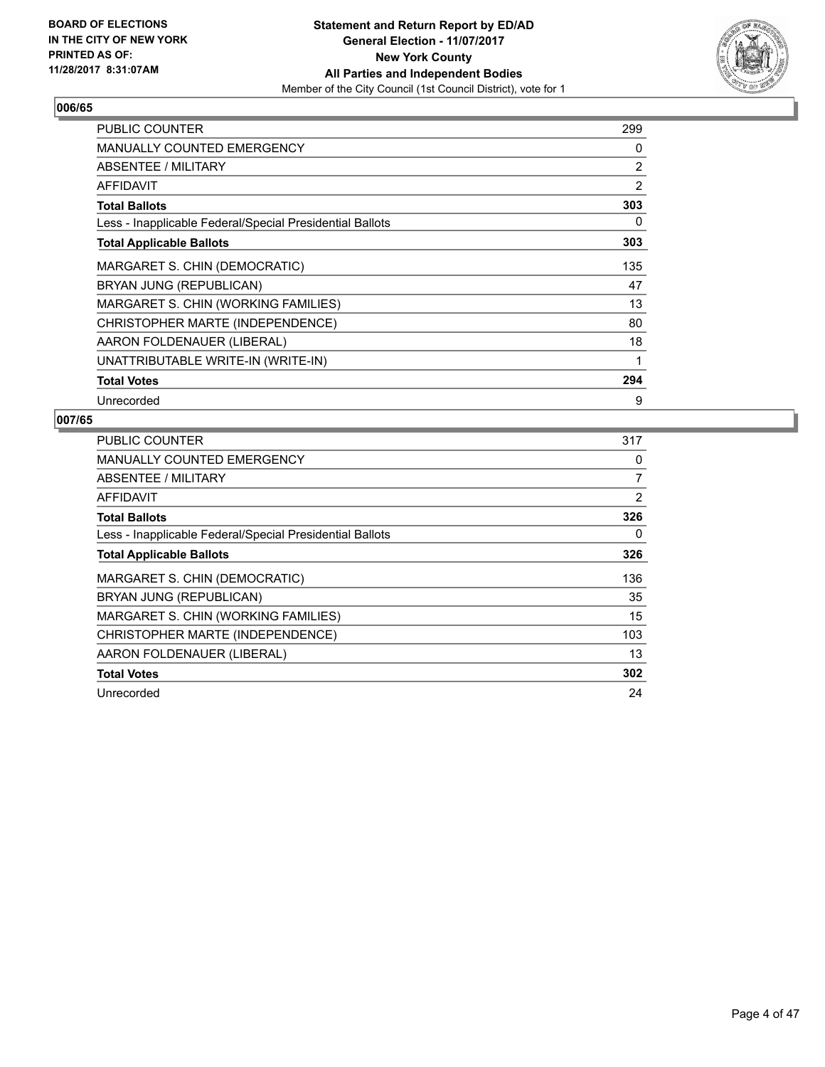## 006/65

| | |
|---|---|
| PUBLIC COUNTER | 299 |
| MANUALLY COUNTED EMERGENCY | 0 |
| ABSENTEE / MILITARY | 2 |
| AFFIDAVIT | 2 |
| **Total Ballots** | **303** |
| Less - Inapplicable Federal/Special Presidential Ballots | 0 |
| **Total Applicable Ballots** | **303** |
| MARGARET S. CHIN (DEMOCRATIC) | 135 |
| BRYAN JUNG (REPUBLICAN) | 47 |
| MARGARET S. CHIN (WORKING FAMILIES) | 13 |
| CHRISTOPHER MARTE (INDEPENDENCE) | 80 |
| AARON FOLDENAUER (LIBERAL) | 18 |
| UNATTRIBUTABLE WRITE-IN (WRITE-IN) | 1 |
| **Total Votes** | **294** |
| Unrecorded | 9 |

## 007/65

| | |
|---|---|
| PUBLIC COUNTER | 317 |
| MANUALLY COUNTED EMERGENCY | 0 |
| ABSENTEE / MILITARY | 7 |
| AFFIDAVIT | 2 |
| **Total Ballots** | **326** |
| Less - Inapplicable Federal/Special Presidential Ballots | 0 |
| **Total Applicable Ballots** | **326** |
| MARGARET S. CHIN (DEMOCRATIC) | 136 |
| BRYAN JUNG (REPUBLICAN) | 35 |
| MARGARET S. CHIN (WORKING FAMILIES) | 15 |
| CHRISTOPHER MARTE (INDEPENDENCE) | 103 |
| AARON FOLDENAUER (LIBERAL) | 13 |
| **Total Votes** | **302** |
| Unrecorded | 24 |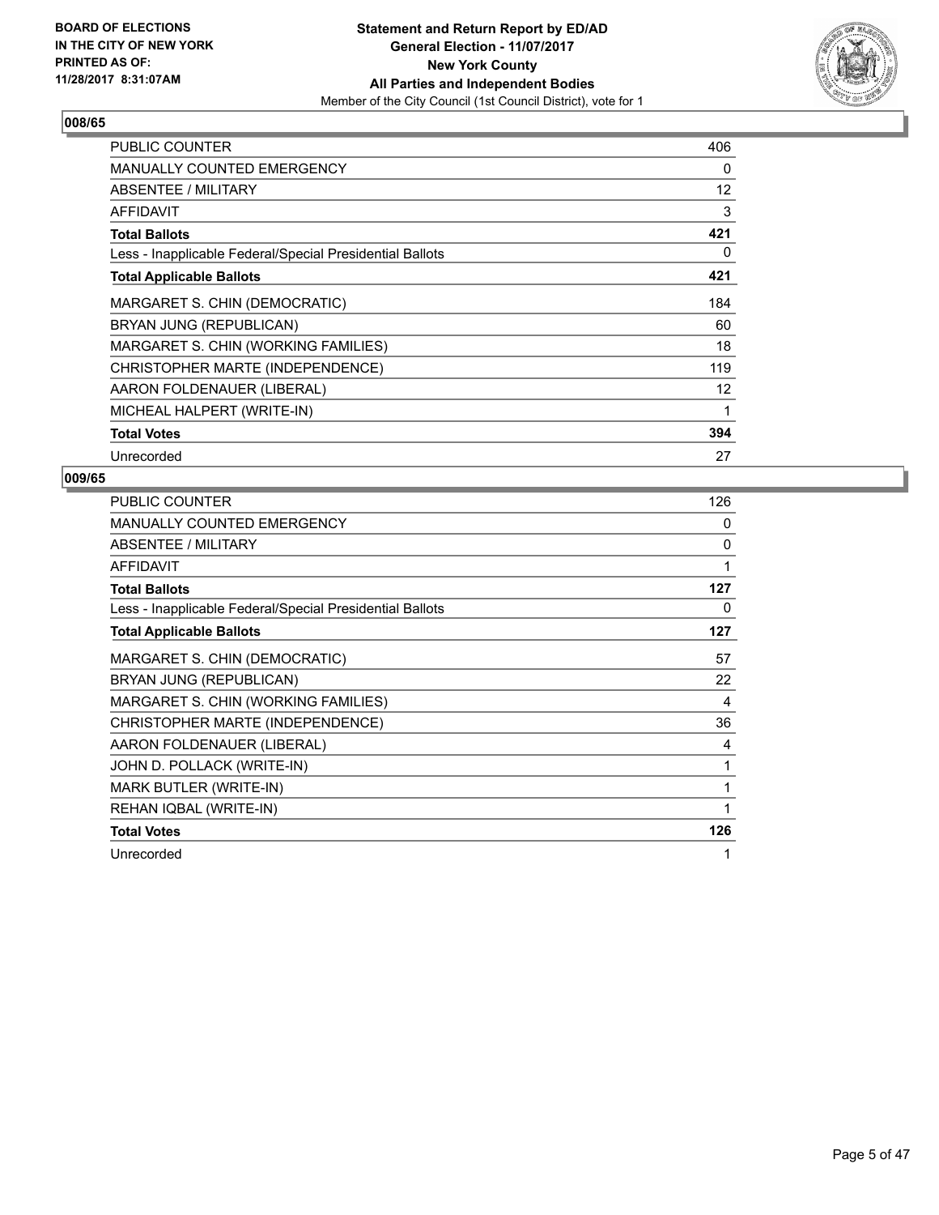**BOARD OF ELECTIONS IN THE CITY OF NEW YORK PRINTED AS OF: 11/28/2017 8:31:07AM**

**Statement and Return Report by ED/AD**
**General Election - 11/07/2017**
**New York County**
**All Parties and Independent Bodies**
Member of the City Council (1st Council District), vote for 1

## 008/65

| | |
|---|---|
| PUBLIC COUNTER | 406 |
| MANUALLY COUNTED EMERGENCY | 0 |
| ABSENTEE / MILITARY | 12 |
| AFFIDAVIT | 3 |
| **Total Ballots** | **421** |
| Less - Inapplicable Federal/Special Presidential Ballots | 0 |
| **Total Applicable Ballots** | **421** |
| MARGARET S. CHIN (DEMOCRATIC) | 184 |
| BRYAN JUNG (REPUBLICAN) | 60 |
| MARGARET S. CHIN (WORKING FAMILIES) | 18 |
| CHRISTOPHER MARTE (INDEPENDENCE) | 119 |
| AARON FOLDENAUER (LIBERAL) | 12 |
| MICHEAL HALPERT (WRITE-IN) | 1 |
| **Total Votes** | **394** |
| Unrecorded | 27 |

## 009/65

| | |
|---|---|
| PUBLIC COUNTER | 126 |
| MANUALLY COUNTED EMERGENCY | 0 |
| ABSENTEE / MILITARY | 0 |
| AFFIDAVIT | 1 |
| **Total Ballots** | **127** |
| Less - Inapplicable Federal/Special Presidential Ballots | 0 |
| **Total Applicable Ballots** | **127** |
| MARGARET S. CHIN (DEMOCRATIC) | 57 |
| BRYAN JUNG (REPUBLICAN) | 22 |
| MARGARET S. CHIN (WORKING FAMILIES) | 4 |
| CHRISTOPHER MARTE (INDEPENDENCE) | 36 |
| AARON FOLDENAUER (LIBERAL) | 4 |
| JOHN D. POLLACK (WRITE-IN) | 1 |
| MARK BUTLER (WRITE-IN) | 1 |
| REHAN IQBAL (WRITE-IN) | 1 |
| **Total Votes** | **126** |
| Unrecorded | 1 |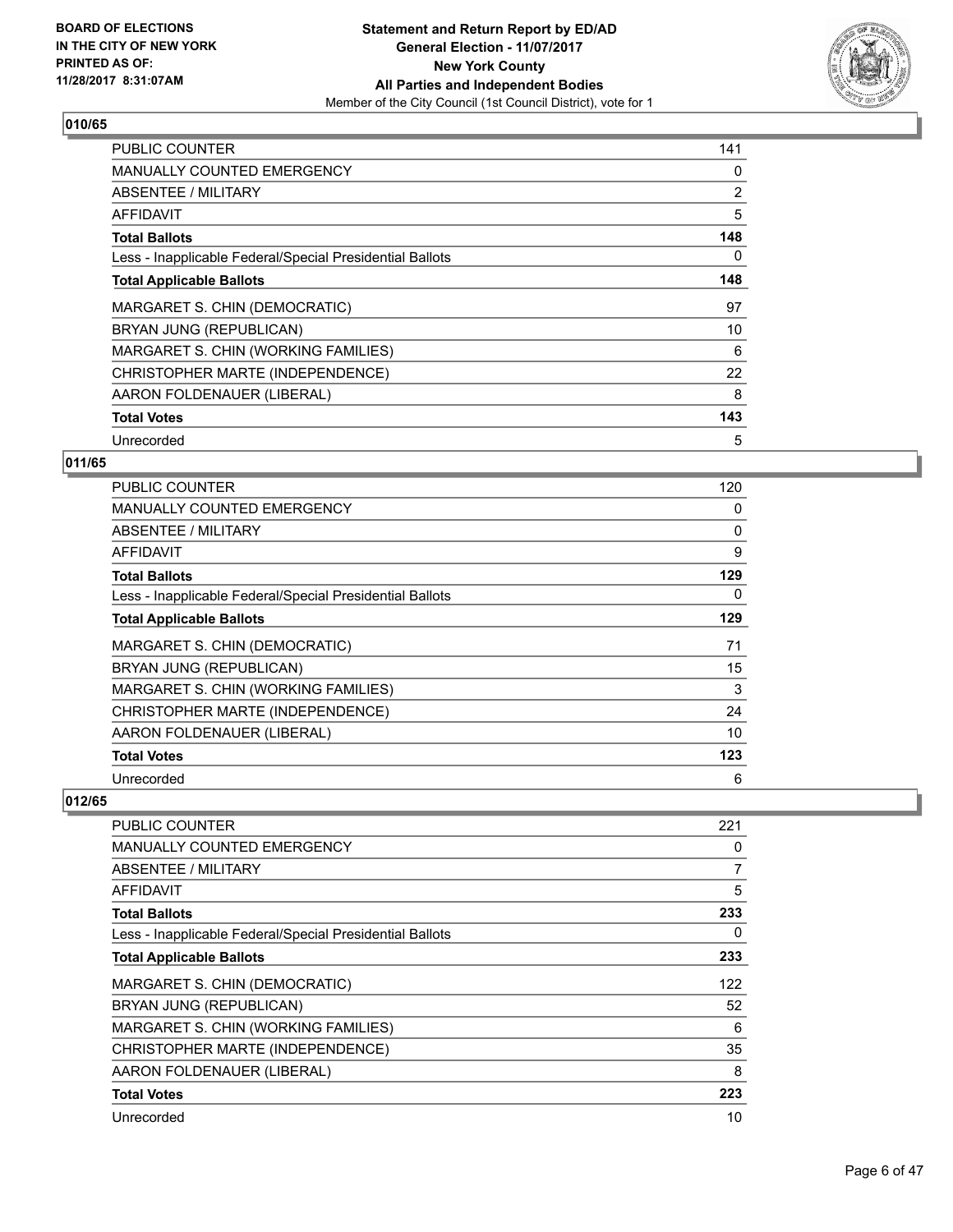**BOARD OF ELECTIONS IN THE CITY OF NEW YORK PRINTED AS OF: 11/28/2017 8:31:07AM**

**Statement and Return Report by ED/AD**
**General Election - 11/07/2017**
**New York County**
**All Parties and Independent Bodies**
Member of the City Council (1st Council District), vote for 1

### 010/65

| | |
|---|---|
| PUBLIC COUNTER | 141 |
| MANUALLY COUNTED EMERGENCY | 0 |
| ABSENTEE / MILITARY | 2 |
| AFFIDAVIT | 5 |
| **Total Ballots** | **148** |
| Less - Inapplicable Federal/Special Presidential Ballots | 0 |
| **Total Applicable Ballots** | **148** |
| MARGARET S. CHIN (DEMOCRATIC) | 97 |
| BRYAN JUNG (REPUBLICAN) | 10 |
| MARGARET S. CHIN (WORKING FAMILIES) | 6 |
| CHRISTOPHER MARTE (INDEPENDENCE) | 22 |
| AARON FOLDENAUER (LIBERAL) | 8 |
| **Total Votes** | **143** |
| Unrecorded | 5 |

### 011/65

| | |
|---|---|
| PUBLIC COUNTER | 120 |
| MANUALLY COUNTED EMERGENCY | 0 |
| ABSENTEE / MILITARY | 0 |
| AFFIDAVIT | 9 |
| **Total Ballots** | **129** |
| Less - Inapplicable Federal/Special Presidential Ballots | 0 |
| **Total Applicable Ballots** | **129** |
| MARGARET S. CHIN (DEMOCRATIC) | 71 |
| BRYAN JUNG (REPUBLICAN) | 15 |
| MARGARET S. CHIN (WORKING FAMILIES) | 3 |
| CHRISTOPHER MARTE (INDEPENDENCE) | 24 |
| AARON FOLDENAUER (LIBERAL) | 10 |
| **Total Votes** | **123** |
| Unrecorded | 6 |

### 012/65

| | |
|---|---|
| PUBLIC COUNTER | 221 |
| MANUALLY COUNTED EMERGENCY | 0 |
| ABSENTEE / MILITARY | 7 |
| AFFIDAVIT | 5 |
| **Total Ballots** | **233** |
| Less - Inapplicable Federal/Special Presidential Ballots | 0 |
| **Total Applicable Ballots** | **233** |
| MARGARET S. CHIN (DEMOCRATIC) | 122 |
| BRYAN JUNG (REPUBLICAN) | 52 |
| MARGARET S. CHIN (WORKING FAMILIES) | 6 |
| CHRISTOPHER MARTE (INDEPENDENCE) | 35 |
| AARON FOLDENAUER (LIBERAL) | 8 |
| **Total Votes** | **223** |
| Unrecorded | 10 |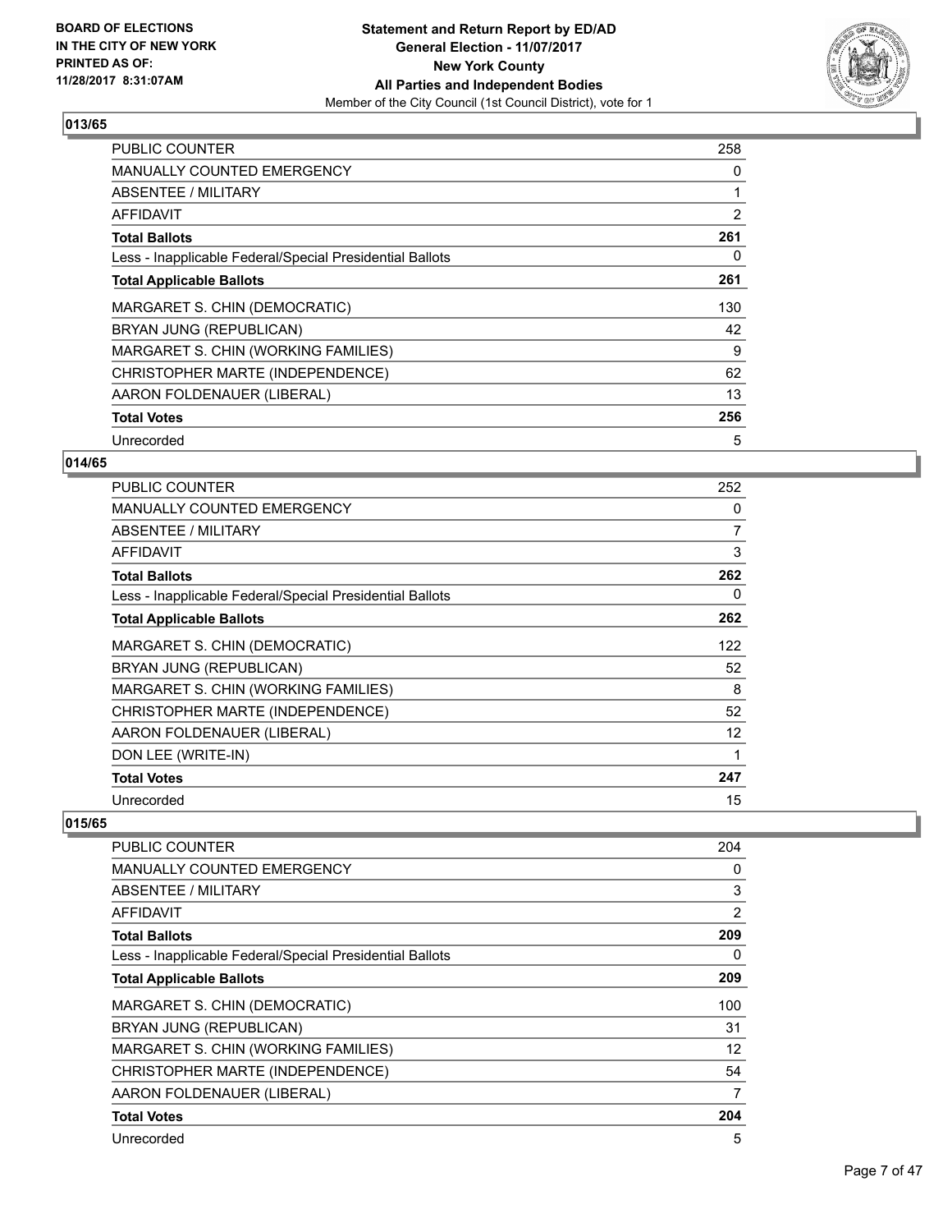**BOARD OF ELECTIONS IN THE CITY OF NEW YORK PRINTED AS OF: 11/28/2017 8:31:07AM**

**Statement and Return Report by ED/AD General Election - 11/07/2017 New York County All Parties and Independent Bodies**
Member of the City Council (1st Council District), vote for 1

### 013/65

| | |
|---|---|
| PUBLIC COUNTER | 258 |
| MANUALLY COUNTED EMERGENCY | 0 |
| ABSENTEE / MILITARY | 1 |
| AFFIDAVIT | 2 |
| **Total Ballots** | **261** |
| Less - Inapplicable Federal/Special Presidential Ballots | 0 |
| **Total Applicable Ballots** | **261** |
| MARGARET S. CHIN (DEMOCRATIC) | 130 |
| BRYAN JUNG (REPUBLICAN) | 42 |
| MARGARET S. CHIN (WORKING FAMILIES) | 9 |
| CHRISTOPHER MARTE (INDEPENDENCE) | 62 |
| AARON FOLDENAUER (LIBERAL) | 13 |
| **Total Votes** | **256** |
| Unrecorded | 5 |

### 014/65

| | |
|---|---|
| PUBLIC COUNTER | 252 |
| MANUALLY COUNTED EMERGENCY | 0 |
| ABSENTEE / MILITARY | 7 |
| AFFIDAVIT | 3 |
| **Total Ballots** | **262** |
| Less - Inapplicable Federal/Special Presidential Ballots | 0 |
| **Total Applicable Ballots** | **262** |
| MARGARET S. CHIN (DEMOCRATIC) | 122 |
| BRYAN JUNG (REPUBLICAN) | 52 |
| MARGARET S. CHIN (WORKING FAMILIES) | 8 |
| CHRISTOPHER MARTE (INDEPENDENCE) | 52 |
| AARON FOLDENAUER (LIBERAL) | 12 |
| DON LEE (WRITE-IN) | 1 |
| **Total Votes** | **247** |
| Unrecorded | 15 |

### 015/65

| | |
|---|---|
| PUBLIC COUNTER | 204 |
| MANUALLY COUNTED EMERGENCY | 0 |
| ABSENTEE / MILITARY | 3 |
| AFFIDAVIT | 2 |
| **Total Ballots** | **209** |
| Less - Inapplicable Federal/Special Presidential Ballots | 0 |
| **Total Applicable Ballots** | **209** |
| MARGARET S. CHIN (DEMOCRATIC) | 100 |
| BRYAN JUNG (REPUBLICAN) | 31 |
| MARGARET S. CHIN (WORKING FAMILIES) | 12 |
| CHRISTOPHER MARTE (INDEPENDENCE) | 54 |
| AARON FOLDENAUER (LIBERAL) | 7 |
| **Total Votes** | **204** |
| Unrecorded | 5 |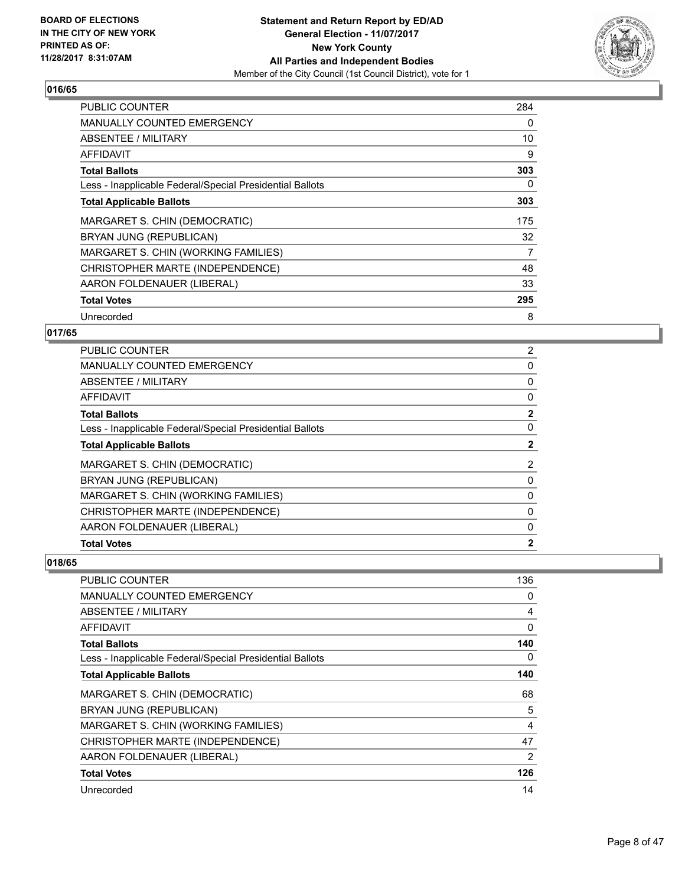**Statement and Return Report by ED/AD**
**General Election - 11/07/2017**
**New York County**
**All Parties and Independent Bodies**
Member of the City Council (1st Council District), vote for 1

BOARD OF ELECTIONS
IN THE CITY OF NEW YORK
PRINTED AS OF:
11/28/2017 8:31:07AM

### 016/65

| | |
|---|---|
| PUBLIC COUNTER | 284 |
| MANUALLY COUNTED EMERGENCY | 0 |
| ABSENTEE / MILITARY | 10 |
| AFFIDAVIT | 9 |
| **Total Ballots** | **303** |
| Less - Inapplicable Federal/Special Presidential Ballots | 0 |
| **Total Applicable Ballots** | **303** |
| MARGARET S. CHIN (DEMOCRATIC) | 175 |
| BRYAN JUNG (REPUBLICAN) | 32 |
| MARGARET S. CHIN (WORKING FAMILIES) | 7 |
| CHRISTOPHER MARTE (INDEPENDENCE) | 48 |
| AARON FOLDENAUER (LIBERAL) | 33 |
| **Total Votes** | **295** |
| Unrecorded | 8 |

### 017/65

| | |
|---|---|
| PUBLIC COUNTER | 2 |
| MANUALLY COUNTED EMERGENCY | 0 |
| ABSENTEE / MILITARY | 0 |
| AFFIDAVIT | 0 |
| **Total Ballots** | **2** |
| Less - Inapplicable Federal/Special Presidential Ballots | 0 |
| **Total Applicable Ballots** | **2** |
| MARGARET S. CHIN (DEMOCRATIC) | 2 |
| BRYAN JUNG (REPUBLICAN) | 0 |
| MARGARET S. CHIN (WORKING FAMILIES) | 0 |
| CHRISTOPHER MARTE (INDEPENDENCE) | 0 |
| AARON FOLDENAUER (LIBERAL) | 0 |
| **Total Votes** | **2** |

### 018/65

| | |
|---|---|
| PUBLIC COUNTER | 136 |
| MANUALLY COUNTED EMERGENCY | 0 |
| ABSENTEE / MILITARY | 4 |
| AFFIDAVIT | 0 |
| **Total Ballots** | **140** |
| Less - Inapplicable Federal/Special Presidential Ballots | 0 |
| **Total Applicable Ballots** | **140** |
| MARGARET S. CHIN (DEMOCRATIC) | 68 |
| BRYAN JUNG (REPUBLICAN) | 5 |
| MARGARET S. CHIN (WORKING FAMILIES) | 4 |
| CHRISTOPHER MARTE (INDEPENDENCE) | 47 |
| AARON FOLDENAUER (LIBERAL) | 2 |
| **Total Votes** | **126** |
| Unrecorded | 14 |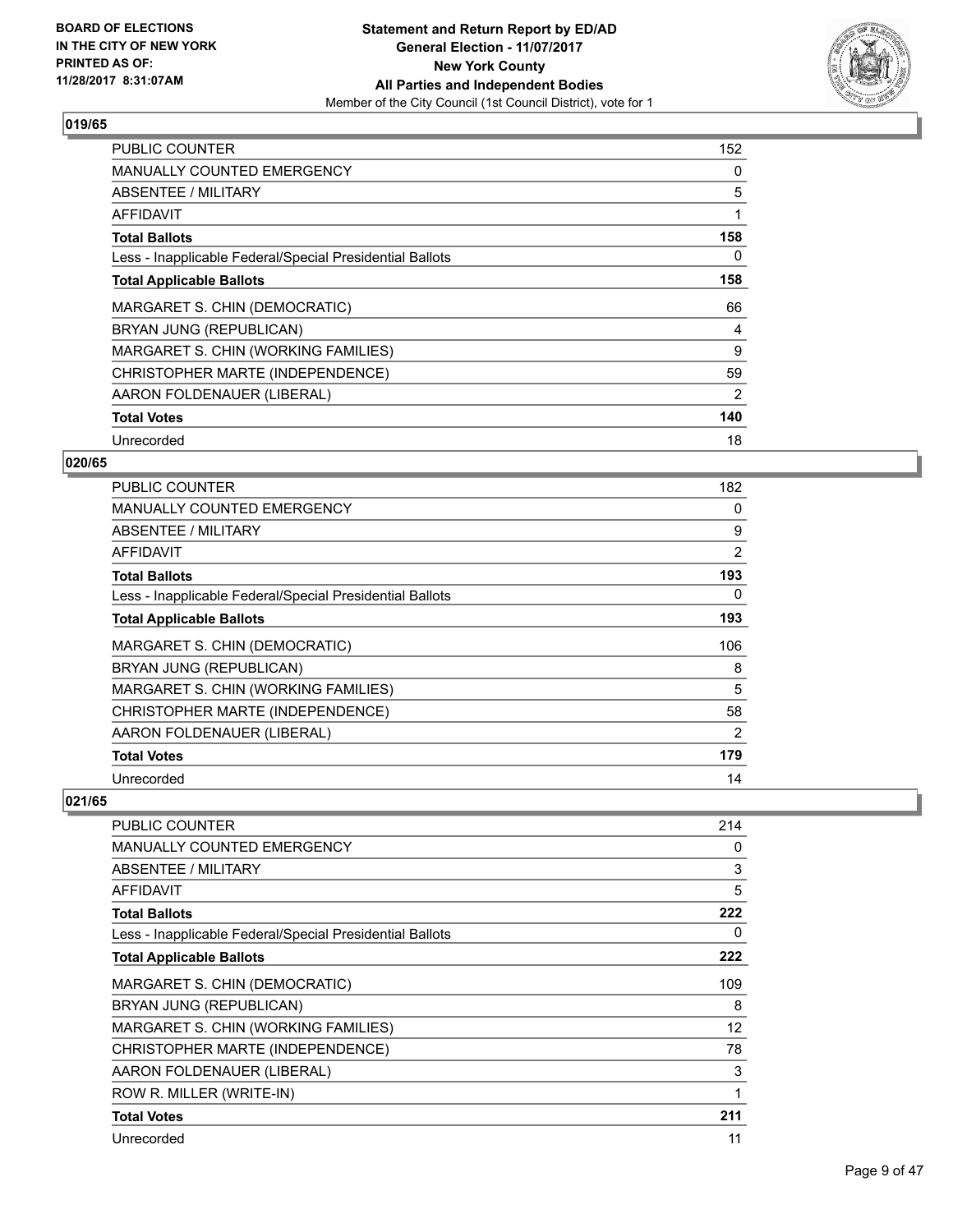**BOARD OF ELECTIONS IN THE CITY OF NEW YORK PRINTED AS OF: 11/28/2017 8:31:07AM**

**Statement and Return Report by ED/AD**
**General Election - 11/07/2017**
**New York County**
**All Parties and Independent Bodies**
Member of the City Council (1st Council District), vote for 1

### 019/65

| | |
|---|---|
| PUBLIC COUNTER | 152 |
| MANUALLY COUNTED EMERGENCY | 0 |
| ABSENTEE / MILITARY | 5 |
| AFFIDAVIT | 1 |
| **Total Ballots** | **158** |
| Less - Inapplicable Federal/Special Presidential Ballots | 0 |
| **Total Applicable Ballots** | **158** |
| MARGARET S. CHIN (DEMOCRATIC) | 66 |
| BRYAN JUNG (REPUBLICAN) | 4 |
| MARGARET S. CHIN (WORKING FAMILIES) | 9 |
| CHRISTOPHER MARTE (INDEPENDENCE) | 59 |
| AARON FOLDENAUER (LIBERAL) | 2 |
| **Total Votes** | **140** |
| Unrecorded | 18 |

### 020/65

| | |
|---|---|
| PUBLIC COUNTER | 182 |
| MANUALLY COUNTED EMERGENCY | 0 |
| ABSENTEE / MILITARY | 9 |
| AFFIDAVIT | 2 |
| **Total Ballots** | **193** |
| Less - Inapplicable Federal/Special Presidential Ballots | 0 |
| **Total Applicable Ballots** | **193** |
| MARGARET S. CHIN (DEMOCRATIC) | 106 |
| BRYAN JUNG (REPUBLICAN) | 8 |
| MARGARET S. CHIN (WORKING FAMILIES) | 5 |
| CHRISTOPHER MARTE (INDEPENDENCE) | 58 |
| AARON FOLDENAUER (LIBERAL) | 2 |
| **Total Votes** | **179** |
| Unrecorded | 14 |

### 021/65

| | |
|---|---|
| PUBLIC COUNTER | 214 |
| MANUALLY COUNTED EMERGENCY | 0 |
| ABSENTEE / MILITARY | 3 |
| AFFIDAVIT | 5 |
| **Total Ballots** | **222** |
| Less - Inapplicable Federal/Special Presidential Ballots | 0 |
| **Total Applicable Ballots** | **222** |
| MARGARET S. CHIN (DEMOCRATIC) | 109 |
| BRYAN JUNG (REPUBLICAN) | 8 |
| MARGARET S. CHIN (WORKING FAMILIES) | 12 |
| CHRISTOPHER MARTE (INDEPENDENCE) | 78 |
| AARON FOLDENAUER (LIBERAL) | 3 |
| ROW R. MILLER (WRITE-IN) | 1 |
| **Total Votes** | **211** |
| Unrecorded | 11 |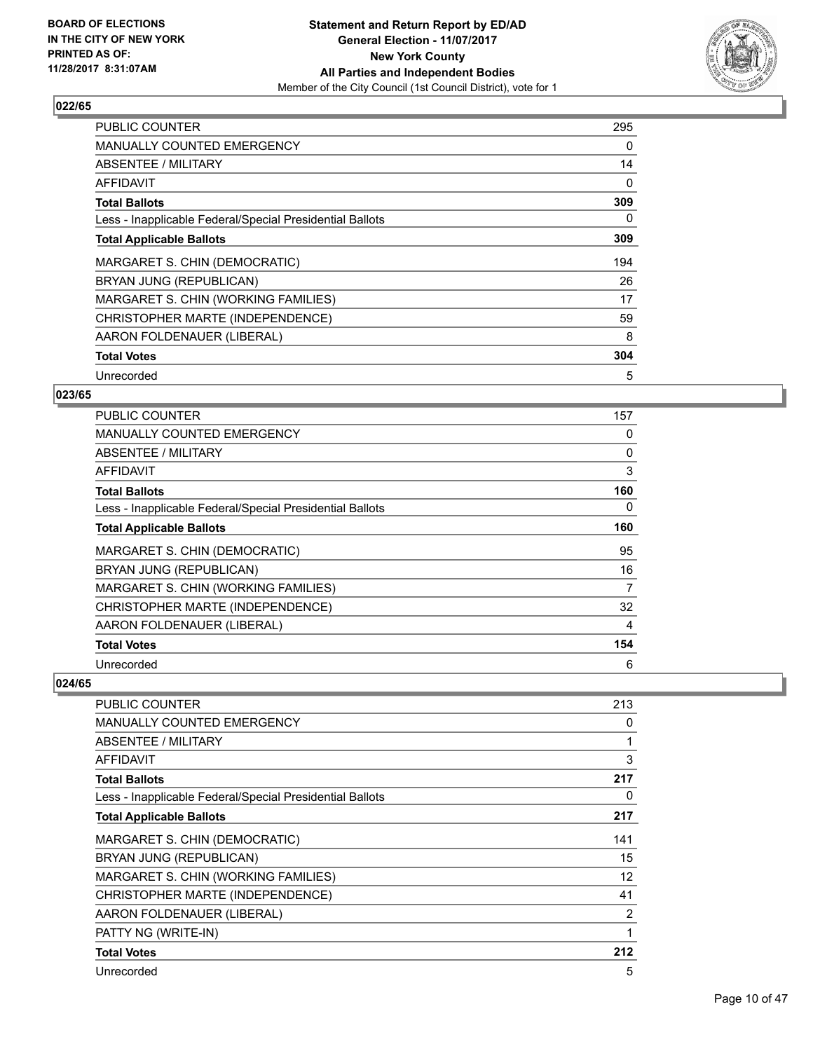**Statement and Return Report by ED/AD**
**General Election - 11/07/2017**
**New York County**
**All Parties and Independent Bodies**
Member of the City Council (1st Council District), vote for 1

BOARD OF ELECTIONS IN THE CITY OF NEW YORK PRINTED AS OF: 11/28/2017 8:31:07AM

### 022/65

| | |
|---|---|
| PUBLIC COUNTER | 295 |
| MANUALLY COUNTED EMERGENCY | 0 |
| ABSENTEE / MILITARY | 14 |
| AFFIDAVIT | 0 |
| **Total Ballots** | **309** |
| Less - Inapplicable Federal/Special Presidential Ballots | 0 |
| **Total Applicable Ballots** | **309** |
| MARGARET S. CHIN (DEMOCRATIC) | 194 |
| BRYAN JUNG (REPUBLICAN) | 26 |
| MARGARET S. CHIN (WORKING FAMILIES) | 17 |
| CHRISTOPHER MARTE (INDEPENDENCE) | 59 |
| AARON FOLDENAUER (LIBERAL) | 8 |
| **Total Votes** | **304** |
| Unrecorded | 5 |

### 023/65

| | |
|---|---|
| PUBLIC COUNTER | 157 |
| MANUALLY COUNTED EMERGENCY | 0 |
| ABSENTEE / MILITARY | 0 |
| AFFIDAVIT | 3 |
| **Total Ballots** | **160** |
| Less - Inapplicable Federal/Special Presidential Ballots | 0 |
| **Total Applicable Ballots** | **160** |
| MARGARET S. CHIN (DEMOCRATIC) | 95 |
| BRYAN JUNG (REPUBLICAN) | 16 |
| MARGARET S. CHIN (WORKING FAMILIES) | 7 |
| CHRISTOPHER MARTE (INDEPENDENCE) | 32 |
| AARON FOLDENAUER (LIBERAL) | 4 |
| **Total Votes** | **154** |
| Unrecorded | 6 |

### 024/65

| | |
|---|---|
| PUBLIC COUNTER | 213 |
| MANUALLY COUNTED EMERGENCY | 0 |
| ABSENTEE / MILITARY | 1 |
| AFFIDAVIT | 3 |
| **Total Ballots** | **217** |
| Less - Inapplicable Federal/Special Presidential Ballots | 0 |
| **Total Applicable Ballots** | **217** |
| MARGARET S. CHIN (DEMOCRATIC) | 141 |
| BRYAN JUNG (REPUBLICAN) | 15 |
| MARGARET S. CHIN (WORKING FAMILIES) | 12 |
| CHRISTOPHER MARTE (INDEPENDENCE) | 41 |
| AARON FOLDENAUER (LIBERAL) | 2 |
| PATTY NG (WRITE-IN) | 1 |
| **Total Votes** | **212** |
| Unrecorded | 5 |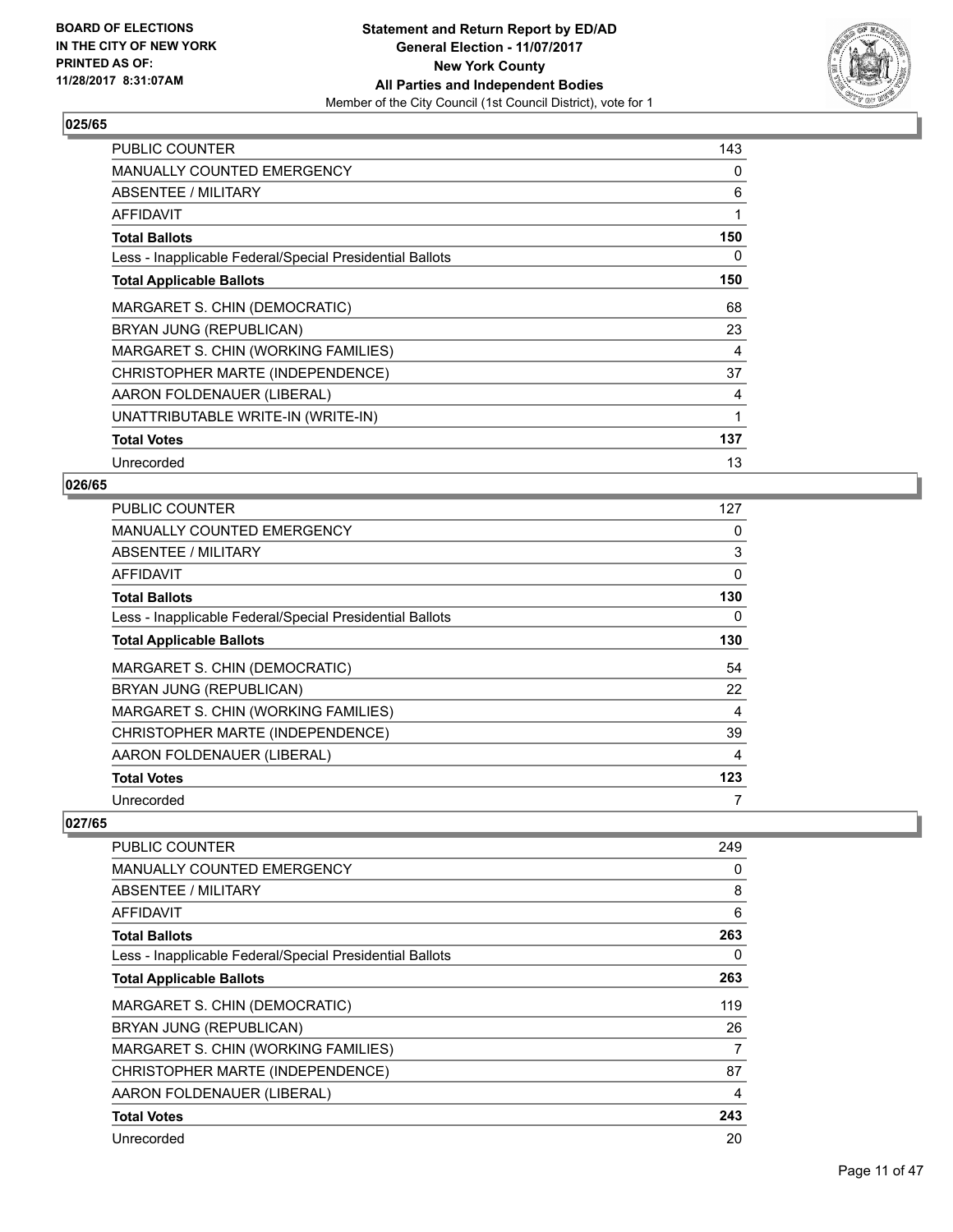**BOARD OF ELECTIONS IN THE CITY OF NEW YORK PRINTED AS OF: 11/28/2017 8:31:07AM**

**Statement and Return Report by ED/AD General Election - 11/07/2017 New York County All Parties and Independent Bodies**
Member of the City Council (1st Council District), vote for 1

### 025/65

| | |
|---|---|
| PUBLIC COUNTER | 143 |
| MANUALLY COUNTED EMERGENCY | 0 |
| ABSENTEE / MILITARY | 6 |
| AFFIDAVIT | 1 |
| **Total Ballots** | **150** |
| Less - Inapplicable Federal/Special Presidential Ballots | 0 |
| **Total Applicable Ballots** | **150** |
| MARGARET S. CHIN (DEMOCRATIC) | 68 |
| BRYAN JUNG (REPUBLICAN) | 23 |
| MARGARET S. CHIN (WORKING FAMILIES) | 4 |
| CHRISTOPHER MARTE (INDEPENDENCE) | 37 |
| AARON FOLDENAUER (LIBERAL) | 4 |
| UNATTRIBUTABLE WRITE-IN (WRITE-IN) | 1 |
| **Total Votes** | **137** |
| Unrecorded | 13 |

### 026/65

| | |
|---|---|
| PUBLIC COUNTER | 127 |
| MANUALLY COUNTED EMERGENCY | 0 |
| ABSENTEE / MILITARY | 3 |
| AFFIDAVIT | 0 |
| **Total Ballots** | **130** |
| Less - Inapplicable Federal/Special Presidential Ballots | 0 |
| **Total Applicable Ballots** | **130** |
| MARGARET S. CHIN (DEMOCRATIC) | 54 |
| BRYAN JUNG (REPUBLICAN) | 22 |
| MARGARET S. CHIN (WORKING FAMILIES) | 4 |
| CHRISTOPHER MARTE (INDEPENDENCE) | 39 |
| AARON FOLDENAUER (LIBERAL) | 4 |
| **Total Votes** | **123** |
| Unrecorded | 7 |

### 027/65

| | |
|---|---|
| PUBLIC COUNTER | 249 |
| MANUALLY COUNTED EMERGENCY | 0 |
| ABSENTEE / MILITARY | 8 |
| AFFIDAVIT | 6 |
| **Total Ballots** | **263** |
| Less - Inapplicable Federal/Special Presidential Ballots | 0 |
| **Total Applicable Ballots** | **263** |
| MARGARET S. CHIN (DEMOCRATIC) | 119 |
| BRYAN JUNG (REPUBLICAN) | 26 |
| MARGARET S. CHIN (WORKING FAMILIES) | 7 |
| CHRISTOPHER MARTE (INDEPENDENCE) | 87 |
| AARON FOLDENAUER (LIBERAL) | 4 |
| **Total Votes** | **243** |
| Unrecorded | 20 |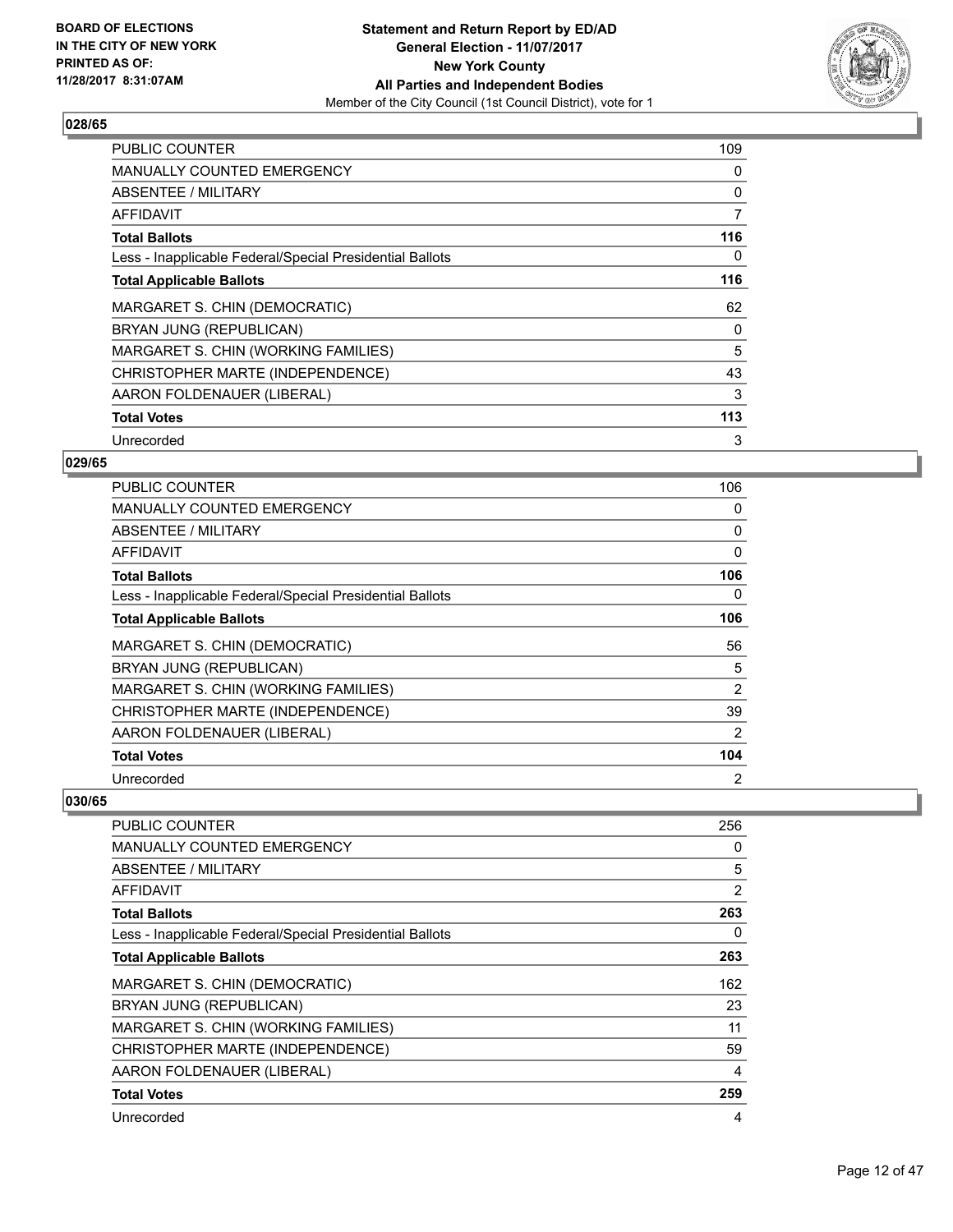**BOARD OF ELECTIONS IN THE CITY OF NEW YORK PRINTED AS OF: 11/28/2017 8:31:07AM**

**Statement and Return Report by ED/AD**
**General Election - 11/07/2017**
**New York County**
**All Parties and Independent Bodies**
Member of the City Council (1st Council District), vote for 1

## 028/65

| | |
|---|---|
| PUBLIC COUNTER | 109 |
| MANUALLY COUNTED EMERGENCY | 0 |
| ABSENTEE / MILITARY | 0 |
| AFFIDAVIT | 7 |
| **Total Ballots** | **116** |
| Less - Inapplicable Federal/Special Presidential Ballots | 0 |
| **Total Applicable Ballots** | **116** |
| MARGARET S. CHIN (DEMOCRATIC) | 62 |
| BRYAN JUNG (REPUBLICAN) | 0 |
| MARGARET S. CHIN (WORKING FAMILIES) | 5 |
| CHRISTOPHER MARTE (INDEPENDENCE) | 43 |
| AARON FOLDENAUER (LIBERAL) | 3 |
| **Total Votes** | **113** |
| Unrecorded | 3 |

## 029/65

| | |
|---|---|
| PUBLIC COUNTER | 106 |
| MANUALLY COUNTED EMERGENCY | 0 |
| ABSENTEE / MILITARY | 0 |
| AFFIDAVIT | 0 |
| **Total Ballots** | **106** |
| Less - Inapplicable Federal/Special Presidential Ballots | 0 |
| **Total Applicable Ballots** | **106** |
| MARGARET S. CHIN (DEMOCRATIC) | 56 |
| BRYAN JUNG (REPUBLICAN) | 5 |
| MARGARET S. CHIN (WORKING FAMILIES) | 2 |
| CHRISTOPHER MARTE (INDEPENDENCE) | 39 |
| AARON FOLDENAUER (LIBERAL) | 2 |
| **Total Votes** | **104** |
| Unrecorded | 2 |

## 030/65

| | |
|---|---|
| PUBLIC COUNTER | 256 |
| MANUALLY COUNTED EMERGENCY | 0 |
| ABSENTEE / MILITARY | 5 |
| AFFIDAVIT | 2 |
| **Total Ballots** | **263** |
| Less - Inapplicable Federal/Special Presidential Ballots | 0 |
| **Total Applicable Ballots** | **263** |
| MARGARET S. CHIN (DEMOCRATIC) | 162 |
| BRYAN JUNG (REPUBLICAN) | 23 |
| MARGARET S. CHIN (WORKING FAMILIES) | 11 |
| CHRISTOPHER MARTE (INDEPENDENCE) | 59 |
| AARON FOLDENAUER (LIBERAL) | 4 |
| **Total Votes** | **259** |
| Unrecorded | 4 |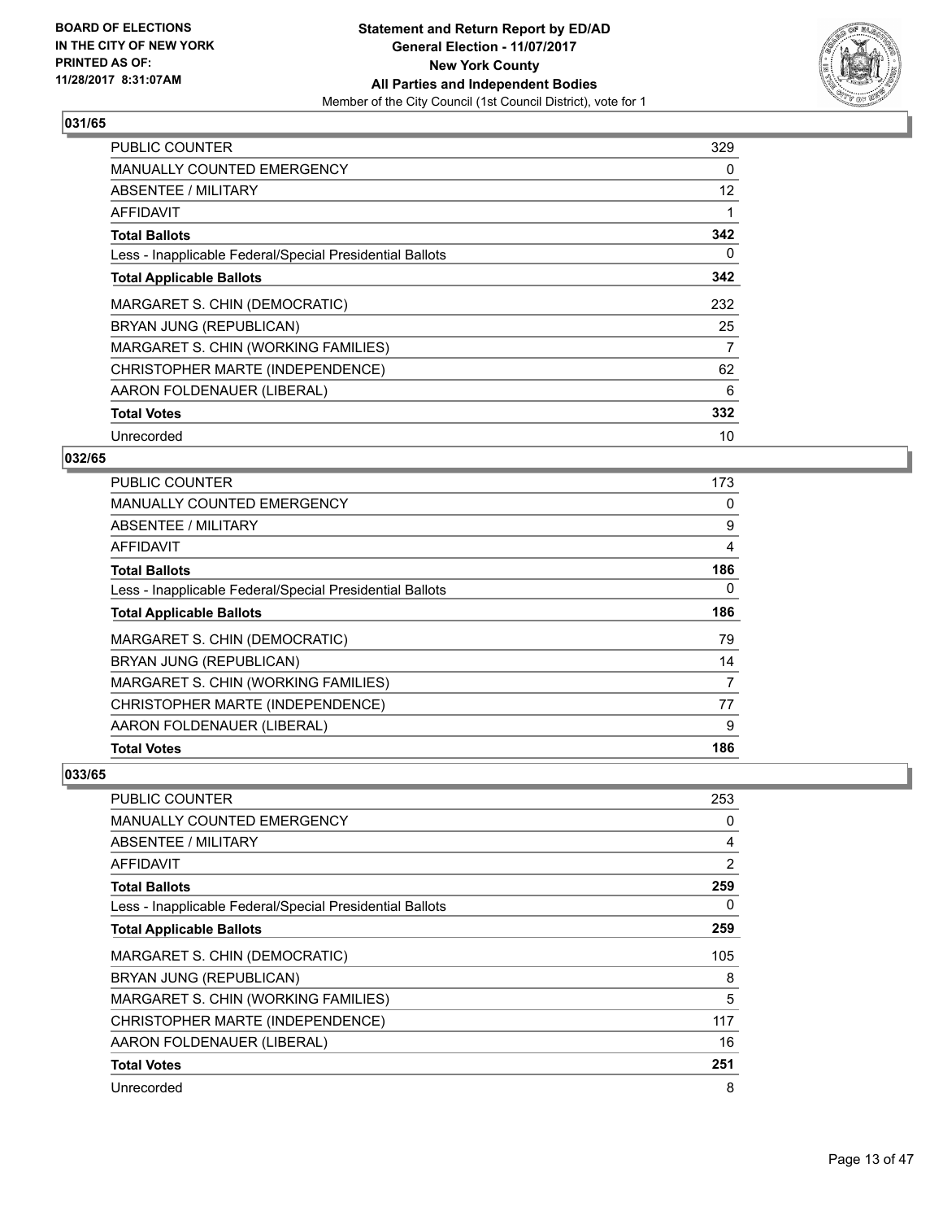**BOARD OF ELECTIONS IN THE CITY OF NEW YORK PRINTED AS OF: 11/28/2017 8:31:07AM**

**Statement and Return Report by ED/AD**
**General Election - 11/07/2017**
**New York County**
**All Parties and Independent Bodies**
Member of the City Council (1st Council District), vote for 1

### 031/65

| | |
|---|---|
| PUBLIC COUNTER | 329 |
| MANUALLY COUNTED EMERGENCY | 0 |
| ABSENTEE / MILITARY | 12 |
| AFFIDAVIT | 1 |
| **Total Ballots** | **342** |
| Less - Inapplicable Federal/Special Presidential Ballots | 0 |
| **Total Applicable Ballots** | **342** |
| MARGARET S. CHIN (DEMOCRATIC) | 232 |
| BRYAN JUNG (REPUBLICAN) | 25 |
| MARGARET S. CHIN (WORKING FAMILIES) | 7 |
| CHRISTOPHER MARTE (INDEPENDENCE) | 62 |
| AARON FOLDENAUER (LIBERAL) | 6 |
| **Total Votes** | **332** |
| Unrecorded | 10 |

### 032/65

| | |
|---|---|
| PUBLIC COUNTER | 173 |
| MANUALLY COUNTED EMERGENCY | 0 |
| ABSENTEE / MILITARY | 9 |
| AFFIDAVIT | 4 |
| **Total Ballots** | **186** |
| Less - Inapplicable Federal/Special Presidential Ballots | 0 |
| **Total Applicable Ballots** | **186** |
| MARGARET S. CHIN (DEMOCRATIC) | 79 |
| BRYAN JUNG (REPUBLICAN) | 14 |
| MARGARET S. CHIN (WORKING FAMILIES) | 7 |
| CHRISTOPHER MARTE (INDEPENDENCE) | 77 |
| AARON FOLDENAUER (LIBERAL) | 9 |
| **Total Votes** | **186** |

### 033/65

| | |
|---|---|
| PUBLIC COUNTER | 253 |
| MANUALLY COUNTED EMERGENCY | 0 |
| ABSENTEE / MILITARY | 4 |
| AFFIDAVIT | 2 |
| **Total Ballots** | **259** |
| Less - Inapplicable Federal/Special Presidential Ballots | 0 |
| **Total Applicable Ballots** | **259** |
| MARGARET S. CHIN (DEMOCRATIC) | 105 |
| BRYAN JUNG (REPUBLICAN) | 8 |
| MARGARET S. CHIN (WORKING FAMILIES) | 5 |
| CHRISTOPHER MARTE (INDEPENDENCE) | 117 |
| AARON FOLDENAUER (LIBERAL) | 16 |
| **Total Votes** | **251** |
| Unrecorded | 8 |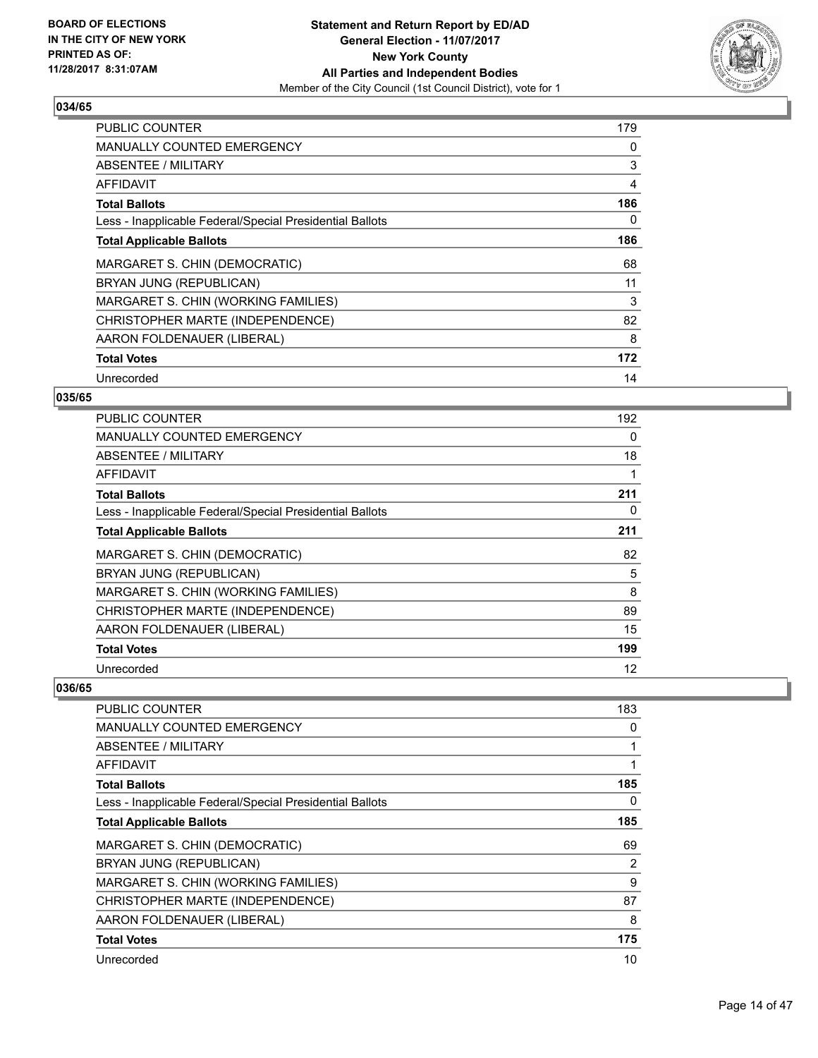BOARD OF ELECTIONS
IN THE CITY OF NEW YORK
PRINTED AS OF:
11/28/2017 8:31:07AM

**Statement and Return Report by ED/AD**
**General Election - 11/07/2017**
**New York County**
**All Parties and Independent Bodies**
Member of the City Council (1st Council District), vote for 1

### 034/65

| | |
|---|---|
| PUBLIC COUNTER | 179 |
| MANUALLY COUNTED EMERGENCY | 0 |
| ABSENTEE / MILITARY | 3 |
| AFFIDAVIT | 4 |
| **Total Ballots** | **186** |
| Less - Inapplicable Federal/Special Presidential Ballots | 0 |
| **Total Applicable Ballots** | **186** |
| MARGARET S. CHIN (DEMOCRATIC) | 68 |
| BRYAN JUNG (REPUBLICAN) | 11 |
| MARGARET S. CHIN (WORKING FAMILIES) | 3 |
| CHRISTOPHER MARTE (INDEPENDENCE) | 82 |
| AARON FOLDENAUER (LIBERAL) | 8 |
| **Total Votes** | **172** |
| Unrecorded | 14 |

### 035/65

| | |
|---|---|
| PUBLIC COUNTER | 192 |
| MANUALLY COUNTED EMERGENCY | 0 |
| ABSENTEE / MILITARY | 18 |
| AFFIDAVIT | 1 |
| **Total Ballots** | **211** |
| Less - Inapplicable Federal/Special Presidential Ballots | 0 |
| **Total Applicable Ballots** | **211** |
| MARGARET S. CHIN (DEMOCRATIC) | 82 |
| BRYAN JUNG (REPUBLICAN) | 5 |
| MARGARET S. CHIN (WORKING FAMILIES) | 8 |
| CHRISTOPHER MARTE (INDEPENDENCE) | 89 |
| AARON FOLDENAUER (LIBERAL) | 15 |
| **Total Votes** | **199** |
| Unrecorded | 12 |

### 036/65

| | |
|---|---|
| PUBLIC COUNTER | 183 |
| MANUALLY COUNTED EMERGENCY | 0 |
| ABSENTEE / MILITARY | 1 |
| AFFIDAVIT | 1 |
| **Total Ballots** | **185** |
| Less - Inapplicable Federal/Special Presidential Ballots | 0 |
| **Total Applicable Ballots** | **185** |
| MARGARET S. CHIN (DEMOCRATIC) | 69 |
| BRYAN JUNG (REPUBLICAN) | 2 |
| MARGARET S. CHIN (WORKING FAMILIES) | 9 |
| CHRISTOPHER MARTE (INDEPENDENCE) | 87 |
| AARON FOLDENAUER (LIBERAL) | 8 |
| **Total Votes** | **175** |
| Unrecorded | 10 |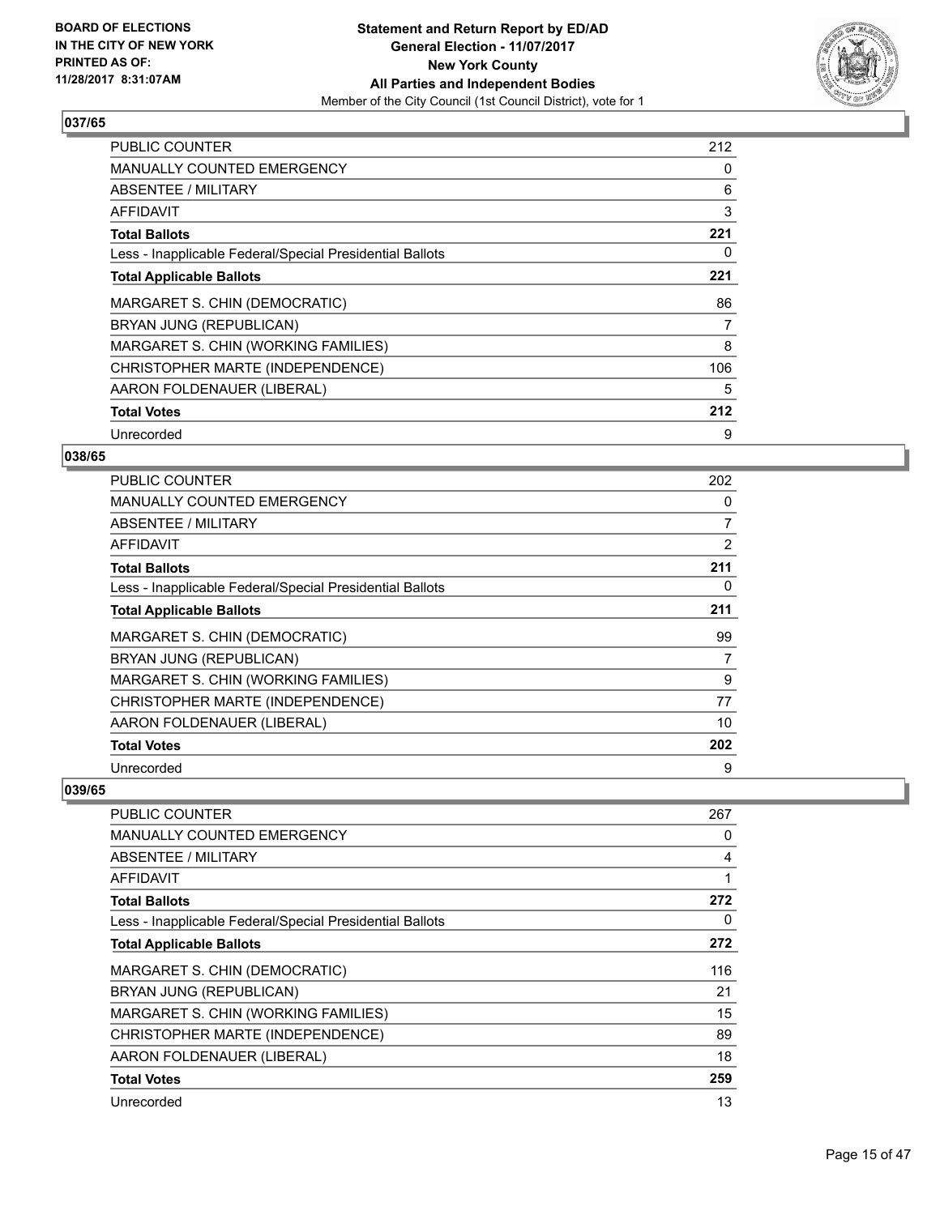**Statement and Return Report by ED/AD**
**General Election - 11/07/2017**
**New York County**
**All Parties and Independent Bodies**
Member of the City Council (1st Council District), vote for 1

BOARD OF ELECTIONS IN THE CITY OF NEW YORK
PRINTED AS OF: 11/28/2017 8:31:07AM

### 037/65

| | |
|---|---|
| PUBLIC COUNTER | 212 |
| MANUALLY COUNTED EMERGENCY | 0 |
| ABSENTEE / MILITARY | 6 |
| AFFIDAVIT | 3 |
| **Total Ballots** | **221** |
| Less - Inapplicable Federal/Special Presidential Ballots | 0 |
| **Total Applicable Ballots** | **221** |
| MARGARET S. CHIN (DEMOCRATIC) | 86 |
| BRYAN JUNG (REPUBLICAN) | 7 |
| MARGARET S. CHIN (WORKING FAMILIES) | 8 |
| CHRISTOPHER MARTE (INDEPENDENCE) | 106 |
| AARON FOLDENAUER (LIBERAL) | 5 |
| **Total Votes** | **212** |
| Unrecorded | 9 |

### 038/65

| | |
|---|---|
| PUBLIC COUNTER | 202 |
| MANUALLY COUNTED EMERGENCY | 0 |
| ABSENTEE / MILITARY | 7 |
| AFFIDAVIT | 2 |
| **Total Ballots** | **211** |
| Less - Inapplicable Federal/Special Presidential Ballots | 0 |
| **Total Applicable Ballots** | **211** |
| MARGARET S. CHIN (DEMOCRATIC) | 99 |
| BRYAN JUNG (REPUBLICAN) | 7 |
| MARGARET S. CHIN (WORKING FAMILIES) | 9 |
| CHRISTOPHER MARTE (INDEPENDENCE) | 77 |
| AARON FOLDENAUER (LIBERAL) | 10 |
| **Total Votes** | **202** |
| Unrecorded | 9 |

### 039/65

| | |
|---|---|
| PUBLIC COUNTER | 267 |
| MANUALLY COUNTED EMERGENCY | 0 |
| ABSENTEE / MILITARY | 4 |
| AFFIDAVIT | 1 |
| **Total Ballots** | **272** |
| Less - Inapplicable Federal/Special Presidential Ballots | 0 |
| **Total Applicable Ballots** | **272** |
| MARGARET S. CHIN (DEMOCRATIC) | 116 |
| BRYAN JUNG (REPUBLICAN) | 21 |
| MARGARET S. CHIN (WORKING FAMILIES) | 15 |
| CHRISTOPHER MARTE (INDEPENDENCE) | 89 |
| AARON FOLDENAUER (LIBERAL) | 18 |
| **Total Votes** | **259** |
| Unrecorded | 13 |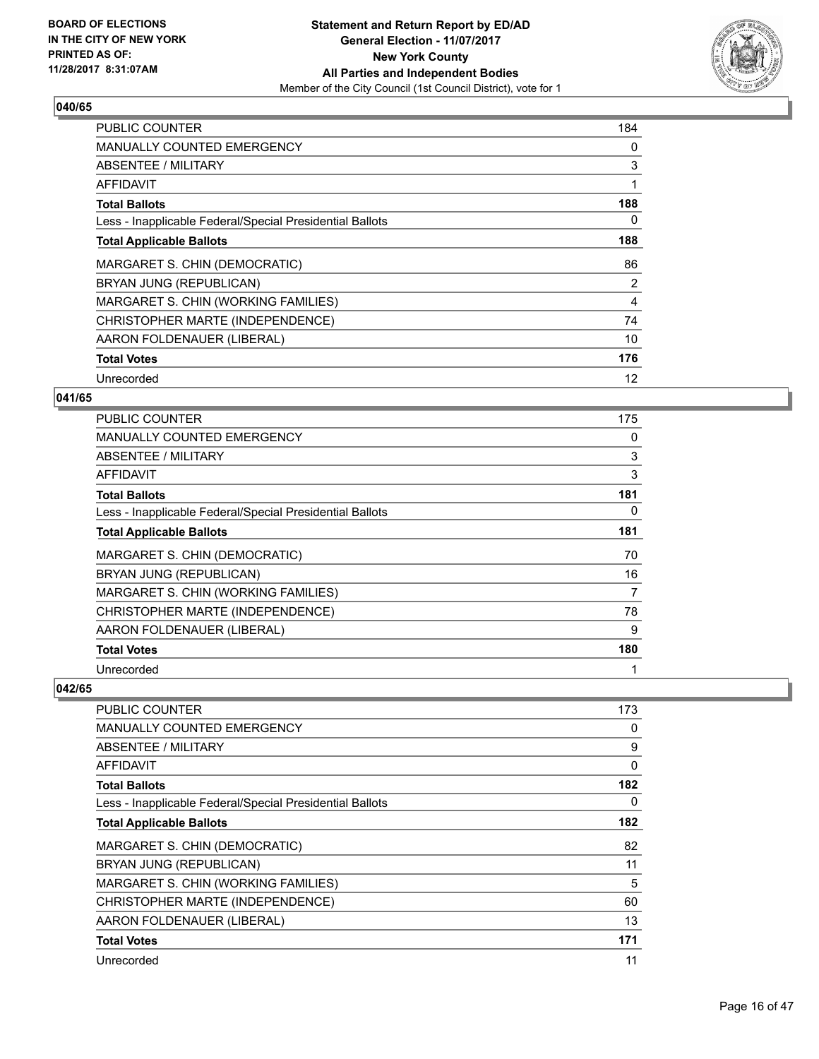### 040/65

| | |
|---|---|
| PUBLIC COUNTER | 184 |
| MANUALLY COUNTED EMERGENCY | 0 |
| ABSENTEE / MILITARY | 3 |
| AFFIDAVIT | 1 |
| **Total Ballots** | **188** |
| Less - Inapplicable Federal/Special Presidential Ballots | 0 |
| **Total Applicable Ballots** | **188** |
| MARGARET S. CHIN (DEMOCRATIC) | 86 |
| BRYAN JUNG (REPUBLICAN) | 2 |
| MARGARET S. CHIN (WORKING FAMILIES) | 4 |
| CHRISTOPHER MARTE (INDEPENDENCE) | 74 |
| AARON FOLDENAUER (LIBERAL) | 10 |
| **Total Votes** | **176** |
| Unrecorded | 12 |

### 041/65

| | |
|---|---|
| PUBLIC COUNTER | 175 |
| MANUALLY COUNTED EMERGENCY | 0 |
| ABSENTEE / MILITARY | 3 |
| AFFIDAVIT | 3 |
| **Total Ballots** | **181** |
| Less - Inapplicable Federal/Special Presidential Ballots | 0 |
| **Total Applicable Ballots** | **181** |
| MARGARET S. CHIN (DEMOCRATIC) | 70 |
| BRYAN JUNG (REPUBLICAN) | 16 |
| MARGARET S. CHIN (WORKING FAMILIES) | 7 |
| CHRISTOPHER MARTE (INDEPENDENCE) | 78 |
| AARON FOLDENAUER (LIBERAL) | 9 |
| **Total Votes** | **180** |
| Unrecorded | 1 |

### 042/65

| | |
|---|---|
| PUBLIC COUNTER | 173 |
| MANUALLY COUNTED EMERGENCY | 0 |
| ABSENTEE / MILITARY | 9 |
| AFFIDAVIT | 0 |
| **Total Ballots** | **182** |
| Less - Inapplicable Federal/Special Presidential Ballots | 0 |
| **Total Applicable Ballots** | **182** |
| MARGARET S. CHIN (DEMOCRATIC) | 82 |
| BRYAN JUNG (REPUBLICAN) | 11 |
| MARGARET S. CHIN (WORKING FAMILIES) | 5 |
| CHRISTOPHER MARTE (INDEPENDENCE) | 60 |
| AARON FOLDENAUER (LIBERAL) | 13 |
| **Total Votes** | **171** |
| Unrecorded | 11 |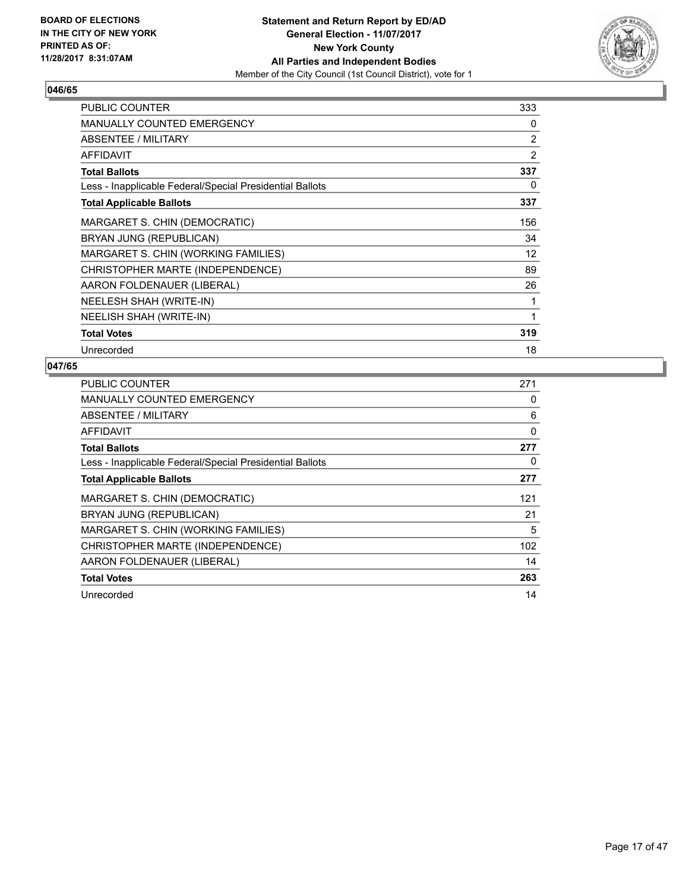BOARD OF ELECTIONS
IN THE CITY OF NEW YORK
PRINTED AS OF:
11/28/2017 8:31:07AM

**Statement and Return Report by ED/AD**
**General Election - 11/07/2017**
**New York County**
**All Parties and Independent Bodies**
Member of the City Council (1st Council District), vote for 1

### 046/65

| | |
|---|---|
| PUBLIC COUNTER | 333 |
| MANUALLY COUNTED EMERGENCY | 0 |
| ABSENTEE / MILITARY | 2 |
| AFFIDAVIT | 2 |
| **Total Ballots** | **337** |
| Less - Inapplicable Federal/Special Presidential Ballots | 0 |
| **Total Applicable Ballots** | **337** |
| MARGARET S. CHIN (DEMOCRATIC) | 156 |
| BRYAN JUNG (REPUBLICAN) | 34 |
| MARGARET S. CHIN (WORKING FAMILIES) | 12 |
| CHRISTOPHER MARTE (INDEPENDENCE) | 89 |
| AARON FOLDENAUER (LIBERAL) | 26 |
| NEELESH SHAH (WRITE-IN) | 1 |
| NEELISH SHAH (WRITE-IN) | 1 |
| **Total Votes** | **319** |
| Unrecorded | 18 |

### 047/65

| | |
|---|---|
| PUBLIC COUNTER | 271 |
| MANUALLY COUNTED EMERGENCY | 0 |
| ABSENTEE / MILITARY | 6 |
| AFFIDAVIT | 0 |
| **Total Ballots** | **277** |
| Less - Inapplicable Federal/Special Presidential Ballots | 0 |
| **Total Applicable Ballots** | **277** |
| MARGARET S. CHIN (DEMOCRATIC) | 121 |
| BRYAN JUNG (REPUBLICAN) | 21 |
| MARGARET S. CHIN (WORKING FAMILIES) | 5 |
| CHRISTOPHER MARTE (INDEPENDENCE) | 102 |
| AARON FOLDENAUER (LIBERAL) | 14 |
| **Total Votes** | **263** |
| Unrecorded | 14 |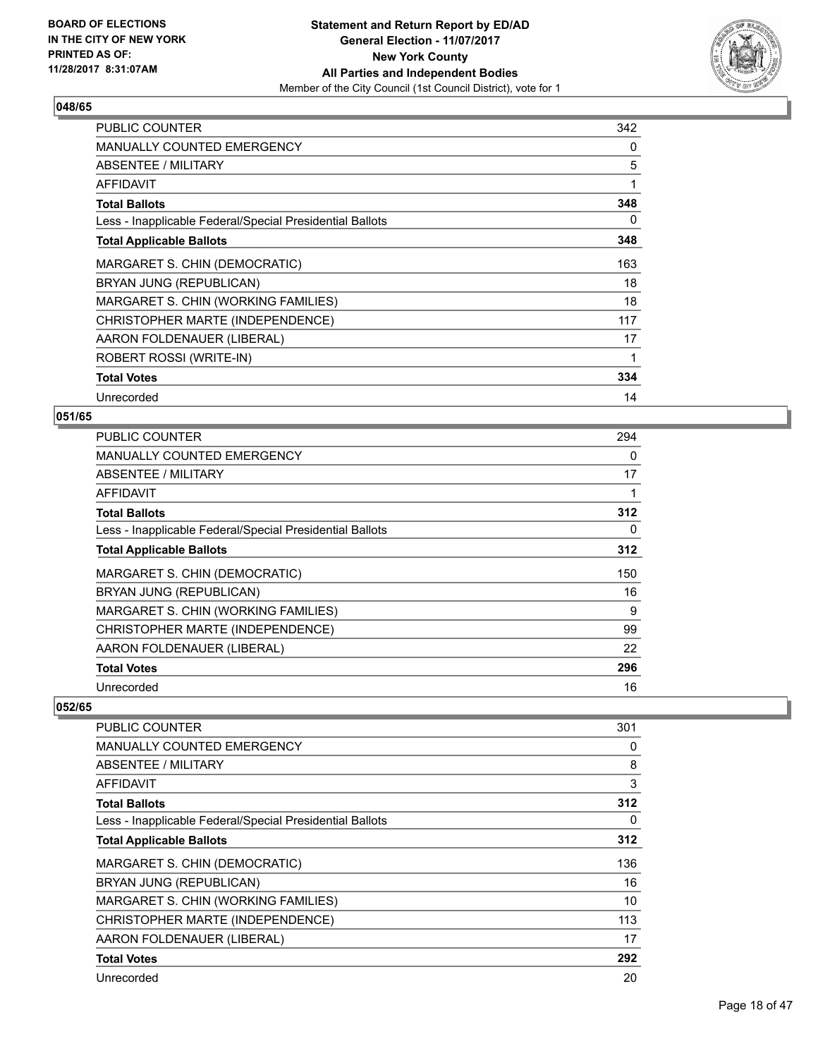**BOARD OF ELECTIONS IN THE CITY OF NEW YORK PRINTED AS OF: 11/28/2017 8:31:07AM**

**Statement and Return Report by ED/AD**
**General Election - 11/07/2017**
**New York County**
**All Parties and Independent Bodies**
Member of the City Council (1st Council District), vote for 1

## 048/65

| | |
|---|---|
| PUBLIC COUNTER | 342 |
| MANUALLY COUNTED EMERGENCY | 0 |
| ABSENTEE / MILITARY | 5 |
| AFFIDAVIT | 1 |
| **Total Ballots** | **348** |
| Less - Inapplicable Federal/Special Presidential Ballots | 0 |
| **Total Applicable Ballots** | **348** |
| MARGARET S. CHIN (DEMOCRATIC) | 163 |
| BRYAN JUNG (REPUBLICAN) | 18 |
| MARGARET S. CHIN (WORKING FAMILIES) | 18 |
| CHRISTOPHER MARTE (INDEPENDENCE) | 117 |
| AARON FOLDENAUER (LIBERAL) | 17 |
| ROBERT ROSSI (WRITE-IN) | 1 |
| **Total Votes** | **334** |
| Unrecorded | 14 |

## 051/65

| | |
|---|---|
| PUBLIC COUNTER | 294 |
| MANUALLY COUNTED EMERGENCY | 0 |
| ABSENTEE / MILITARY | 17 |
| AFFIDAVIT | 1 |
| **Total Ballots** | **312** |
| Less - Inapplicable Federal/Special Presidential Ballots | 0 |
| **Total Applicable Ballots** | **312** |
| MARGARET S. CHIN (DEMOCRATIC) | 150 |
| BRYAN JUNG (REPUBLICAN) | 16 |
| MARGARET S. CHIN (WORKING FAMILIES) | 9 |
| CHRISTOPHER MARTE (INDEPENDENCE) | 99 |
| AARON FOLDENAUER (LIBERAL) | 22 |
| **Total Votes** | **296** |
| Unrecorded | 16 |

## 052/65

| | |
|---|---|
| PUBLIC COUNTER | 301 |
| MANUALLY COUNTED EMERGENCY | 0 |
| ABSENTEE / MILITARY | 8 |
| AFFIDAVIT | 3 |
| **Total Ballots** | **312** |
| Less - Inapplicable Federal/Special Presidential Ballots | 0 |
| **Total Applicable Ballots** | **312** |
| MARGARET S. CHIN (DEMOCRATIC) | 136 |
| BRYAN JUNG (REPUBLICAN) | 16 |
| MARGARET S. CHIN (WORKING FAMILIES) | 10 |
| CHRISTOPHER MARTE (INDEPENDENCE) | 113 |
| AARON FOLDENAUER (LIBERAL) | 17 |
| **Total Votes** | **292** |
| Unrecorded | 20 |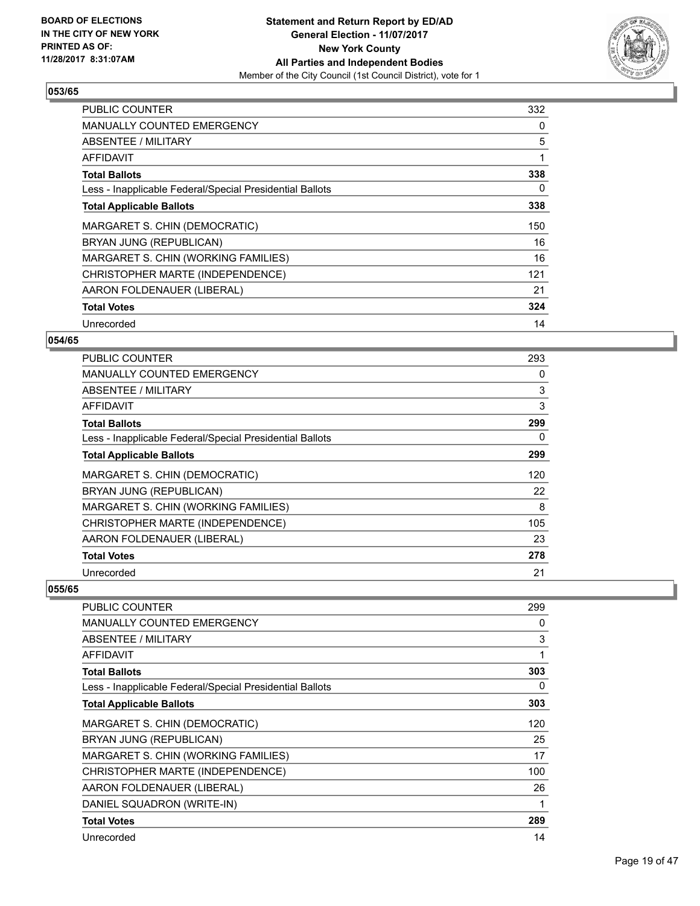**BOARD OF ELECTIONS IN THE CITY OF NEW YORK PRINTED AS OF: 11/28/2017 8:31:07AM**

**Statement and Return Report by ED/AD General Election - 11/07/2017 New York County All Parties and Independent Bodies**
Member of the City Council (1st Council District), vote for 1

## 053/65

| | |
|---|---|
| PUBLIC COUNTER | 332 |
| MANUALLY COUNTED EMERGENCY | 0 |
| ABSENTEE / MILITARY | 5 |
| AFFIDAVIT | 1 |
| **Total Ballots** | **338** |
| Less - Inapplicable Federal/Special Presidential Ballots | 0 |
| **Total Applicable Ballots** | **338** |
| MARGARET S. CHIN (DEMOCRATIC) | 150 |
| BRYAN JUNG (REPUBLICAN) | 16 |
| MARGARET S. CHIN (WORKING FAMILIES) | 16 |
| CHRISTOPHER MARTE (INDEPENDENCE) | 121 |
| AARON FOLDENAUER (LIBERAL) | 21 |
| **Total Votes** | **324** |
| Unrecorded | 14 |

## 054/65

| | |
|---|---|
| PUBLIC COUNTER | 293 |
| MANUALLY COUNTED EMERGENCY | 0 |
| ABSENTEE / MILITARY | 3 |
| AFFIDAVIT | 3 |
| **Total Ballots** | **299** |
| Less - Inapplicable Federal/Special Presidential Ballots | 0 |
| **Total Applicable Ballots** | **299** |
| MARGARET S. CHIN (DEMOCRATIC) | 120 |
| BRYAN JUNG (REPUBLICAN) | 22 |
| MARGARET S. CHIN (WORKING FAMILIES) | 8 |
| CHRISTOPHER MARTE (INDEPENDENCE) | 105 |
| AARON FOLDENAUER (LIBERAL) | 23 |
| **Total Votes** | **278** |
| Unrecorded | 21 |

## 055/65

| | |
|---|---|
| PUBLIC COUNTER | 299 |
| MANUALLY COUNTED EMERGENCY | 0 |
| ABSENTEE / MILITARY | 3 |
| AFFIDAVIT | 1 |
| **Total Ballots** | **303** |
| Less - Inapplicable Federal/Special Presidential Ballots | 0 |
| **Total Applicable Ballots** | **303** |
| MARGARET S. CHIN (DEMOCRATIC) | 120 |
| BRYAN JUNG (REPUBLICAN) | 25 |
| MARGARET S. CHIN (WORKING FAMILIES) | 17 |
| CHRISTOPHER MARTE (INDEPENDENCE) | 100 |
| AARON FOLDENAUER (LIBERAL) | 26 |
| DANIEL SQUADRON (WRITE-IN) | 1 |
| **Total Votes** | **289** |
| Unrecorded | 14 |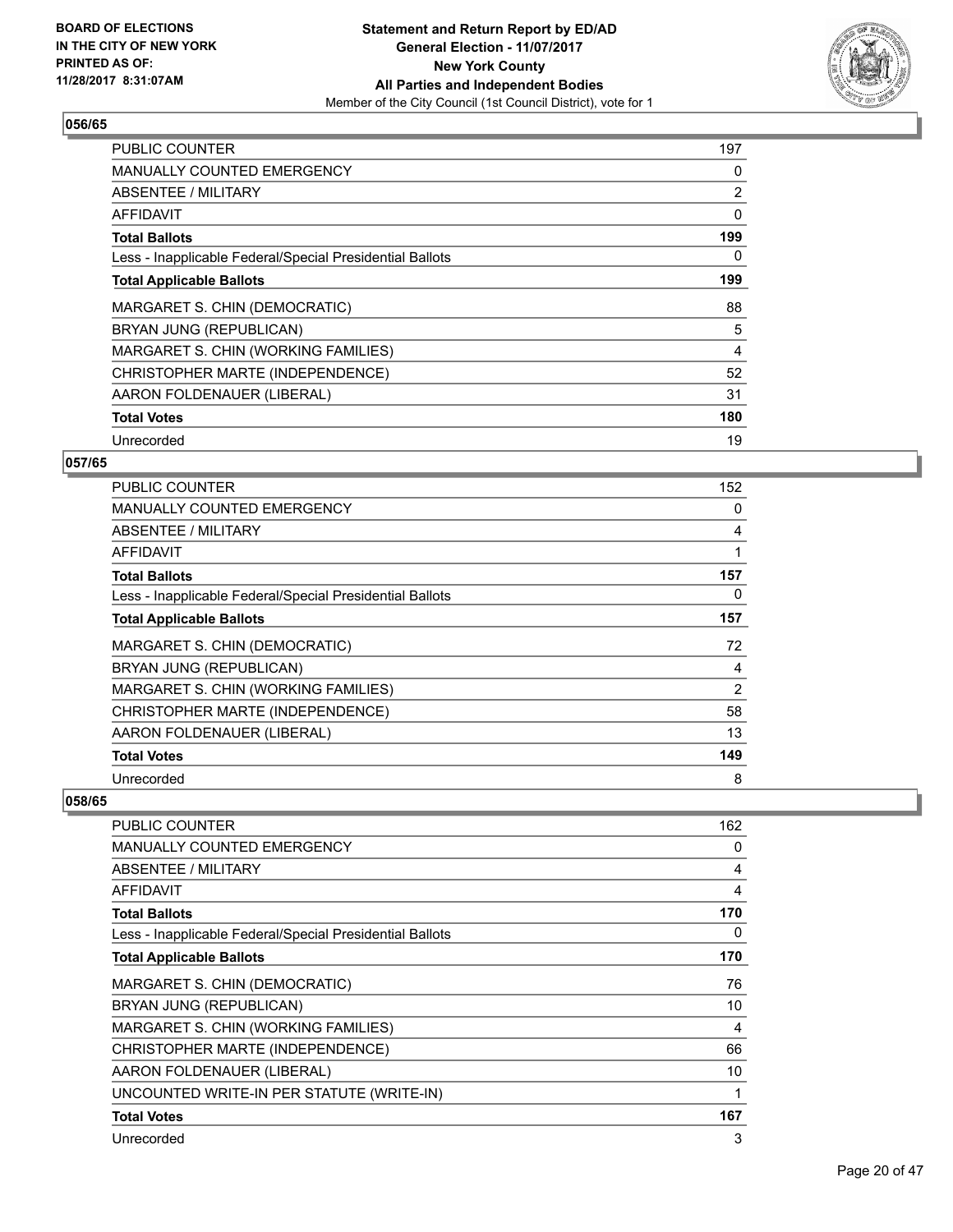BOARD OF ELECTIONS
IN THE CITY OF NEW YORK
PRINTED AS OF:
11/28/2017 8:31:07AM

**Statement and Return Report by ED/AD**
**General Election - 11/07/2017**
**New York County**
**All Parties and Independent Bodies**
Member of the City Council (1st Council District), vote for 1

### 056/65

| | |
|---|---|
| PUBLIC COUNTER | 197 |
| MANUALLY COUNTED EMERGENCY | 0 |
| ABSENTEE / MILITARY | 2 |
| AFFIDAVIT | 0 |
| **Total Ballots** | **199** |
| Less - Inapplicable Federal/Special Presidential Ballots | 0 |
| **Total Applicable Ballots** | **199** |
| MARGARET S. CHIN (DEMOCRATIC) | 88 |
| BRYAN JUNG (REPUBLICAN) | 5 |
| MARGARET S. CHIN (WORKING FAMILIES) | 4 |
| CHRISTOPHER MARTE (INDEPENDENCE) | 52 |
| AARON FOLDENAUER (LIBERAL) | 31 |
| **Total Votes** | **180** |
| Unrecorded | 19 |

### 057/65

| | |
|---|---|
| PUBLIC COUNTER | 152 |
| MANUALLY COUNTED EMERGENCY | 0 |
| ABSENTEE / MILITARY | 4 |
| AFFIDAVIT | 1 |
| **Total Ballots** | **157** |
| Less - Inapplicable Federal/Special Presidential Ballots | 0 |
| **Total Applicable Ballots** | **157** |
| MARGARET S. CHIN (DEMOCRATIC) | 72 |
| BRYAN JUNG (REPUBLICAN) | 4 |
| MARGARET S. CHIN (WORKING FAMILIES) | 2 |
| CHRISTOPHER MARTE (INDEPENDENCE) | 58 |
| AARON FOLDENAUER (LIBERAL) | 13 |
| **Total Votes** | **149** |
| Unrecorded | 8 |

### 058/65

| | |
|---|---|
| PUBLIC COUNTER | 162 |
| MANUALLY COUNTED EMERGENCY | 0 |
| ABSENTEE / MILITARY | 4 |
| AFFIDAVIT | 4 |
| **Total Ballots** | **170** |
| Less - Inapplicable Federal/Special Presidential Ballots | 0 |
| **Total Applicable Ballots** | **170** |
| MARGARET S. CHIN (DEMOCRATIC) | 76 |
| BRYAN JUNG (REPUBLICAN) | 10 |
| MARGARET S. CHIN (WORKING FAMILIES) | 4 |
| CHRISTOPHER MARTE (INDEPENDENCE) | 66 |
| AARON FOLDENAUER (LIBERAL) | 10 |
| UNCOUNTED WRITE-IN PER STATUTE (WRITE-IN) | 1 |
| **Total Votes** | **167** |
| Unrecorded | 3 |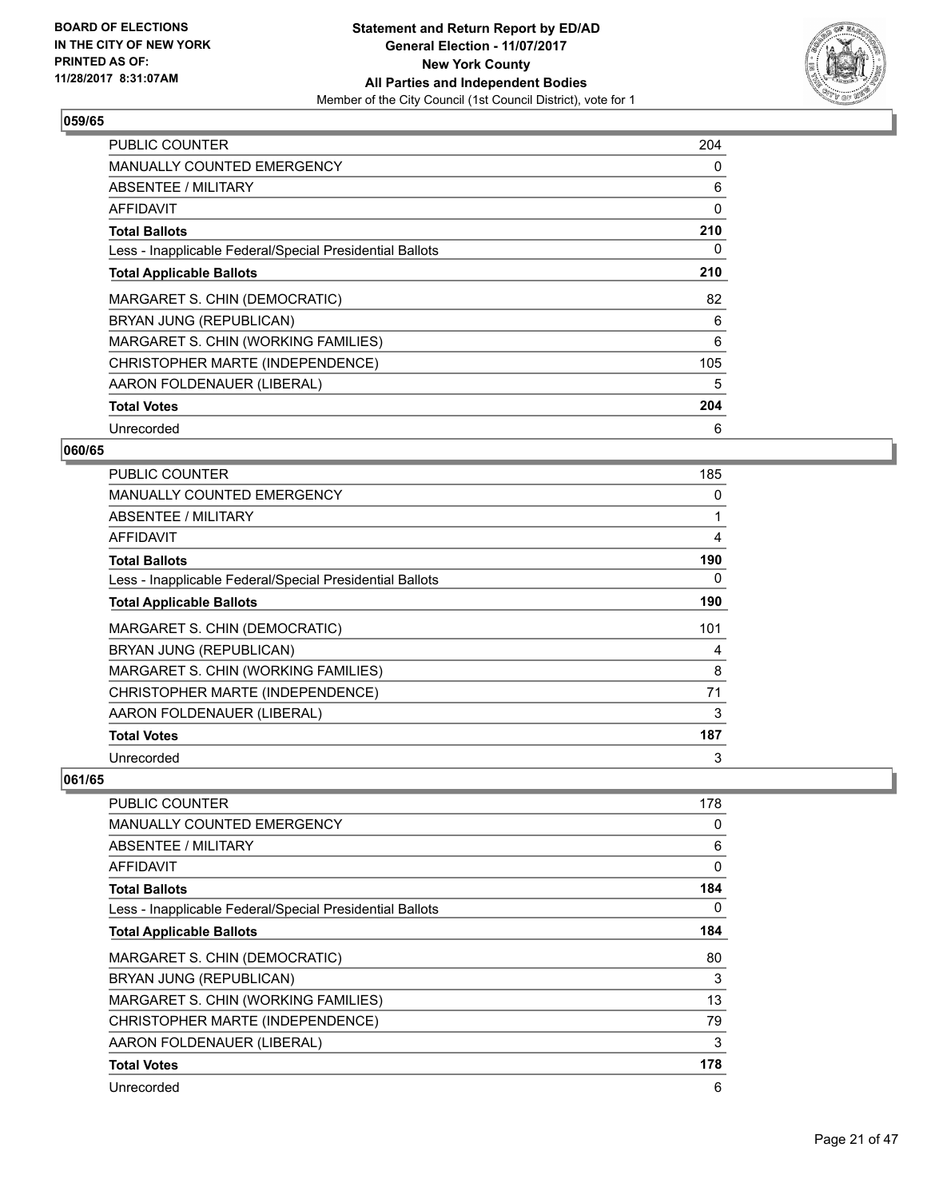**BOARD OF ELECTIONS IN THE CITY OF NEW YORK PRINTED AS OF: 11/28/2017 8:31:07AM**

**Statement and Return Report by ED/AD General Election - 11/07/2017 New York County All Parties and Independent Bodies**

Member of the City Council (1st Council District), vote for 1

### 059/65

| | |
|---|---|
| PUBLIC COUNTER | 204 |
| MANUALLY COUNTED EMERGENCY | 0 |
| ABSENTEE / MILITARY | 6 |
| AFFIDAVIT | 0 |
| **Total Ballots** | **210** |
| Less - Inapplicable Federal/Special Presidential Ballots | 0 |
| **Total Applicable Ballots** | **210** |
| MARGARET S. CHIN (DEMOCRATIC) | 82 |
| BRYAN JUNG (REPUBLICAN) | 6 |
| MARGARET S. CHIN (WORKING FAMILIES) | 6 |
| CHRISTOPHER MARTE (INDEPENDENCE) | 105 |
| AARON FOLDENAUER (LIBERAL) | 5 |
| **Total Votes** | **204** |
| Unrecorded | 6 |

### 060/65

| | |
|---|---|
| PUBLIC COUNTER | 185 |
| MANUALLY COUNTED EMERGENCY | 0 |
| ABSENTEE / MILITARY | 1 |
| AFFIDAVIT | 4 |
| **Total Ballots** | **190** |
| Less - Inapplicable Federal/Special Presidential Ballots | 0 |
| **Total Applicable Ballots** | **190** |
| MARGARET S. CHIN (DEMOCRATIC) | 101 |
| BRYAN JUNG (REPUBLICAN) | 4 |
| MARGARET S. CHIN (WORKING FAMILIES) | 8 |
| CHRISTOPHER MARTE (INDEPENDENCE) | 71 |
| AARON FOLDENAUER (LIBERAL) | 3 |
| **Total Votes** | **187** |
| Unrecorded | 3 |

### 061/65

| | |
|---|---|
| PUBLIC COUNTER | 178 |
| MANUALLY COUNTED EMERGENCY | 0 |
| ABSENTEE / MILITARY | 6 |
| AFFIDAVIT | 0 |
| **Total Ballots** | **184** |
| Less - Inapplicable Federal/Special Presidential Ballots | 0 |
| **Total Applicable Ballots** | **184** |
| MARGARET S. CHIN (DEMOCRATIC) | 80 |
| BRYAN JUNG (REPUBLICAN) | 3 |
| MARGARET S. CHIN (WORKING FAMILIES) | 13 |
| CHRISTOPHER MARTE (INDEPENDENCE) | 79 |
| AARON FOLDENAUER (LIBERAL) | 3 |
| **Total Votes** | **178** |
| Unrecorded | 6 |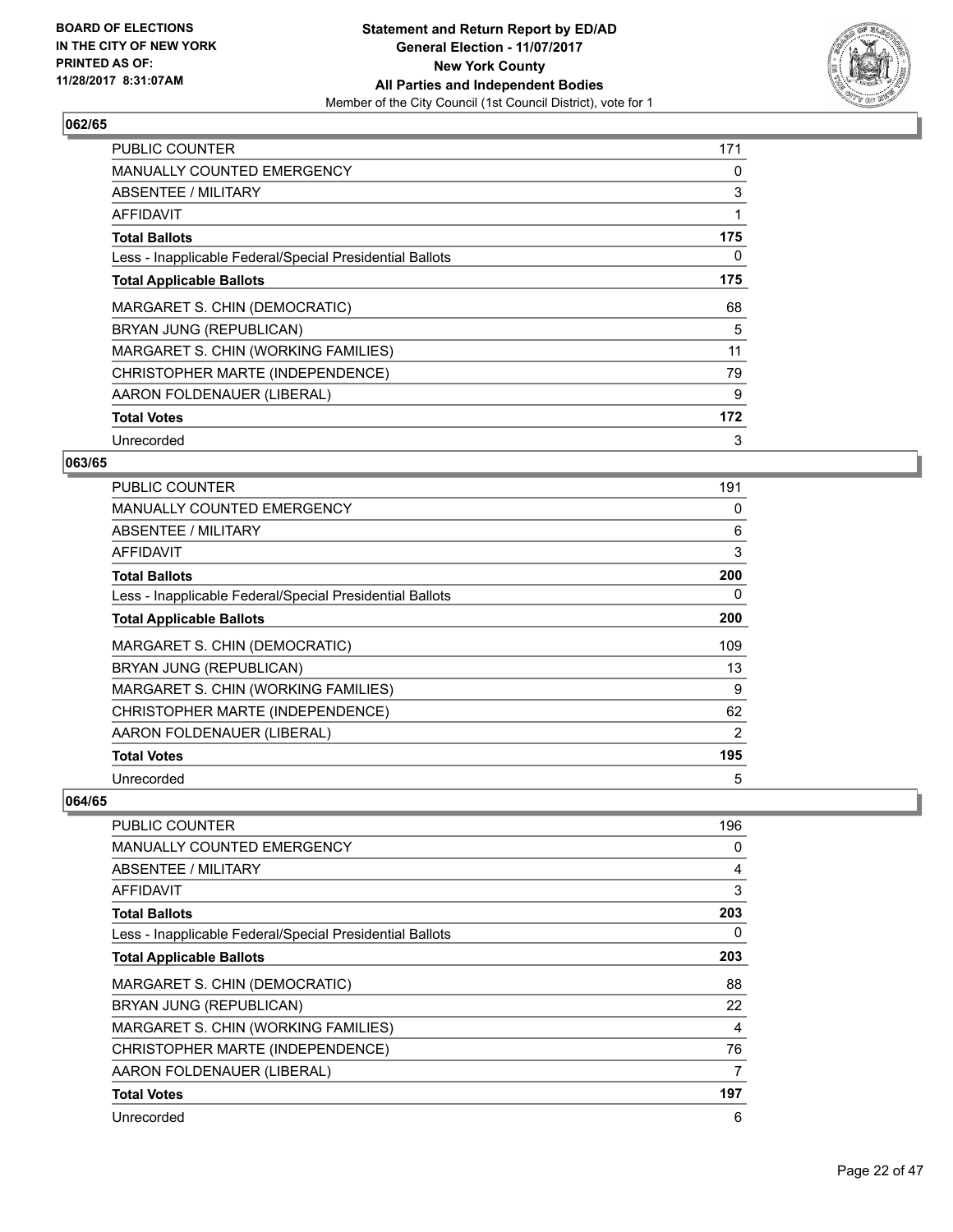**BOARD OF ELECTIONS IN THE CITY OF NEW YORK PRINTED AS OF: 11/28/2017 8:31:07AM**

**Statement and Return Report by ED/AD General Election - 11/07/2017 New York County All Parties and Independent Bodies**
Member of the City Council (1st Council District), vote for 1

### 062/65

| | |
|---|---|
| PUBLIC COUNTER | 171 |
| MANUALLY COUNTED EMERGENCY | 0 |
| ABSENTEE / MILITARY | 3 |
| AFFIDAVIT | 1 |
| **Total Ballots** | **175** |
| Less - Inapplicable Federal/Special Presidential Ballots | 0 |
| **Total Applicable Ballots** | **175** |
| MARGARET S. CHIN (DEMOCRATIC) | 68 |
| BRYAN JUNG (REPUBLICAN) | 5 |
| MARGARET S. CHIN (WORKING FAMILIES) | 11 |
| CHRISTOPHER MARTE (INDEPENDENCE) | 79 |
| AARON FOLDENAUER (LIBERAL) | 9 |
| **Total Votes** | **172** |
| Unrecorded | 3 |

### 063/65

| | |
|---|---|
| PUBLIC COUNTER | 191 |
| MANUALLY COUNTED EMERGENCY | 0 |
| ABSENTEE / MILITARY | 6 |
| AFFIDAVIT | 3 |
| **Total Ballots** | **200** |
| Less - Inapplicable Federal/Special Presidential Ballots | 0 |
| **Total Applicable Ballots** | **200** |
| MARGARET S. CHIN (DEMOCRATIC) | 109 |
| BRYAN JUNG (REPUBLICAN) | 13 |
| MARGARET S. CHIN (WORKING FAMILIES) | 9 |
| CHRISTOPHER MARTE (INDEPENDENCE) | 62 |
| AARON FOLDENAUER (LIBERAL) | 2 |
| **Total Votes** | **195** |
| Unrecorded | 5 |

### 064/65

| | |
|---|---|
| PUBLIC COUNTER | 196 |
| MANUALLY COUNTED EMERGENCY | 0 |
| ABSENTEE / MILITARY | 4 |
| AFFIDAVIT | 3 |
| **Total Ballots** | **203** |
| Less - Inapplicable Federal/Special Presidential Ballots | 0 |
| **Total Applicable Ballots** | **203** |
| MARGARET S. CHIN (DEMOCRATIC) | 88 |
| BRYAN JUNG (REPUBLICAN) | 22 |
| MARGARET S. CHIN (WORKING FAMILIES) | 4 |
| CHRISTOPHER MARTE (INDEPENDENCE) | 76 |
| AARON FOLDENAUER (LIBERAL) | 7 |
| **Total Votes** | **197** |
| Unrecorded | 6 |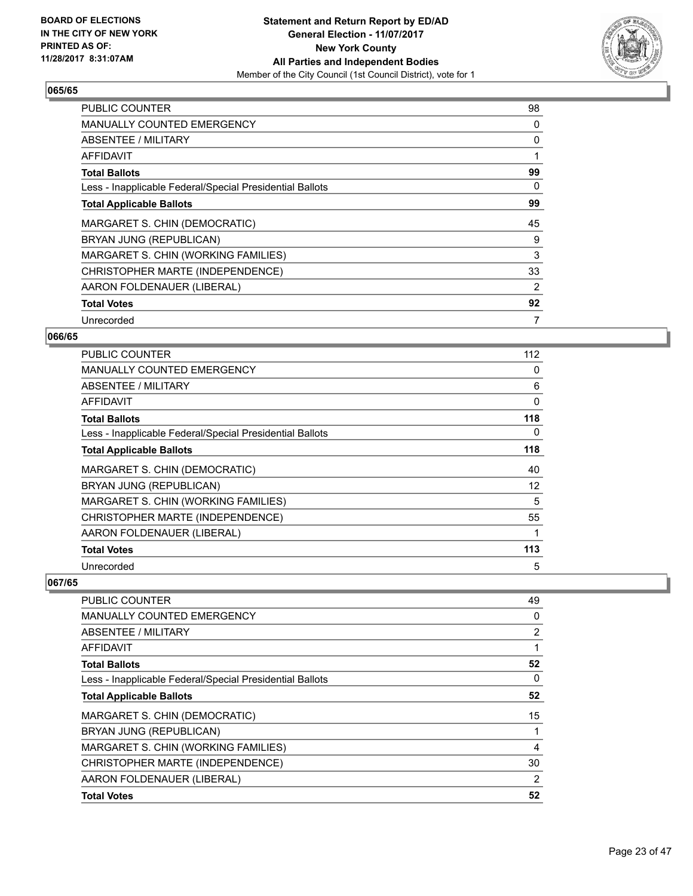BOARD OF ELECTIONS
IN THE CITY OF NEW YORK
PRINTED AS OF:
11/28/2017 8:31:07AM

**Statement and Return Report by ED/AD**
**General Election - 11/07/2017**
**New York County**
**All Parties and Independent Bodies**
Member of the City Council (1st Council District), vote for 1

### 065/65

| | |
|---|---|
| PUBLIC COUNTER | 98 |
| MANUALLY COUNTED EMERGENCY | 0 |
| ABSENTEE / MILITARY | 0 |
| AFFIDAVIT | 1 |
| **Total Ballots** | **99** |
| Less - Inapplicable Federal/Special Presidential Ballots | 0 |
| **Total Applicable Ballots** | **99** |
| MARGARET S. CHIN (DEMOCRATIC) | 45 |
| BRYAN JUNG (REPUBLICAN) | 9 |
| MARGARET S. CHIN (WORKING FAMILIES) | 3 |
| CHRISTOPHER MARTE (INDEPENDENCE) | 33 |
| AARON FOLDENAUER (LIBERAL) | 2 |
| **Total Votes** | **92** |
| Unrecorded | 7 |

### 066/65

| | |
|---|---|
| PUBLIC COUNTER | 112 |
| MANUALLY COUNTED EMERGENCY | 0 |
| ABSENTEE / MILITARY | 6 |
| AFFIDAVIT | 0 |
| **Total Ballots** | **118** |
| Less - Inapplicable Federal/Special Presidential Ballots | 0 |
| **Total Applicable Ballots** | **118** |
| MARGARET S. CHIN (DEMOCRATIC) | 40 |
| BRYAN JUNG (REPUBLICAN) | 12 |
| MARGARET S. CHIN (WORKING FAMILIES) | 5 |
| CHRISTOPHER MARTE (INDEPENDENCE) | 55 |
| AARON FOLDENAUER (LIBERAL) | 1 |
| **Total Votes** | **113** |
| Unrecorded | 5 |

### 067/65

| | |
|---|---|
| PUBLIC COUNTER | 49 |
| MANUALLY COUNTED EMERGENCY | 0 |
| ABSENTEE / MILITARY | 2 |
| AFFIDAVIT | 1 |
| **Total Ballots** | **52** |
| Less - Inapplicable Federal/Special Presidential Ballots | 0 |
| **Total Applicable Ballots** | **52** |
| MARGARET S. CHIN (DEMOCRATIC) | 15 |
| BRYAN JUNG (REPUBLICAN) | 1 |
| MARGARET S. CHIN (WORKING FAMILIES) | 4 |
| CHRISTOPHER MARTE (INDEPENDENCE) | 30 |
| AARON FOLDENAUER (LIBERAL) | 2 |
| **Total Votes** | **52** |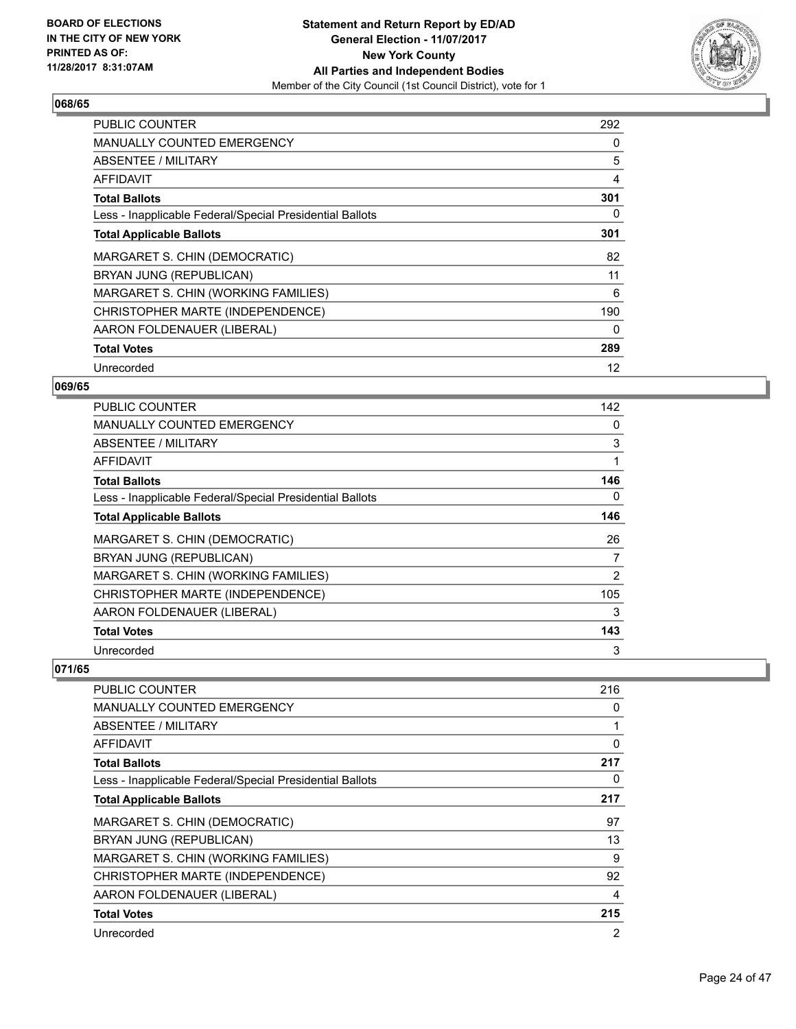**BOARD OF ELECTIONS IN THE CITY OF NEW YORK PRINTED AS OF: 11/28/2017 8:31:07AM**

**Statement and Return Report by ED/AD General Election - 11/07/2017 New York County All Parties and Independent Bodies**
Member of the City Council (1st Council District), vote for 1

## 068/65

| | |
|---|---|
| PUBLIC COUNTER | 292 |
| MANUALLY COUNTED EMERGENCY | 0 |
| ABSENTEE / MILITARY | 5 |
| AFFIDAVIT | 4 |
| **Total Ballots** | **301** |
| Less - Inapplicable Federal/Special Presidential Ballots | 0 |
| **Total Applicable Ballots** | **301** |
| MARGARET S. CHIN (DEMOCRATIC) | 82 |
| BRYAN JUNG (REPUBLICAN) | 11 |
| MARGARET S. CHIN (WORKING FAMILIES) | 6 |
| CHRISTOPHER MARTE (INDEPENDENCE) | 190 |
| AARON FOLDENAUER (LIBERAL) | 0 |
| **Total Votes** | **289** |
| Unrecorded | 12 |

## 069/65

| | |
|---|---|
| PUBLIC COUNTER | 142 |
| MANUALLY COUNTED EMERGENCY | 0 |
| ABSENTEE / MILITARY | 3 |
| AFFIDAVIT | 1 |
| **Total Ballots** | **146** |
| Less - Inapplicable Federal/Special Presidential Ballots | 0 |
| **Total Applicable Ballots** | **146** |
| MARGARET S. CHIN (DEMOCRATIC) | 26 |
| BRYAN JUNG (REPUBLICAN) | 7 |
| MARGARET S. CHIN (WORKING FAMILIES) | 2 |
| CHRISTOPHER MARTE (INDEPENDENCE) | 105 |
| AARON FOLDENAUER (LIBERAL) | 3 |
| **Total Votes** | **143** |
| Unrecorded | 3 |

## 071/65

| | |
|---|---|
| PUBLIC COUNTER | 216 |
| MANUALLY COUNTED EMERGENCY | 0 |
| ABSENTEE / MILITARY | 1 |
| AFFIDAVIT | 0 |
| **Total Ballots** | **217** |
| Less - Inapplicable Federal/Special Presidential Ballots | 0 |
| **Total Applicable Ballots** | **217** |
| MARGARET S. CHIN (DEMOCRATIC) | 97 |
| BRYAN JUNG (REPUBLICAN) | 13 |
| MARGARET S. CHIN (WORKING FAMILIES) | 9 |
| CHRISTOPHER MARTE (INDEPENDENCE) | 92 |
| AARON FOLDENAUER (LIBERAL) | 4 |
| **Total Votes** | **215** |
| Unrecorded | 2 |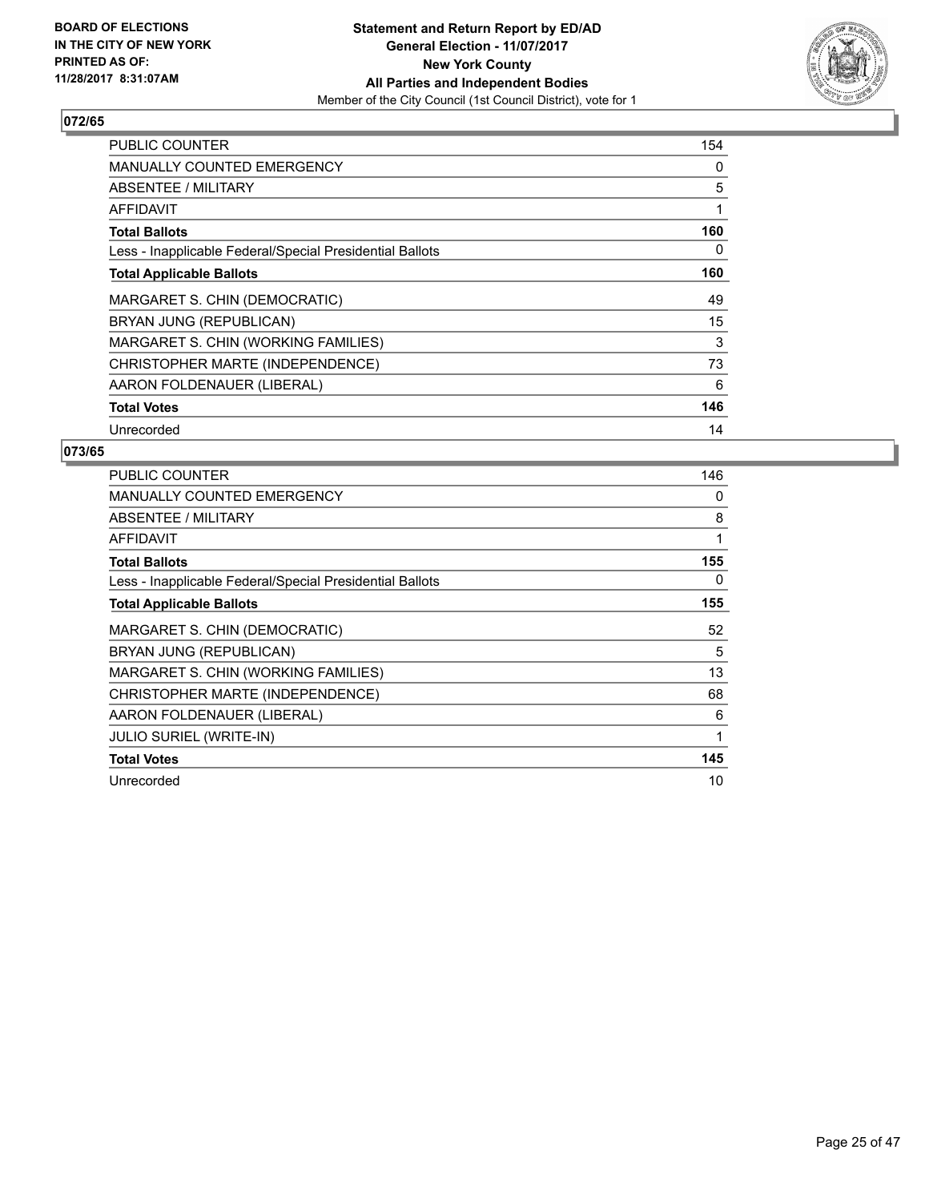BOARD OF ELECTIONS
IN THE CITY OF NEW YORK
PRINTED AS OF:
11/28/2017 8:31:07AM

**Statement and Return Report by ED/AD**
**General Election - 11/07/2017**
**New York County**
**All Parties and Independent Bodies**
Member of the City Council (1st Council District), vote for 1

## 072/65

| | |
|---|---|
| PUBLIC COUNTER | 154 |
| MANUALLY COUNTED EMERGENCY | 0 |
| ABSENTEE / MILITARY | 5 |
| AFFIDAVIT | 1 |
| **Total Ballots** | **160** |
| Less - Inapplicable Federal/Special Presidential Ballots | 0 |
| **Total Applicable Ballots** | **160** |
| MARGARET S. CHIN (DEMOCRATIC) | 49 |
| BRYAN JUNG (REPUBLICAN) | 15 |
| MARGARET S. CHIN (WORKING FAMILIES) | 3 |
| CHRISTOPHER MARTE (INDEPENDENCE) | 73 |
| AARON FOLDENAUER (LIBERAL) | 6 |
| **Total Votes** | **146** |
| Unrecorded | 14 |

## 073/65

| | |
|---|---|
| PUBLIC COUNTER | 146 |
| MANUALLY COUNTED EMERGENCY | 0 |
| ABSENTEE / MILITARY | 8 |
| AFFIDAVIT | 1 |
| **Total Ballots** | **155** |
| Less - Inapplicable Federal/Special Presidential Ballots | 0 |
| **Total Applicable Ballots** | **155** |
| MARGARET S. CHIN (DEMOCRATIC) | 52 |
| BRYAN JUNG (REPUBLICAN) | 5 |
| MARGARET S. CHIN (WORKING FAMILIES) | 13 |
| CHRISTOPHER MARTE (INDEPENDENCE) | 68 |
| AARON FOLDENAUER (LIBERAL) | 6 |
| JULIO SURIEL (WRITE-IN) | 1 |
| **Total Votes** | **145** |
| Unrecorded | 10 |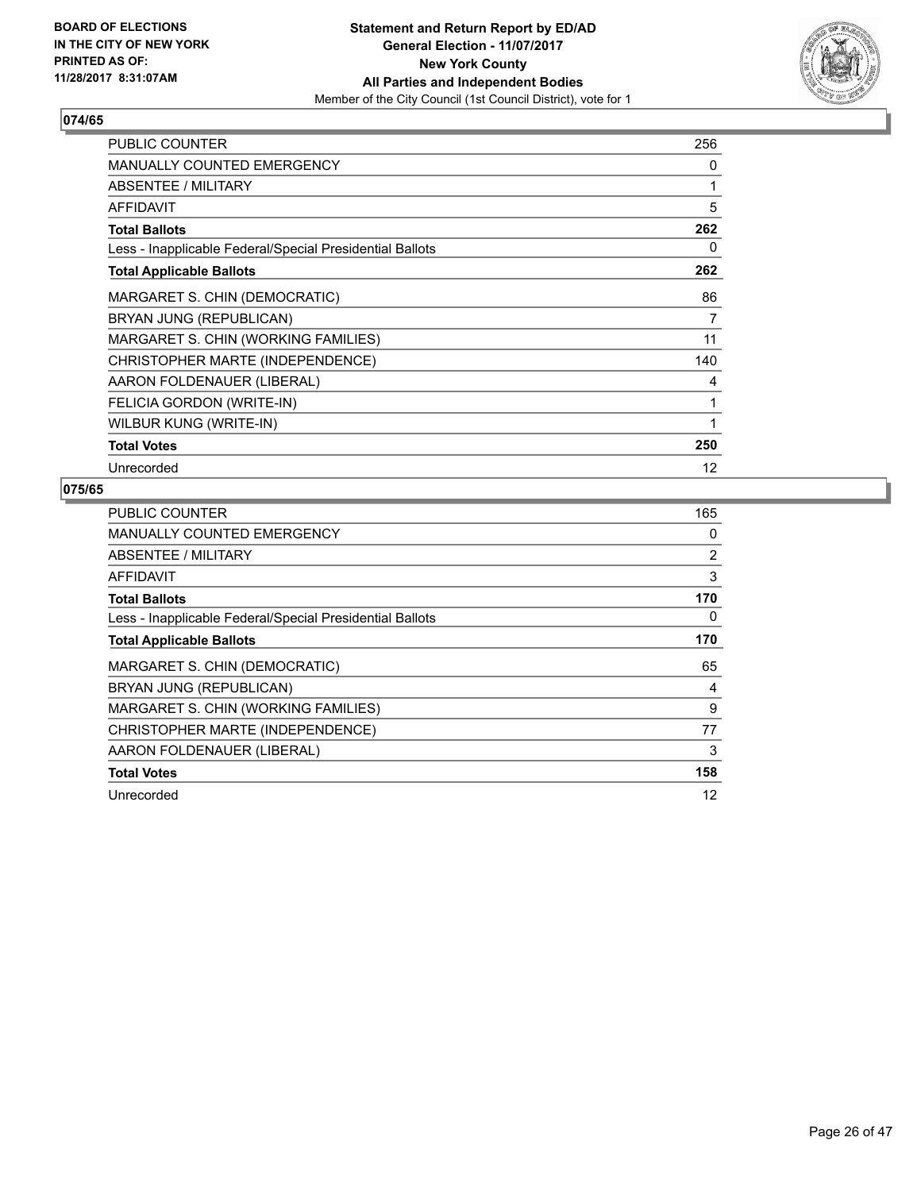BOARD OF ELECTIONS
IN THE CITY OF NEW YORK
PRINTED AS OF:
11/28/2017 8:31:07AM

**Statement and Return Report by ED/AD**
**General Election - 11/07/2017**
**New York County**
**All Parties and Independent Bodies**
Member of the City Council (1st Council District), vote for 1

## 074/65

| | |
|---|---|
| PUBLIC COUNTER | 256 |
| MANUALLY COUNTED EMERGENCY | 0 |
| ABSENTEE / MILITARY | 1 |
| AFFIDAVIT | 5 |
| **Total Ballots** | **262** |
| Less - Inapplicable Federal/Special Presidential Ballots | 0 |
| **Total Applicable Ballots** | **262** |
| MARGARET S. CHIN (DEMOCRATIC) | 86 |
| BRYAN JUNG (REPUBLICAN) | 7 |
| MARGARET S. CHIN (WORKING FAMILIES) | 11 |
| CHRISTOPHER MARTE (INDEPENDENCE) | 140 |
| AARON FOLDENAUER (LIBERAL) | 4 |
| FELICIA GORDON (WRITE-IN) | 1 |
| WILBUR KUNG (WRITE-IN) | 1 |
| **Total Votes** | **250** |
| Unrecorded | 12 |

## 075/65

| | |
|---|---|
| PUBLIC COUNTER | 165 |
| MANUALLY COUNTED EMERGENCY | 0 |
| ABSENTEE / MILITARY | 2 |
| AFFIDAVIT | 3 |
| **Total Ballots** | **170** |
| Less - Inapplicable Federal/Special Presidential Ballots | 0 |
| **Total Applicable Ballots** | **170** |
| MARGARET S. CHIN (DEMOCRATIC) | 65 |
| BRYAN JUNG (REPUBLICAN) | 4 |
| MARGARET S. CHIN (WORKING FAMILIES) | 9 |
| CHRISTOPHER MARTE (INDEPENDENCE) | 77 |
| AARON FOLDENAUER (LIBERAL) | 3 |
| **Total Votes** | **158** |
| Unrecorded | 12 |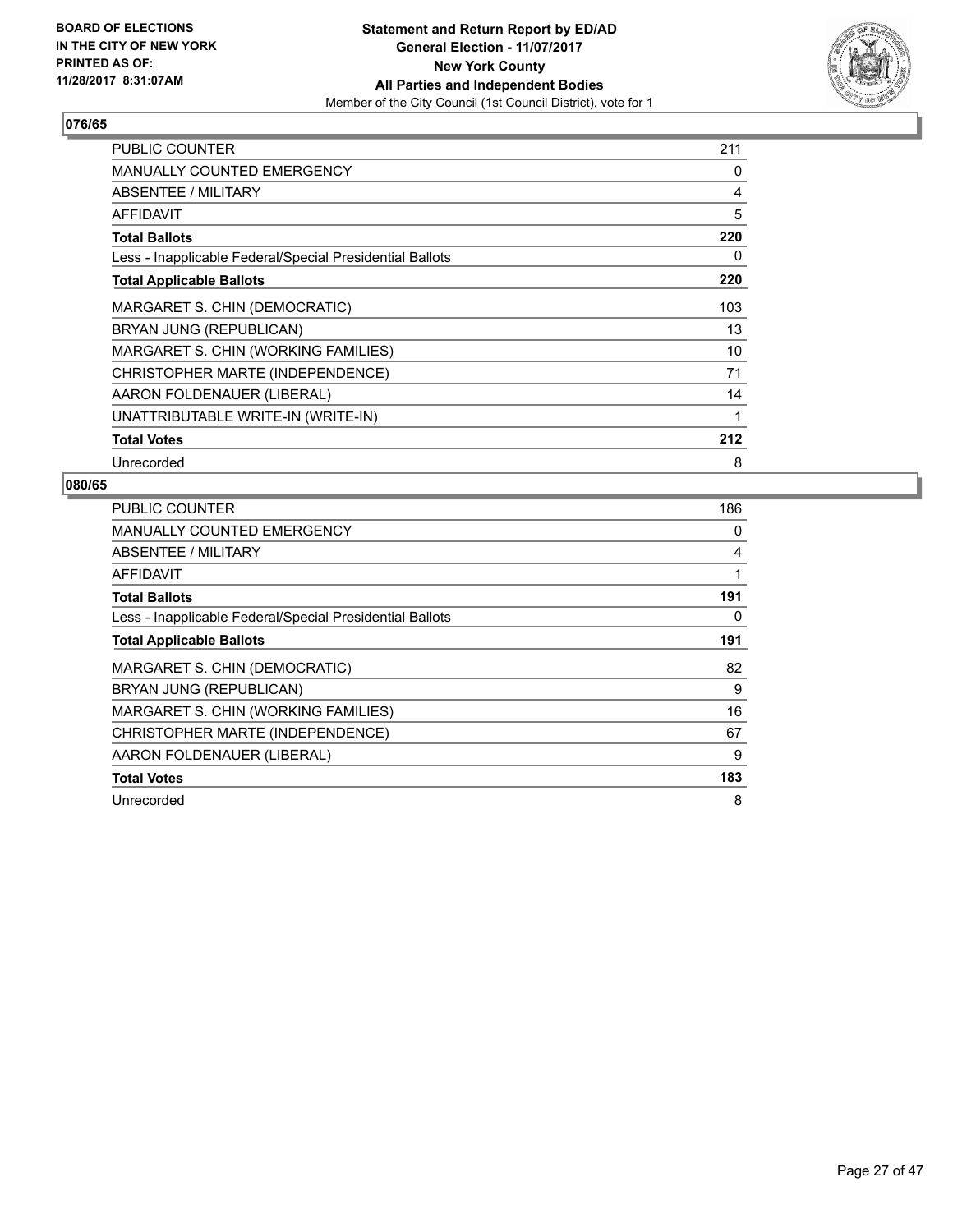BOARD OF ELECTIONS
IN THE CITY OF NEW YORK
PRINTED AS OF:
11/28/2017 8:31:07AM

**Statement and Return Report by ED/AD**
**General Election - 11/07/2017**
**New York County**
**All Parties and Independent Bodies**
Member of the City Council (1st Council District), vote for 1

## 076/65

| | |
|---|---|
| PUBLIC COUNTER | 211 |
| MANUALLY COUNTED EMERGENCY | 0 |
| ABSENTEE / MILITARY | 4 |
| AFFIDAVIT | 5 |
| **Total Ballots** | **220** |
| Less - Inapplicable Federal/Special Presidential Ballots | 0 |
| **Total Applicable Ballots** | **220** |
| MARGARET S. CHIN (DEMOCRATIC) | 103 |
| BRYAN JUNG (REPUBLICAN) | 13 |
| MARGARET S. CHIN (WORKING FAMILIES) | 10 |
| CHRISTOPHER MARTE (INDEPENDENCE) | 71 |
| AARON FOLDENAUER (LIBERAL) | 14 |
| UNATTRIBUTABLE WRITE-IN (WRITE-IN) | 1 |
| **Total Votes** | **212** |
| Unrecorded | 8 |

## 080/65

| | |
|---|---|
| PUBLIC COUNTER | 186 |
| MANUALLY COUNTED EMERGENCY | 0 |
| ABSENTEE / MILITARY | 4 |
| AFFIDAVIT | 1 |
| **Total Ballots** | **191** |
| Less - Inapplicable Federal/Special Presidential Ballots | 0 |
| **Total Applicable Ballots** | **191** |
| MARGARET S. CHIN (DEMOCRATIC) | 82 |
| BRYAN JUNG (REPUBLICAN) | 9 |
| MARGARET S. CHIN (WORKING FAMILIES) | 16 |
| CHRISTOPHER MARTE (INDEPENDENCE) | 67 |
| AARON FOLDENAUER (LIBERAL) | 9 |
| **Total Votes** | **183** |
| Unrecorded | 8 |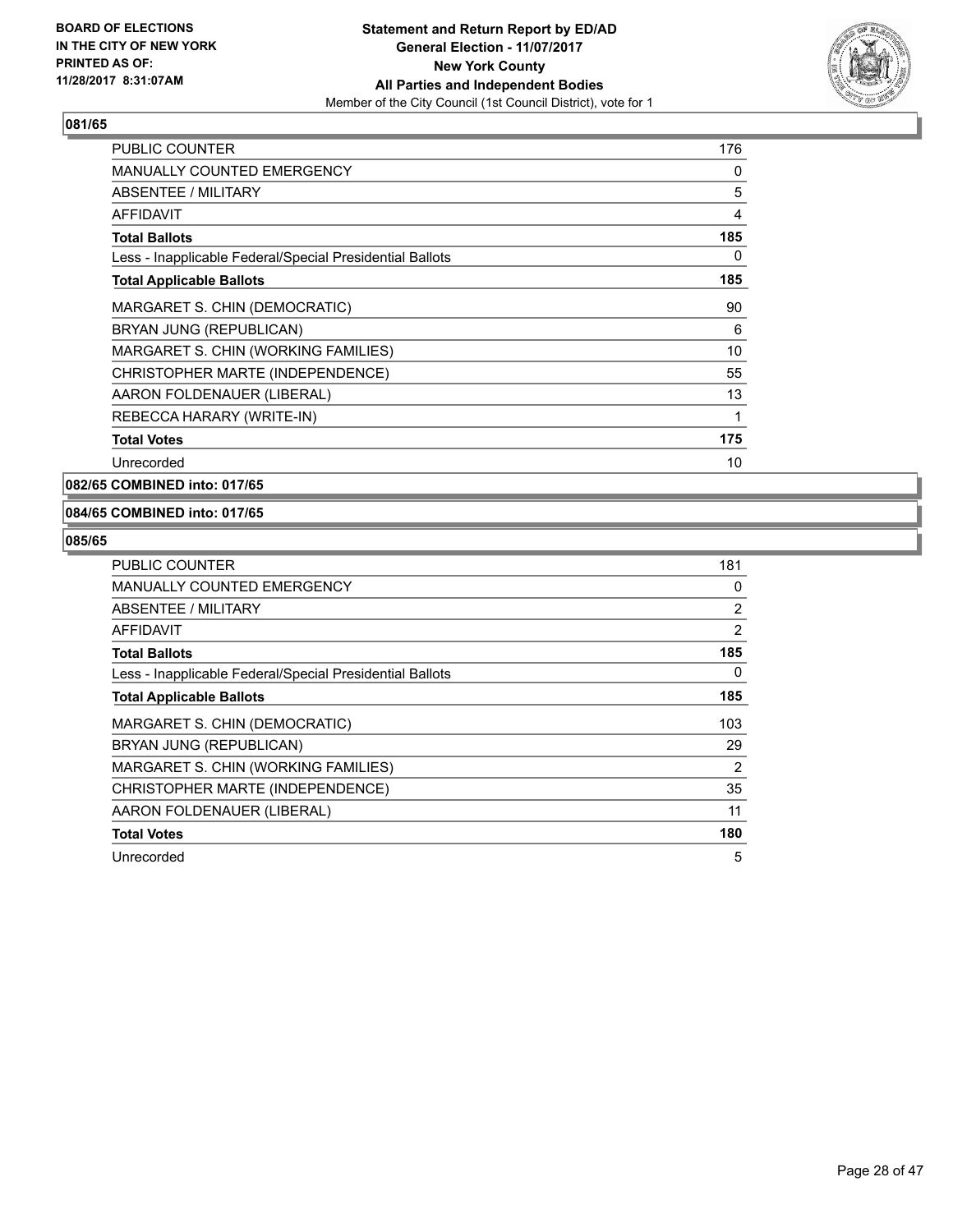**BOARD OF ELECTIONS IN THE CITY OF NEW YORK PRINTED AS OF: 11/28/2017 8:31:07AM**

**Statement and Return Report by ED/AD General Election - 11/07/2017 New York County All Parties and Independent Bodies**
Member of the City Council (1st Council District), vote for 1

## 081/65

| | |
|---|---|
| PUBLIC COUNTER | 176 |
| MANUALLY COUNTED EMERGENCY | 0 |
| ABSENTEE / MILITARY | 5 |
| AFFIDAVIT | 4 |
| **Total Ballots** | **185** |
| Less - Inapplicable Federal/Special Presidential Ballots | 0 |
| **Total Applicable Ballots** | **185** |
| MARGARET S. CHIN (DEMOCRATIC) | 90 |
| BRYAN JUNG (REPUBLICAN) | 6 |
| MARGARET S. CHIN (WORKING FAMILIES) | 10 |
| CHRISTOPHER MARTE (INDEPENDENCE) | 55 |
| AARON FOLDENAUER (LIBERAL) | 13 |
| REBECCA HARARY (WRITE-IN) | 1 |
| **Total Votes** | **175** |
| Unrecorded | 10 |

## 082/65 COMBINED into: 017/65

## 084/65 COMBINED into: 017/65

## 085/65

| | |
|---|---|
| PUBLIC COUNTER | 181 |
| MANUALLY COUNTED EMERGENCY | 0 |
| ABSENTEE / MILITARY | 2 |
| AFFIDAVIT | 2 |
| **Total Ballots** | **185** |
| Less - Inapplicable Federal/Special Presidential Ballots | 0 |
| **Total Applicable Ballots** | **185** |
| MARGARET S. CHIN (DEMOCRATIC) | 103 |
| BRYAN JUNG (REPUBLICAN) | 29 |
| MARGARET S. CHIN (WORKING FAMILIES) | 2 |
| CHRISTOPHER MARTE (INDEPENDENCE) | 35 |
| AARON FOLDENAUER (LIBERAL) | 11 |
| **Total Votes** | **180** |
| Unrecorded | 5 |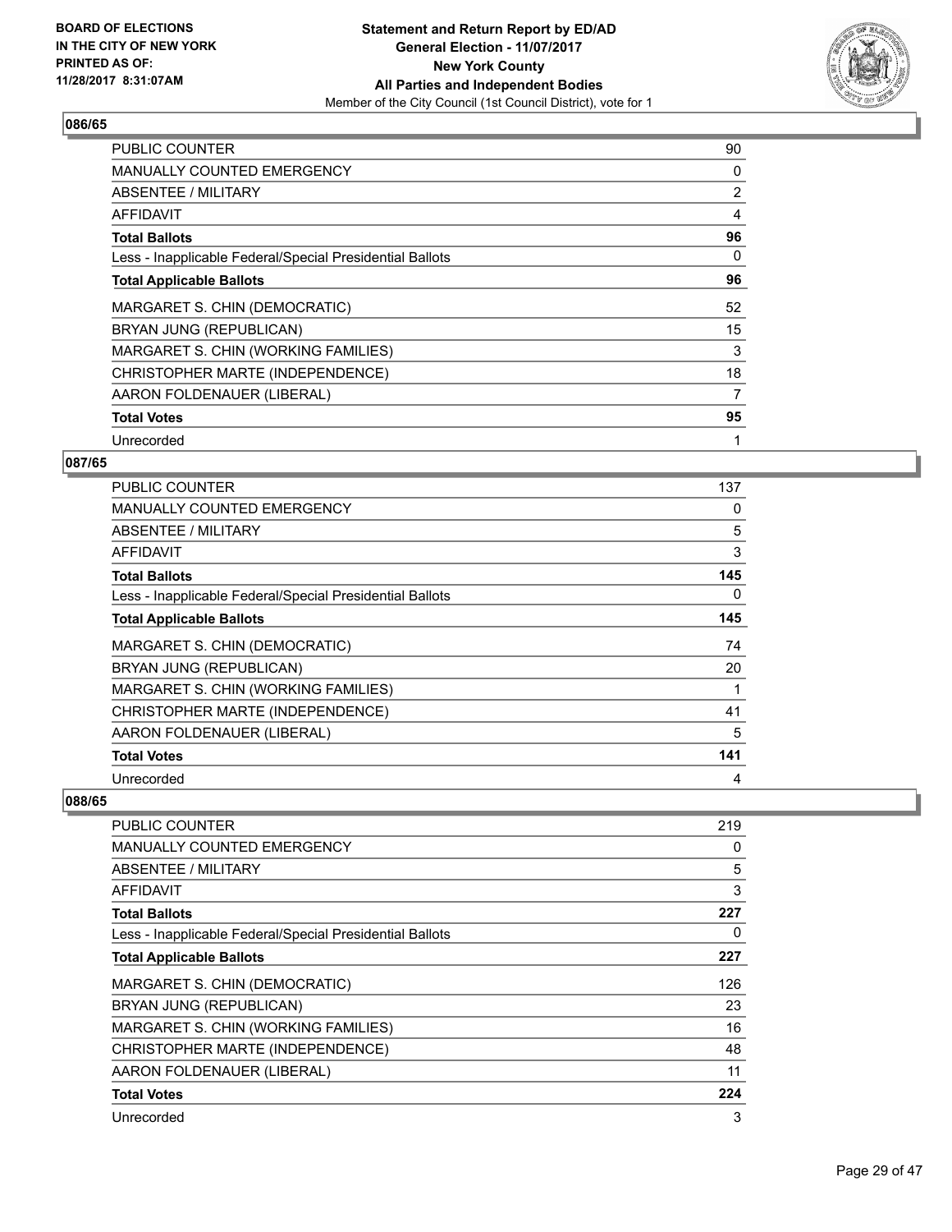**BOARD OF ELECTIONS IN THE CITY OF NEW YORK PRINTED AS OF: 11/28/2017 8:31:07AM**

**Statement and Return Report by ED/AD General Election - 11/07/2017 New York County All Parties and Independent Bodies**
Member of the City Council (1st Council District), vote for 1

## 086/65

| | |
|---|---|
| PUBLIC COUNTER | 90 |
| MANUALLY COUNTED EMERGENCY | 0 |
| ABSENTEE / MILITARY | 2 |
| AFFIDAVIT | 4 |
| **Total Ballots** | **96** |
| Less - Inapplicable Federal/Special Presidential Ballots | 0 |
| **Total Applicable Ballots** | **96** |
| MARGARET S. CHIN (DEMOCRATIC) | 52 |
| BRYAN JUNG (REPUBLICAN) | 15 |
| MARGARET S. CHIN (WORKING FAMILIES) | 3 |
| CHRISTOPHER MARTE (INDEPENDENCE) | 18 |
| AARON FOLDENAUER (LIBERAL) | 7 |
| **Total Votes** | **95** |
| Unrecorded | 1 |

## 087/65

| | |
|---|---|
| PUBLIC COUNTER | 137 |
| MANUALLY COUNTED EMERGENCY | 0 |
| ABSENTEE / MILITARY | 5 |
| AFFIDAVIT | 3 |
| **Total Ballots** | **145** |
| Less - Inapplicable Federal/Special Presidential Ballots | 0 |
| **Total Applicable Ballots** | **145** |
| MARGARET S. CHIN (DEMOCRATIC) | 74 |
| BRYAN JUNG (REPUBLICAN) | 20 |
| MARGARET S. CHIN (WORKING FAMILIES) | 1 |
| CHRISTOPHER MARTE (INDEPENDENCE) | 41 |
| AARON FOLDENAUER (LIBERAL) | 5 |
| **Total Votes** | **141** |
| Unrecorded | 4 |

## 088/65

| | |
|---|---|
| PUBLIC COUNTER | 219 |
| MANUALLY COUNTED EMERGENCY | 0 |
| ABSENTEE / MILITARY | 5 |
| AFFIDAVIT | 3 |
| **Total Ballots** | **227** |
| Less - Inapplicable Federal/Special Presidential Ballots | 0 |
| **Total Applicable Ballots** | **227** |
| MARGARET S. CHIN (DEMOCRATIC) | 126 |
| BRYAN JUNG (REPUBLICAN) | 23 |
| MARGARET S. CHIN (WORKING FAMILIES) | 16 |
| CHRISTOPHER MARTE (INDEPENDENCE) | 48 |
| AARON FOLDENAUER (LIBERAL) | 11 |
| **Total Votes** | **224** |
| Unrecorded | 3 |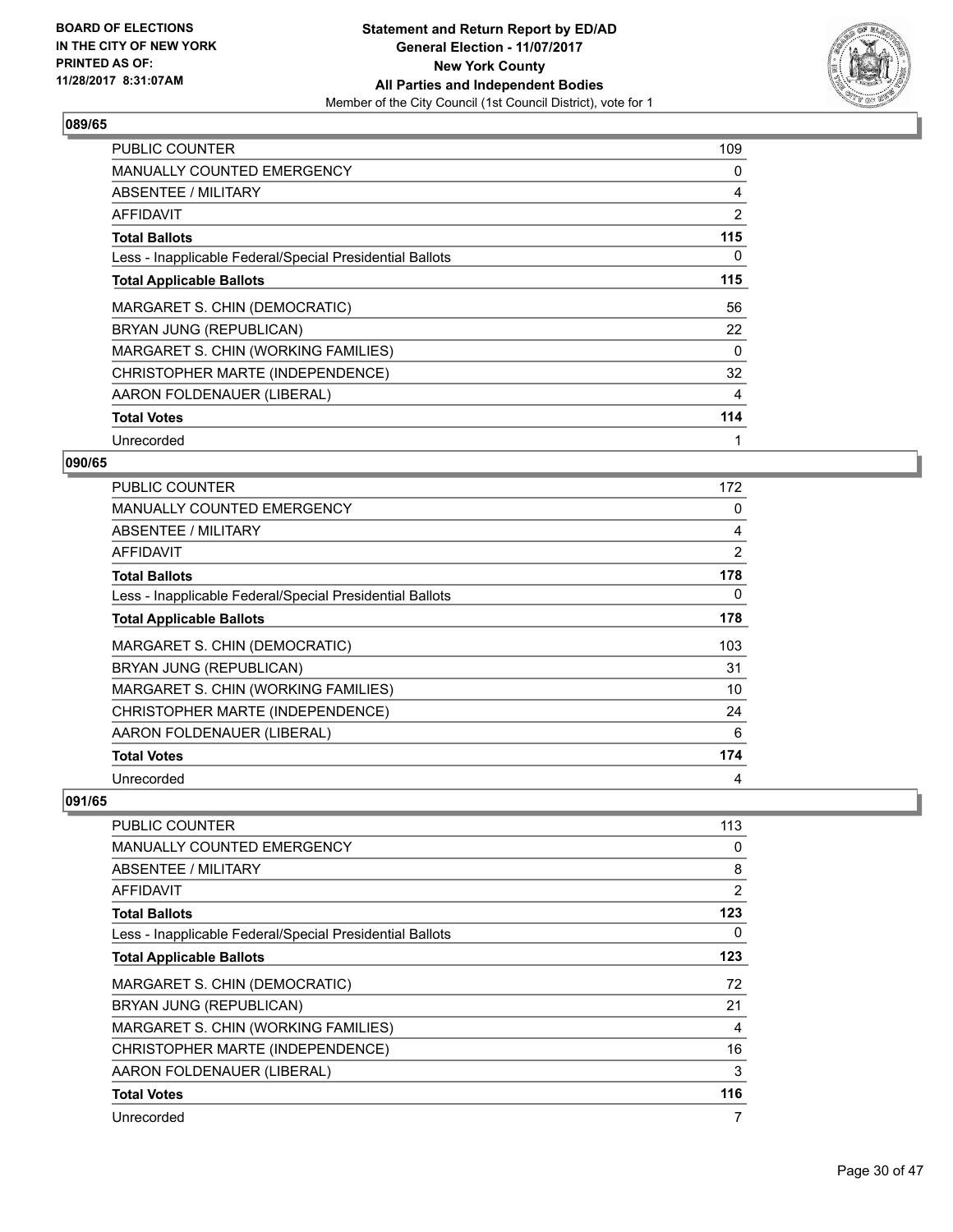BOARD OF ELECTIONS
IN THE CITY OF NEW YORK
PRINTED AS OF:
11/28/2017 8:31:07AM

**Statement and Return Report by ED/AD**
**General Election - 11/07/2017**
**New York County**
**All Parties and Independent Bodies**
Member of the City Council (1st Council District), vote for 1

### 089/65

| | |
|---|---|
| PUBLIC COUNTER | 109 |
| MANUALLY COUNTED EMERGENCY | 0 |
| ABSENTEE / MILITARY | 4 |
| AFFIDAVIT | 2 |
| **Total Ballots** | **115** |
| Less - Inapplicable Federal/Special Presidential Ballots | 0 |
| **Total Applicable Ballots** | **115** |
| MARGARET S. CHIN (DEMOCRATIC) | 56 |
| BRYAN JUNG (REPUBLICAN) | 22 |
| MARGARET S. CHIN (WORKING FAMILIES) | 0 |
| CHRISTOPHER MARTE (INDEPENDENCE) | 32 |
| AARON FOLDENAUER (LIBERAL) | 4 |
| **Total Votes** | **114** |
| Unrecorded | 1 |

### 090/65

| | |
|---|---|
| PUBLIC COUNTER | 172 |
| MANUALLY COUNTED EMERGENCY | 0 |
| ABSENTEE / MILITARY | 4 |
| AFFIDAVIT | 2 |
| **Total Ballots** | **178** |
| Less - Inapplicable Federal/Special Presidential Ballots | 0 |
| **Total Applicable Ballots** | **178** |
| MARGARET S. CHIN (DEMOCRATIC) | 103 |
| BRYAN JUNG (REPUBLICAN) | 31 |
| MARGARET S. CHIN (WORKING FAMILIES) | 10 |
| CHRISTOPHER MARTE (INDEPENDENCE) | 24 |
| AARON FOLDENAUER (LIBERAL) | 6 |
| **Total Votes** | **174** |
| Unrecorded | 4 |

### 091/65

| | |
|---|---|
| PUBLIC COUNTER | 113 |
| MANUALLY COUNTED EMERGENCY | 0 |
| ABSENTEE / MILITARY | 8 |
| AFFIDAVIT | 2 |
| **Total Ballots** | **123** |
| Less - Inapplicable Federal/Special Presidential Ballots | 0 |
| **Total Applicable Ballots** | **123** |
| MARGARET S. CHIN (DEMOCRATIC) | 72 |
| BRYAN JUNG (REPUBLICAN) | 21 |
| MARGARET S. CHIN (WORKING FAMILIES) | 4 |
| CHRISTOPHER MARTE (INDEPENDENCE) | 16 |
| AARON FOLDENAUER (LIBERAL) | 3 |
| **Total Votes** | **116** |
| Unrecorded | 7 |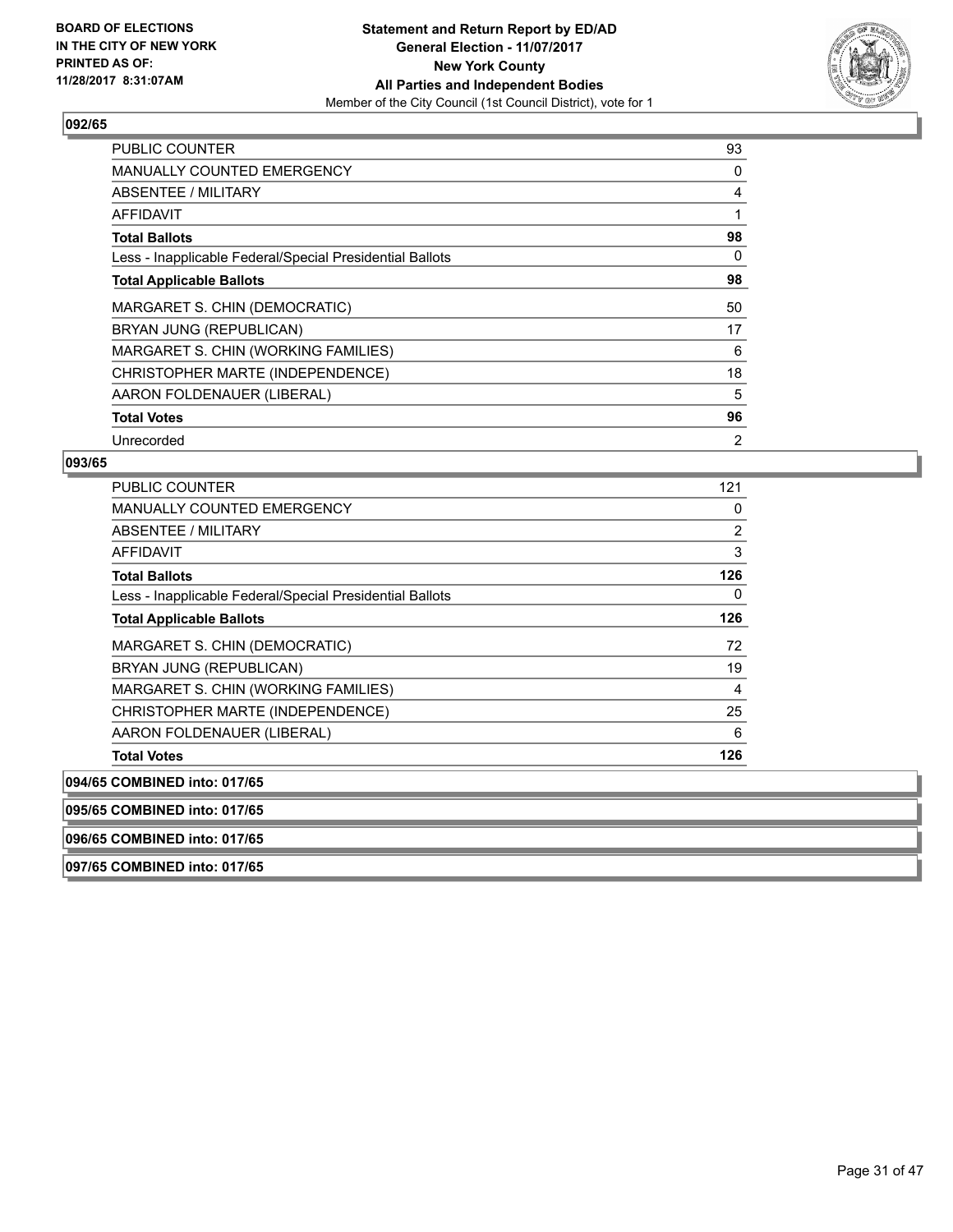BOARD OF ELECTIONS
IN THE CITY OF NEW YORK
PRINTED AS OF:
11/28/2017 8:31:07AM

**Statement and Return Report by ED/AD**
**General Election - 11/07/2017**
**New York County**
**All Parties and Independent Bodies**
Member of the City Council (1st Council District), vote for 1

### 092/65

| | |
|---|---|
| PUBLIC COUNTER | 93 |
| MANUALLY COUNTED EMERGENCY | 0 |
| ABSENTEE / MILITARY | 4 |
| AFFIDAVIT | 1 |
| **Total Ballots** | **98** |
| Less - Inapplicable Federal/Special Presidential Ballots | 0 |
| **Total Applicable Ballots** | **98** |
| MARGARET S. CHIN (DEMOCRATIC) | 50 |
| BRYAN JUNG (REPUBLICAN) | 17 |
| MARGARET S. CHIN (WORKING FAMILIES) | 6 |
| CHRISTOPHER MARTE (INDEPENDENCE) | 18 |
| AARON FOLDENAUER (LIBERAL) | 5 |
| **Total Votes** | **96** |
| Unrecorded | 2 |

### 093/65

| | |
|---|---|
| PUBLIC COUNTER | 121 |
| MANUALLY COUNTED EMERGENCY | 0 |
| ABSENTEE / MILITARY | 2 |
| AFFIDAVIT | 3 |
| **Total Ballots** | **126** |
| Less - Inapplicable Federal/Special Presidential Ballots | 0 |
| **Total Applicable Ballots** | **126** |
| MARGARET S. CHIN (DEMOCRATIC) | 72 |
| BRYAN JUNG (REPUBLICAN) | 19 |
| MARGARET S. CHIN (WORKING FAMILIES) | 4 |
| CHRISTOPHER MARTE (INDEPENDENCE) | 25 |
| AARON FOLDENAUER (LIBERAL) | 6 |
| **Total Votes** | **126** |

### 094/65 COMBINED into: 017/65

### 095/65 COMBINED into: 017/65

### 096/65 COMBINED into: 017/65

### 097/65 COMBINED into: 017/65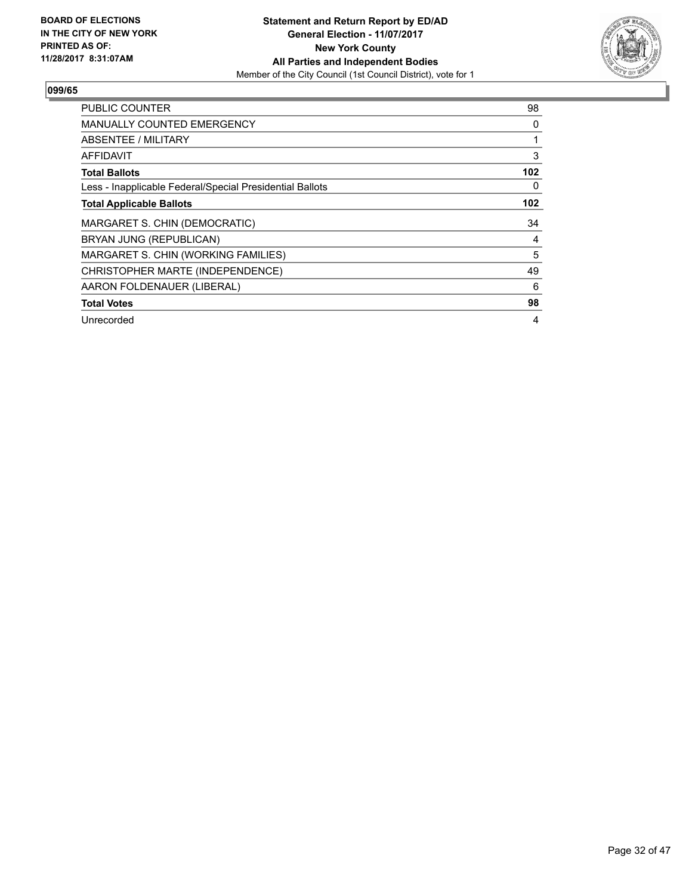**BOARD OF ELECTIONS IN THE CITY OF NEW YORK PRINTED AS OF: 11/28/2017 8:31:07AM**

**Statement and Return Report by ED/AD General Election - 11/07/2017 New York County All Parties and Independent Bodies**
Member of the City Council (1st Council District), vote for 1

## 099/65

| | |
|---|---|
| PUBLIC COUNTER | 98 |
| MANUALLY COUNTED EMERGENCY | 0 |
| ABSENTEE / MILITARY | 1 |
| AFFIDAVIT | 3 |
| **Total Ballots** | **102** |
| Less - Inapplicable Federal/Special Presidential Ballots | 0 |
| **Total Applicable Ballots** | **102** |
| MARGARET S. CHIN (DEMOCRATIC) | 34 |
| BRYAN JUNG (REPUBLICAN) | 4 |
| MARGARET S. CHIN (WORKING FAMILIES) | 5 |
| CHRISTOPHER MARTE (INDEPENDENCE) | 49 |
| AARON FOLDENAUER (LIBERAL) | 6 |
| **Total Votes** | **98** |
| Unrecorded | 4 |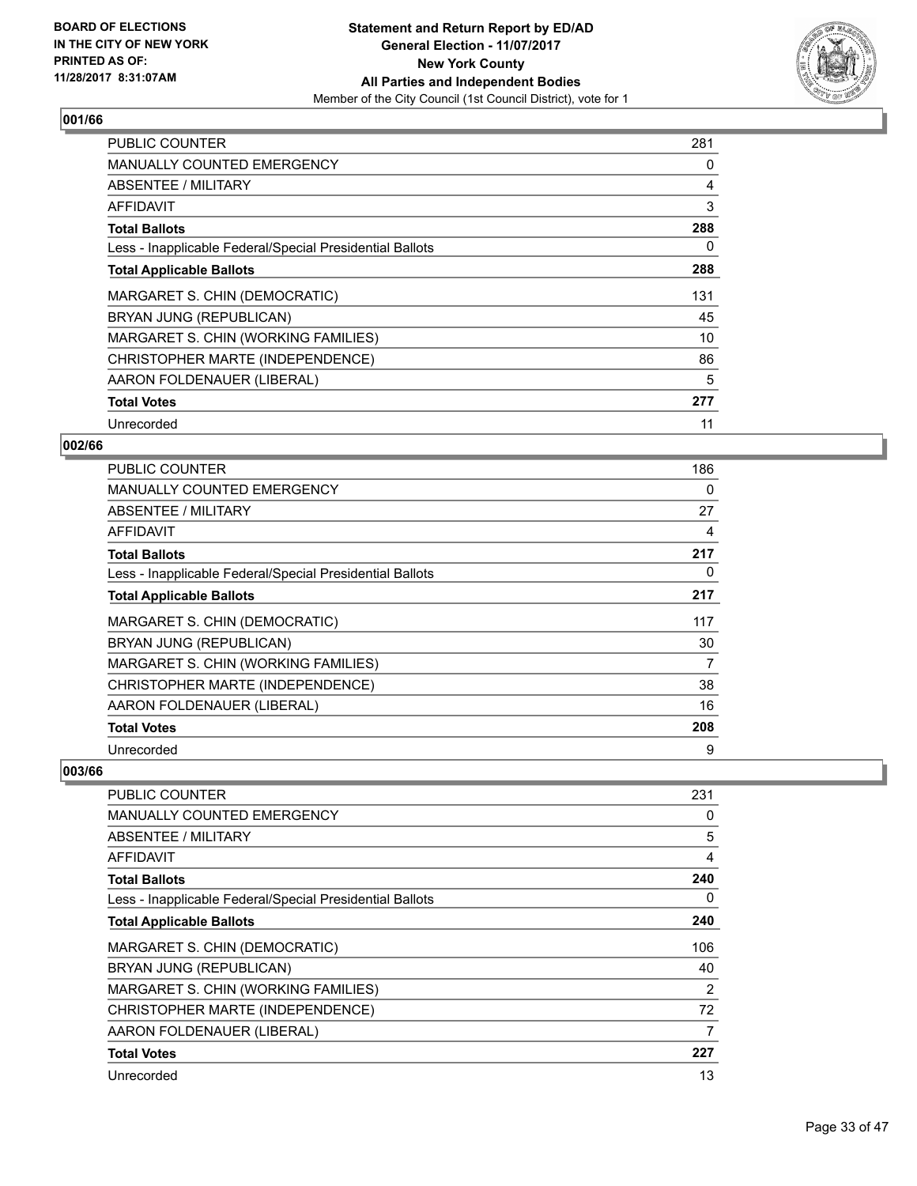BOARD OF ELECTIONS
IN THE CITY OF NEW YORK
PRINTED AS OF:
11/28/2017 8:31:07AM

**Statement and Return Report by ED/AD**
**General Election - 11/07/2017**
**New York County**
**All Parties and Independent Bodies**
Member of the City Council (1st Council District), vote for 1

## 001/66

| | |
|---|---|
| PUBLIC COUNTER | 281 |
| MANUALLY COUNTED EMERGENCY | 0 |
| ABSENTEE / MILITARY | 4 |
| AFFIDAVIT | 3 |
| **Total Ballots** | **288** |
| Less - Inapplicable Federal/Special Presidential Ballots | 0 |
| **Total Applicable Ballots** | **288** |
| MARGARET S. CHIN (DEMOCRATIC) | 131 |
| BRYAN JUNG (REPUBLICAN) | 45 |
| MARGARET S. CHIN (WORKING FAMILIES) | 10 |
| CHRISTOPHER MARTE (INDEPENDENCE) | 86 |
| AARON FOLDENAUER (LIBERAL) | 5 |
| **Total Votes** | **277** |
| Unrecorded | 11 |

## 002/66

| | |
|---|---|
| PUBLIC COUNTER | 186 |
| MANUALLY COUNTED EMERGENCY | 0 |
| ABSENTEE / MILITARY | 27 |
| AFFIDAVIT | 4 |
| **Total Ballots** | **217** |
| Less - Inapplicable Federal/Special Presidential Ballots | 0 |
| **Total Applicable Ballots** | **217** |
| MARGARET S. CHIN (DEMOCRATIC) | 117 |
| BRYAN JUNG (REPUBLICAN) | 30 |
| MARGARET S. CHIN (WORKING FAMILIES) | 7 |
| CHRISTOPHER MARTE (INDEPENDENCE) | 38 |
| AARON FOLDENAUER (LIBERAL) | 16 |
| **Total Votes** | **208** |
| Unrecorded | 9 |

## 003/66

| | |
|---|---|
| PUBLIC COUNTER | 231 |
| MANUALLY COUNTED EMERGENCY | 0 |
| ABSENTEE / MILITARY | 5 |
| AFFIDAVIT | 4 |
| **Total Ballots** | **240** |
| Less - Inapplicable Federal/Special Presidential Ballots | 0 |
| **Total Applicable Ballots** | **240** |
| MARGARET S. CHIN (DEMOCRATIC) | 106 |
| BRYAN JUNG (REPUBLICAN) | 40 |
| MARGARET S. CHIN (WORKING FAMILIES) | 2 |
| CHRISTOPHER MARTE (INDEPENDENCE) | 72 |
| AARON FOLDENAUER (LIBERAL) | 7 |
| **Total Votes** | **227** |
| Unrecorded | 13 |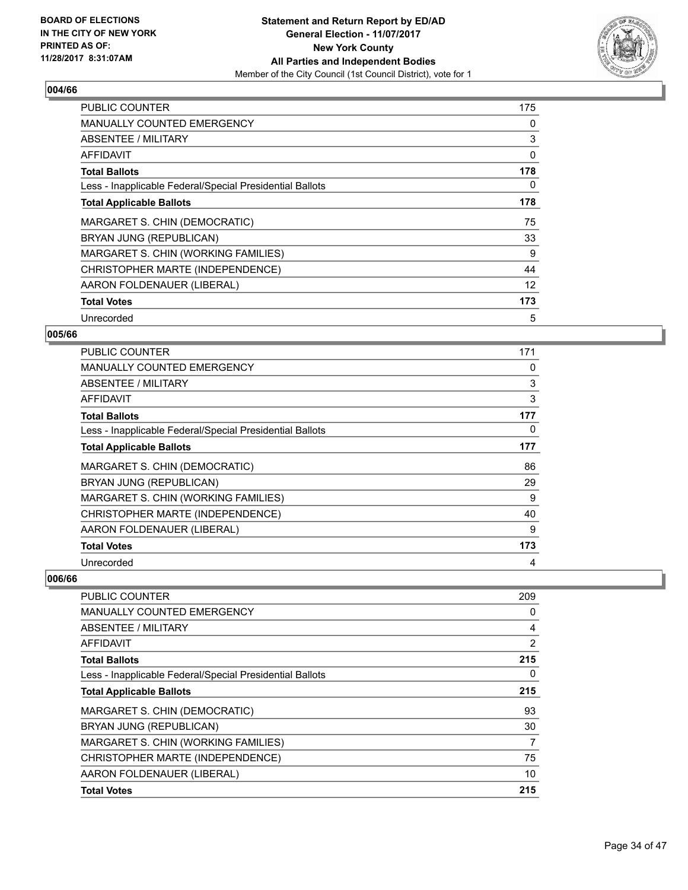BOARD OF ELECTIONS
IN THE CITY OF NEW YORK
PRINTED AS OF:
11/28/2017 8:31:07AM

**Statement and Return Report by ED/AD**
**General Election - 11/07/2017**
**New York County**
**All Parties and Independent Bodies**
Member of the City Council (1st Council District), vote for 1

## 004/66

| | |
|---|---|
| PUBLIC COUNTER | 175 |
| MANUALLY COUNTED EMERGENCY | 0 |
| ABSENTEE / MILITARY | 3 |
| AFFIDAVIT | 0 |
| **Total Ballots** | **178** |
| Less - Inapplicable Federal/Special Presidential Ballots | 0 |
| **Total Applicable Ballots** | **178** |
| MARGARET S. CHIN (DEMOCRATIC) | 75 |
| BRYAN JUNG (REPUBLICAN) | 33 |
| MARGARET S. CHIN (WORKING FAMILIES) | 9 |
| CHRISTOPHER MARTE (INDEPENDENCE) | 44 |
| AARON FOLDENAUER (LIBERAL) | 12 |
| **Total Votes** | **173** |
| Unrecorded | 5 |

## 005/66

| | |
|---|---|
| PUBLIC COUNTER | 171 |
| MANUALLY COUNTED EMERGENCY | 0 |
| ABSENTEE / MILITARY | 3 |
| AFFIDAVIT | 3 |
| **Total Ballots** | **177** |
| Less - Inapplicable Federal/Special Presidential Ballots | 0 |
| **Total Applicable Ballots** | **177** |
| MARGARET S. CHIN (DEMOCRATIC) | 86 |
| BRYAN JUNG (REPUBLICAN) | 29 |
| MARGARET S. CHIN (WORKING FAMILIES) | 9 |
| CHRISTOPHER MARTE (INDEPENDENCE) | 40 |
| AARON FOLDENAUER (LIBERAL) | 9 |
| **Total Votes** | **173** |
| Unrecorded | 4 |

## 006/66

| | |
|---|---|
| PUBLIC COUNTER | 209 |
| MANUALLY COUNTED EMERGENCY | 0 |
| ABSENTEE / MILITARY | 4 |
| AFFIDAVIT | 2 |
| **Total Ballots** | **215** |
| Less - Inapplicable Federal/Special Presidential Ballots | 0 |
| **Total Applicable Ballots** | **215** |
| MARGARET S. CHIN (DEMOCRATIC) | 93 |
| BRYAN JUNG (REPUBLICAN) | 30 |
| MARGARET S. CHIN (WORKING FAMILIES) | 7 |
| CHRISTOPHER MARTE (INDEPENDENCE) | 75 |
| AARON FOLDENAUER (LIBERAL) | 10 |
| **Total Votes** | **215** |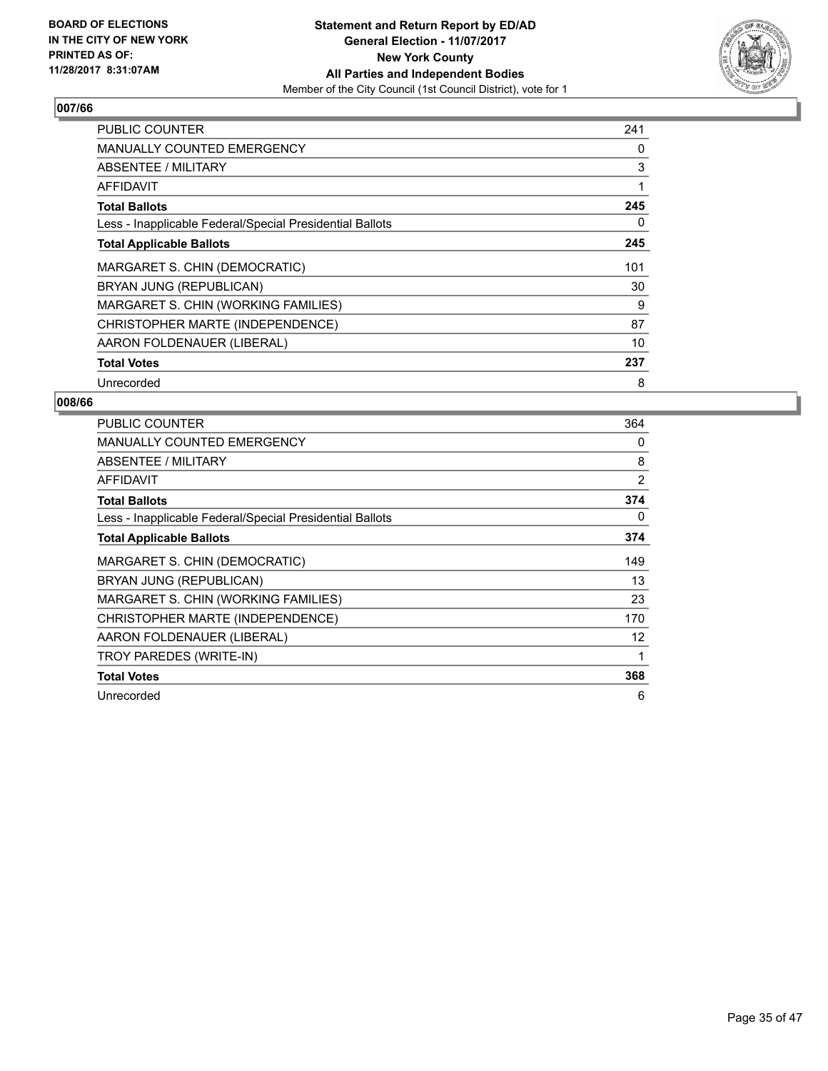**BOARD OF ELECTIONS IN THE CITY OF NEW YORK PRINTED AS OF: 11/28/2017 8:31:07AM**

**Statement and Return Report by ED/AD**
**General Election - 11/07/2017**
**New York County**
**All Parties and Independent Bodies**
Member of the City Council (1st Council District), vote for 1

## 007/66

| | |
|---|---|
| PUBLIC COUNTER | 241 |
| MANUALLY COUNTED EMERGENCY | 0 |
| ABSENTEE / MILITARY | 3 |
| AFFIDAVIT | 1 |
| **Total Ballots** | **245** |
| Less - Inapplicable Federal/Special Presidential Ballots | 0 |
| **Total Applicable Ballots** | **245** |
| MARGARET S. CHIN (DEMOCRATIC) | 101 |
| BRYAN JUNG (REPUBLICAN) | 30 |
| MARGARET S. CHIN (WORKING FAMILIES) | 9 |
| CHRISTOPHER MARTE (INDEPENDENCE) | 87 |
| AARON FOLDENAUER (LIBERAL) | 10 |
| **Total Votes** | **237** |
| Unrecorded | 8 |

## 008/66

| | |
|---|---|
| PUBLIC COUNTER | 364 |
| MANUALLY COUNTED EMERGENCY | 0 |
| ABSENTEE / MILITARY | 8 |
| AFFIDAVIT | 2 |
| **Total Ballots** | **374** |
| Less - Inapplicable Federal/Special Presidential Ballots | 0 |
| **Total Applicable Ballots** | **374** |
| MARGARET S. CHIN (DEMOCRATIC) | 149 |
| BRYAN JUNG (REPUBLICAN) | 13 |
| MARGARET S. CHIN (WORKING FAMILIES) | 23 |
| CHRISTOPHER MARTE (INDEPENDENCE) | 170 |
| AARON FOLDENAUER (LIBERAL) | 12 |
| TROY PAREDES (WRITE-IN) | 1 |
| **Total Votes** | **368** |
| Unrecorded | 6 |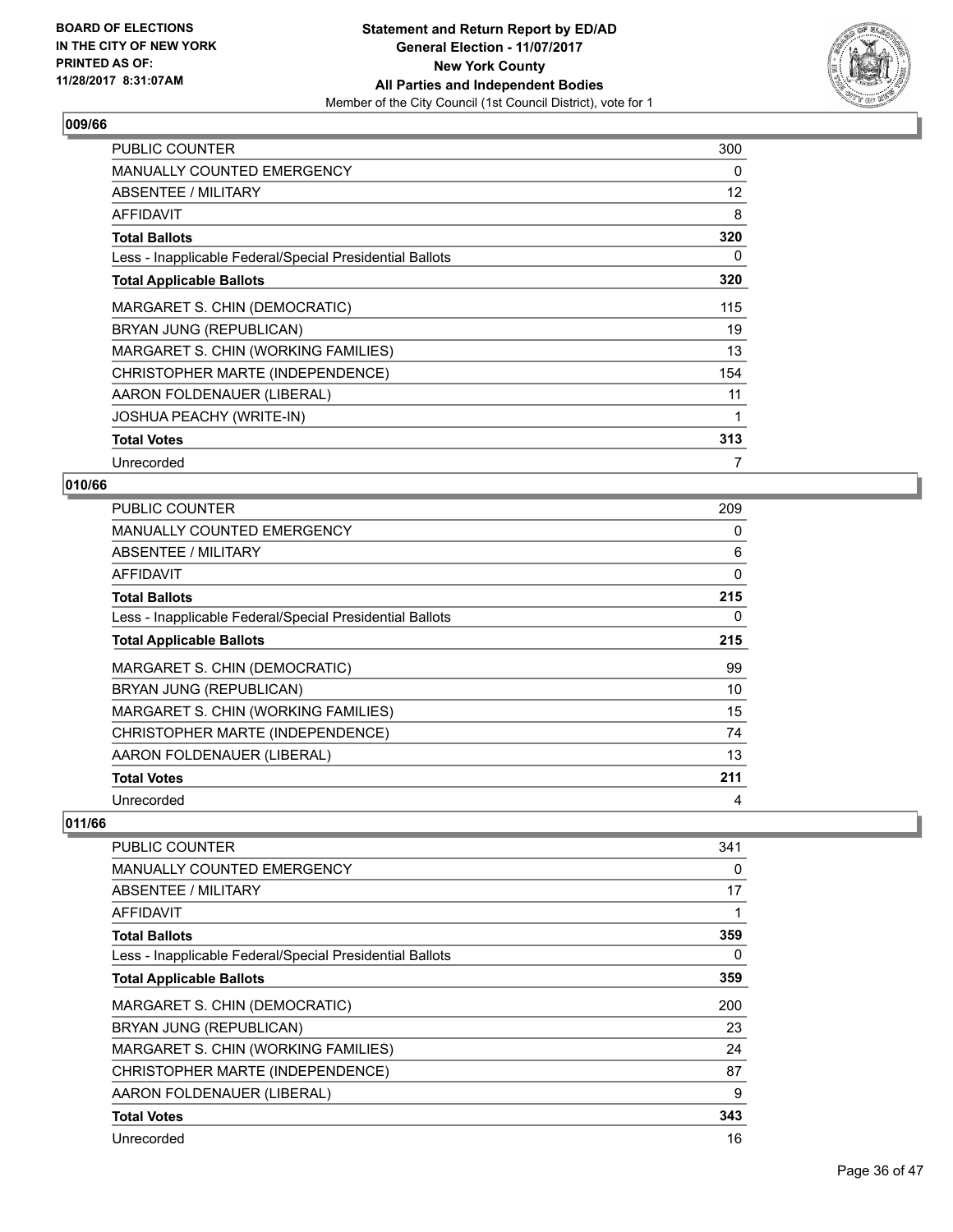**BOARD OF ELECTIONS IN THE CITY OF NEW YORK PRINTED AS OF: 11/28/2017 8:31:07AM**

**Statement and Return Report by ED/AD General Election - 11/07/2017 New York County All Parties and Independent Bodies**
Member of the City Council (1st Council District), vote for 1

### 009/66

| | |
|---|---|
| PUBLIC COUNTER | 300 |
| MANUALLY COUNTED EMERGENCY | 0 |
| ABSENTEE / MILITARY | 12 |
| AFFIDAVIT | 8 |
| **Total Ballots** | **320** |
| Less - Inapplicable Federal/Special Presidential Ballots | 0 |
| **Total Applicable Ballots** | **320** |
| MARGARET S. CHIN (DEMOCRATIC) | 115 |
| BRYAN JUNG (REPUBLICAN) | 19 |
| MARGARET S. CHIN (WORKING FAMILIES) | 13 |
| CHRISTOPHER MARTE (INDEPENDENCE) | 154 |
| AARON FOLDENAUER (LIBERAL) | 11 |
| JOSHUA PEACHY (WRITE-IN) | 1 |
| **Total Votes** | **313** |
| Unrecorded | 7 |

### 010/66

| | |
|---|---|
| PUBLIC COUNTER | 209 |
| MANUALLY COUNTED EMERGENCY | 0 |
| ABSENTEE / MILITARY | 6 |
| AFFIDAVIT | 0 |
| **Total Ballots** | **215** |
| Less - Inapplicable Federal/Special Presidential Ballots | 0 |
| **Total Applicable Ballots** | **215** |
| MARGARET S. CHIN (DEMOCRATIC) | 99 |
| BRYAN JUNG (REPUBLICAN) | 10 |
| MARGARET S. CHIN (WORKING FAMILIES) | 15 |
| CHRISTOPHER MARTE (INDEPENDENCE) | 74 |
| AARON FOLDENAUER (LIBERAL) | 13 |
| **Total Votes** | **211** |
| Unrecorded | 4 |

### 011/66

| | |
|---|---|
| PUBLIC COUNTER | 341 |
| MANUALLY COUNTED EMERGENCY | 0 |
| ABSENTEE / MILITARY | 17 |
| AFFIDAVIT | 1 |
| **Total Ballots** | **359** |
| Less - Inapplicable Federal/Special Presidential Ballots | 0 |
| **Total Applicable Ballots** | **359** |
| MARGARET S. CHIN (DEMOCRATIC) | 200 |
| BRYAN JUNG (REPUBLICAN) | 23 |
| MARGARET S. CHIN (WORKING FAMILIES) | 24 |
| CHRISTOPHER MARTE (INDEPENDENCE) | 87 |
| AARON FOLDENAUER (LIBERAL) | 9 |
| **Total Votes** | **343** |
| Unrecorded | 16 |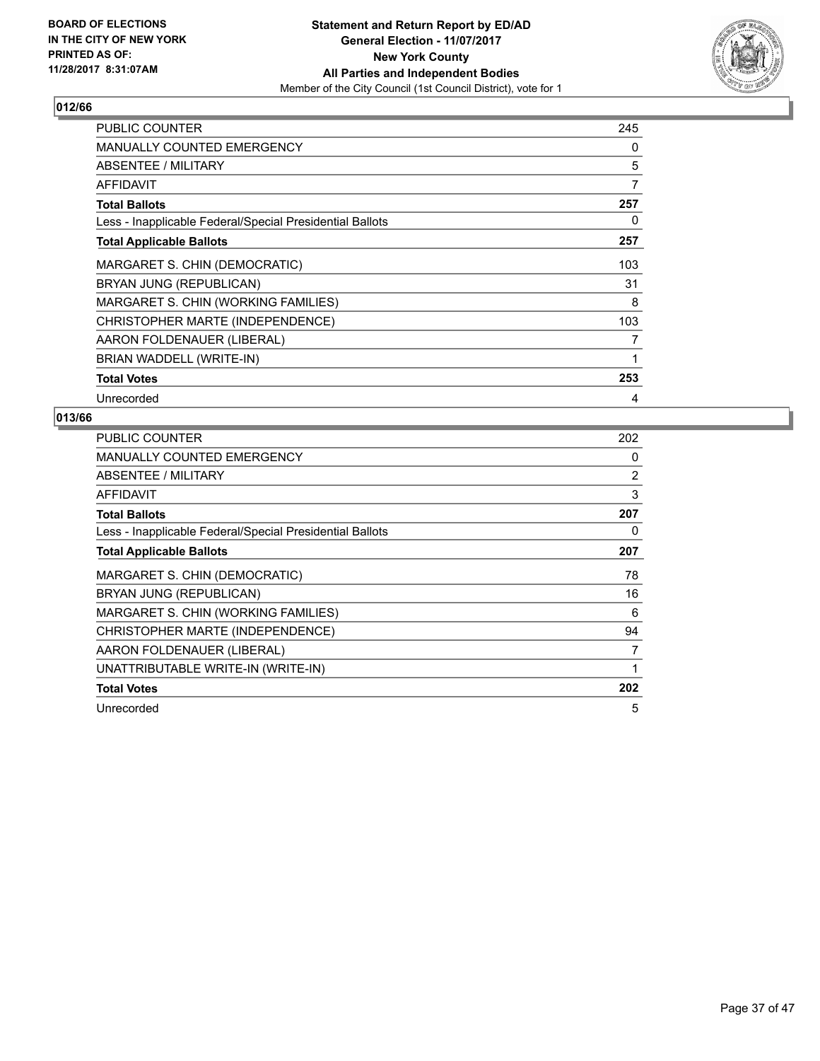BOARD OF ELECTIONS
IN THE CITY OF NEW YORK
PRINTED AS OF:
11/28/2017 8:31:07AM

**Statement and Return Report by ED/AD**
**General Election - 11/07/2017**
**New York County**
**All Parties and Independent Bodies**
Member of the City Council (1st Council District), vote for 1

## 012/66

| | |
|---|---|
| PUBLIC COUNTER | 245 |
| MANUALLY COUNTED EMERGENCY | 0 |
| ABSENTEE / MILITARY | 5 |
| AFFIDAVIT | 7 |
| **Total Ballots** | **257** |
| Less - Inapplicable Federal/Special Presidential Ballots | 0 |
| **Total Applicable Ballots** | **257** |
| MARGARET S. CHIN (DEMOCRATIC) | 103 |
| BRYAN JUNG (REPUBLICAN) | 31 |
| MARGARET S. CHIN (WORKING FAMILIES) | 8 |
| CHRISTOPHER MARTE (INDEPENDENCE) | 103 |
| AARON FOLDENAUER (LIBERAL) | 7 |
| BRIAN WADDELL (WRITE-IN) | 1 |
| **Total Votes** | **253** |
| Unrecorded | 4 |

## 013/66

| | |
|---|---|
| PUBLIC COUNTER | 202 |
| MANUALLY COUNTED EMERGENCY | 0 |
| ABSENTEE / MILITARY | 2 |
| AFFIDAVIT | 3 |
| **Total Ballots** | **207** |
| Less - Inapplicable Federal/Special Presidential Ballots | 0 |
| **Total Applicable Ballots** | **207** |
| MARGARET S. CHIN (DEMOCRATIC) | 78 |
| BRYAN JUNG (REPUBLICAN) | 16 |
| MARGARET S. CHIN (WORKING FAMILIES) | 6 |
| CHRISTOPHER MARTE (INDEPENDENCE) | 94 |
| AARON FOLDENAUER (LIBERAL) | 7 |
| UNATTRIBUTABLE WRITE-IN (WRITE-IN) | 1 |
| **Total Votes** | **202** |
| Unrecorded | 5 |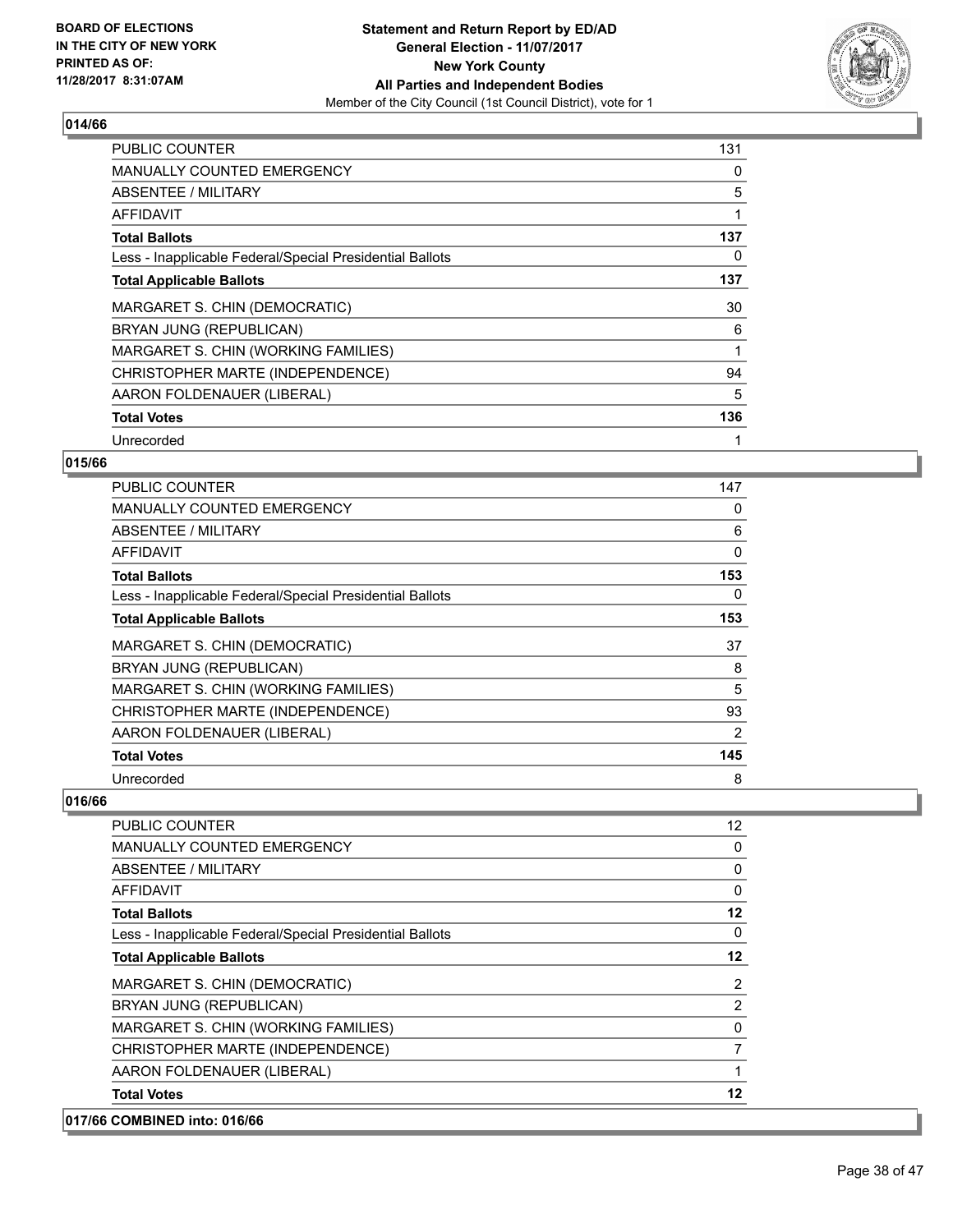**BOARD OF ELECTIONS IN THE CITY OF NEW YORK PRINTED AS OF: 11/28/2017 8:31:07AM**

**Statement and Return Report by ED/AD**
**General Election - 11/07/2017**
**New York County**
**All Parties and Independent Bodies**
Member of the City Council (1st Council District), vote for 1

## 014/66

| | |
|---|---|
| PUBLIC COUNTER | 131 |
| MANUALLY COUNTED EMERGENCY | 0 |
| ABSENTEE / MILITARY | 5 |
| AFFIDAVIT | 1 |
| **Total Ballots** | **137** |
| Less - Inapplicable Federal/Special Presidential Ballots | 0 |
| **Total Applicable Ballots** | **137** |
| MARGARET S. CHIN (DEMOCRATIC) | 30 |
| BRYAN JUNG (REPUBLICAN) | 6 |
| MARGARET S. CHIN (WORKING FAMILIES) | 1 |
| CHRISTOPHER MARTE (INDEPENDENCE) | 94 |
| AARON FOLDENAUER (LIBERAL) | 5 |
| **Total Votes** | **136** |
| Unrecorded | 1 |

## 015/66

| | |
|---|---|
| PUBLIC COUNTER | 147 |
| MANUALLY COUNTED EMERGENCY | 0 |
| ABSENTEE / MILITARY | 6 |
| AFFIDAVIT | 0 |
| **Total Ballots** | **153** |
| Less - Inapplicable Federal/Special Presidential Ballots | 0 |
| **Total Applicable Ballots** | **153** |
| MARGARET S. CHIN (DEMOCRATIC) | 37 |
| BRYAN JUNG (REPUBLICAN) | 8 |
| MARGARET S. CHIN (WORKING FAMILIES) | 5 |
| CHRISTOPHER MARTE (INDEPENDENCE) | 93 |
| AARON FOLDENAUER (LIBERAL) | 2 |
| **Total Votes** | **145** |
| Unrecorded | 8 |

## 016/66

| | |
|---|---|
| PUBLIC COUNTER | 12 |
| MANUALLY COUNTED EMERGENCY | 0 |
| ABSENTEE / MILITARY | 0 |
| AFFIDAVIT | 0 |
| **Total Ballots** | **12** |
| Less - Inapplicable Federal/Special Presidential Ballots | 0 |
| **Total Applicable Ballots** | **12** |
| MARGARET S. CHIN (DEMOCRATIC) | 2 |
| BRYAN JUNG (REPUBLICAN) | 2 |
| MARGARET S. CHIN (WORKING FAMILIES) | 0 |
| CHRISTOPHER MARTE (INDEPENDENCE) | 7 |
| AARON FOLDENAUER (LIBERAL) | 1 |
| **Total Votes** | **12** |

## 017/66 COMBINED into: 016/66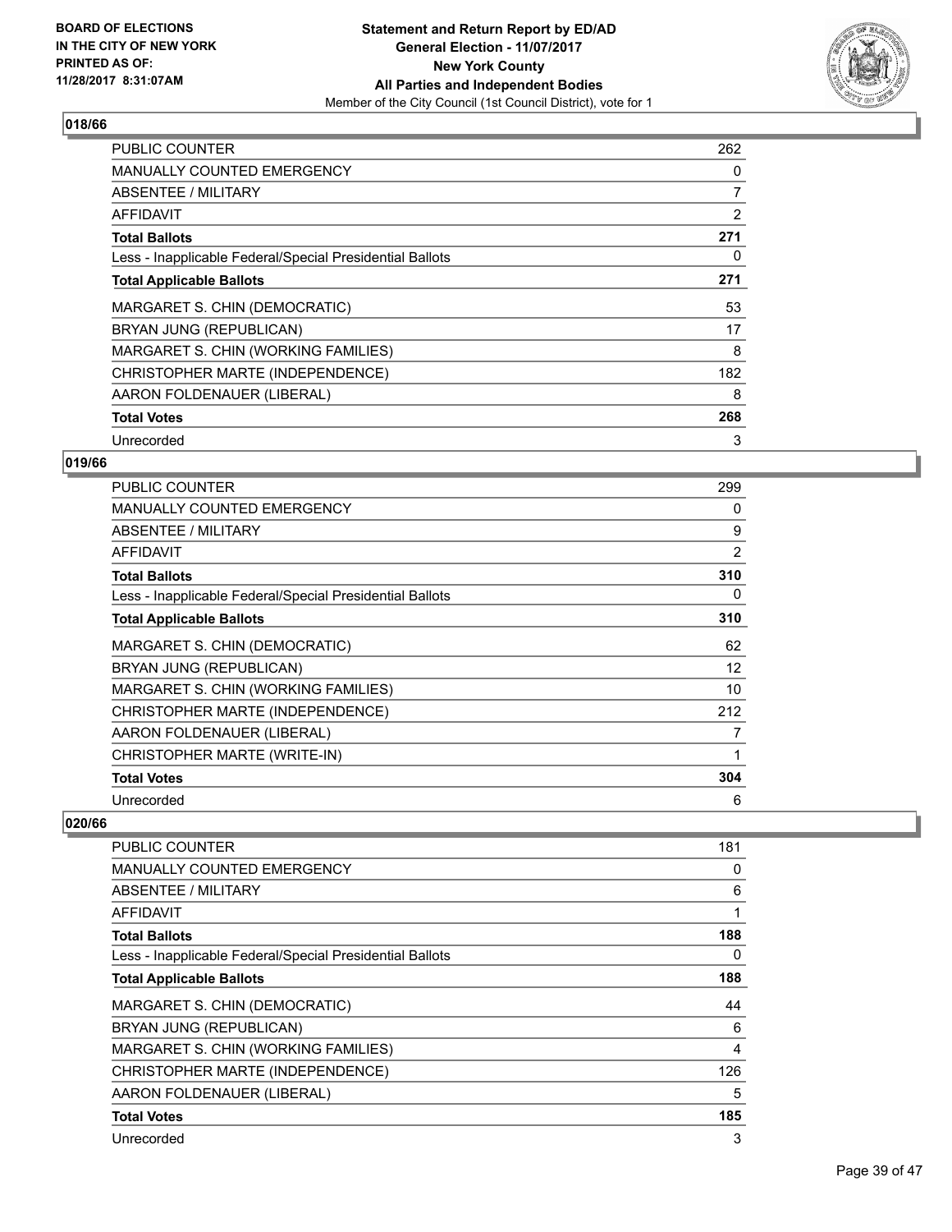## 018/66

| | |
|---|---|
| PUBLIC COUNTER | 262 |
| MANUALLY COUNTED EMERGENCY | 0 |
| ABSENTEE / MILITARY | 7 |
| AFFIDAVIT | 2 |
| **Total Ballots** | **271** |
| Less - Inapplicable Federal/Special Presidential Ballots | 0 |
| **Total Applicable Ballots** | **271** |
| MARGARET S. CHIN (DEMOCRATIC) | 53 |
| BRYAN JUNG (REPUBLICAN) | 17 |
| MARGARET S. CHIN (WORKING FAMILIES) | 8 |
| CHRISTOPHER MARTE (INDEPENDENCE) | 182 |
| AARON FOLDENAUER (LIBERAL) | 8 |
| **Total Votes** | **268** |
| Unrecorded | 3 |

## 019/66

| | |
|---|---|
| PUBLIC COUNTER | 299 |
| MANUALLY COUNTED EMERGENCY | 0 |
| ABSENTEE / MILITARY | 9 |
| AFFIDAVIT | 2 |
| **Total Ballots** | **310** |
| Less - Inapplicable Federal/Special Presidential Ballots | 0 |
| **Total Applicable Ballots** | **310** |
| MARGARET S. CHIN (DEMOCRATIC) | 62 |
| BRYAN JUNG (REPUBLICAN) | 12 |
| MARGARET S. CHIN (WORKING FAMILIES) | 10 |
| CHRISTOPHER MARTE (INDEPENDENCE) | 212 |
| AARON FOLDENAUER (LIBERAL) | 7 |
| CHRISTOPHER MARTE (WRITE-IN) | 1 |
| **Total Votes** | **304** |
| Unrecorded | 6 |

## 020/66

| | |
|---|---|
| PUBLIC COUNTER | 181 |
| MANUALLY COUNTED EMERGENCY | 0 |
| ABSENTEE / MILITARY | 6 |
| AFFIDAVIT | 1 |
| **Total Ballots** | **188** |
| Less - Inapplicable Federal/Special Presidential Ballots | 0 |
| **Total Applicable Ballots** | **188** |
| MARGARET S. CHIN (DEMOCRATIC) | 44 |
| BRYAN JUNG (REPUBLICAN) | 6 |
| MARGARET S. CHIN (WORKING FAMILIES) | 4 |
| CHRISTOPHER MARTE (INDEPENDENCE) | 126 |
| AARON FOLDENAUER (LIBERAL) | 5 |
| **Total Votes** | **185** |
| Unrecorded | 3 |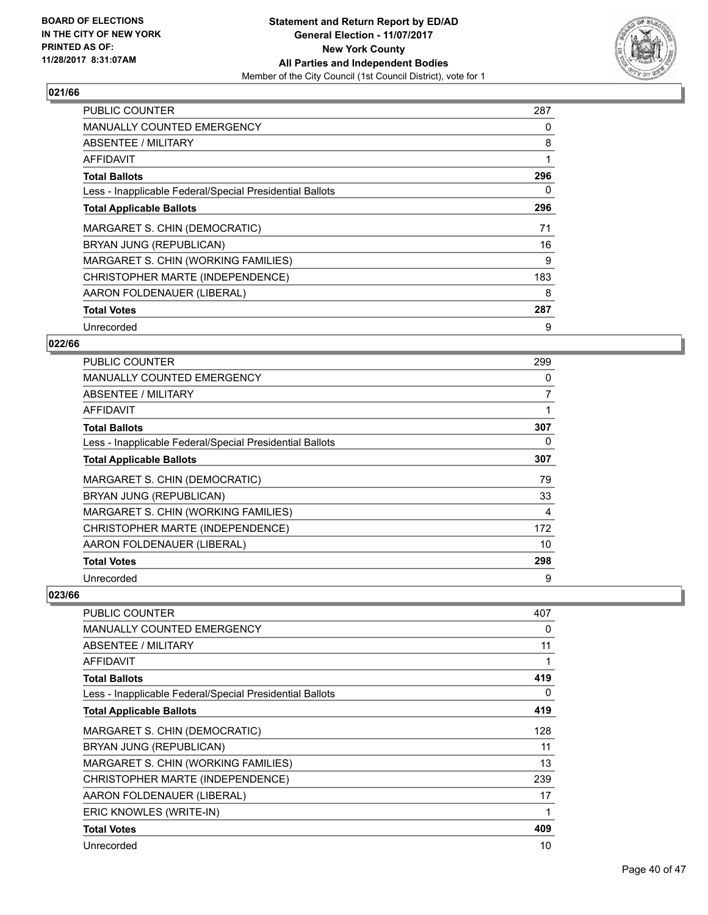BOARD OF ELECTIONS
IN THE CITY OF NEW YORK
PRINTED AS OF:
11/28/2017 8:31:07AM

**Statement and Return Report by ED/AD**
**General Election - 11/07/2017**
**New York County**
**All Parties and Independent Bodies**
Member of the City Council (1st Council District), vote for 1

## 021/66

| | |
|---|---|
| PUBLIC COUNTER | 287 |
| MANUALLY COUNTED EMERGENCY | 0 |
| ABSENTEE / MILITARY | 8 |
| AFFIDAVIT | 1 |
| **Total Ballots** | **296** |
| Less - Inapplicable Federal/Special Presidential Ballots | 0 |
| **Total Applicable Ballots** | **296** |
| MARGARET S. CHIN (DEMOCRATIC) | 71 |
| BRYAN JUNG (REPUBLICAN) | 16 |
| MARGARET S. CHIN (WORKING FAMILIES) | 9 |
| CHRISTOPHER MARTE (INDEPENDENCE) | 183 |
| AARON FOLDENAUER (LIBERAL) | 8 |
| **Total Votes** | **287** |
| Unrecorded | 9 |

## 022/66

| | |
|---|---|
| PUBLIC COUNTER | 299 |
| MANUALLY COUNTED EMERGENCY | 0 |
| ABSENTEE / MILITARY | 7 |
| AFFIDAVIT | 1 |
| **Total Ballots** | **307** |
| Less - Inapplicable Federal/Special Presidential Ballots | 0 |
| **Total Applicable Ballots** | **307** |
| MARGARET S. CHIN (DEMOCRATIC) | 79 |
| BRYAN JUNG (REPUBLICAN) | 33 |
| MARGARET S. CHIN (WORKING FAMILIES) | 4 |
| CHRISTOPHER MARTE (INDEPENDENCE) | 172 |
| AARON FOLDENAUER (LIBERAL) | 10 |
| **Total Votes** | **298** |
| Unrecorded | 9 |

## 023/66

| | |
|---|---|
| PUBLIC COUNTER | 407 |
| MANUALLY COUNTED EMERGENCY | 0 |
| ABSENTEE / MILITARY | 11 |
| AFFIDAVIT | 1 |
| **Total Ballots** | **419** |
| Less - Inapplicable Federal/Special Presidential Ballots | 0 |
| **Total Applicable Ballots** | **419** |
| MARGARET S. CHIN (DEMOCRATIC) | 128 |
| BRYAN JUNG (REPUBLICAN) | 11 |
| MARGARET S. CHIN (WORKING FAMILIES) | 13 |
| CHRISTOPHER MARTE (INDEPENDENCE) | 239 |
| AARON FOLDENAUER (LIBERAL) | 17 |
| ERIC KNOWLES (WRITE-IN) | 1 |
| **Total Votes** | **409** |
| Unrecorded | 10 |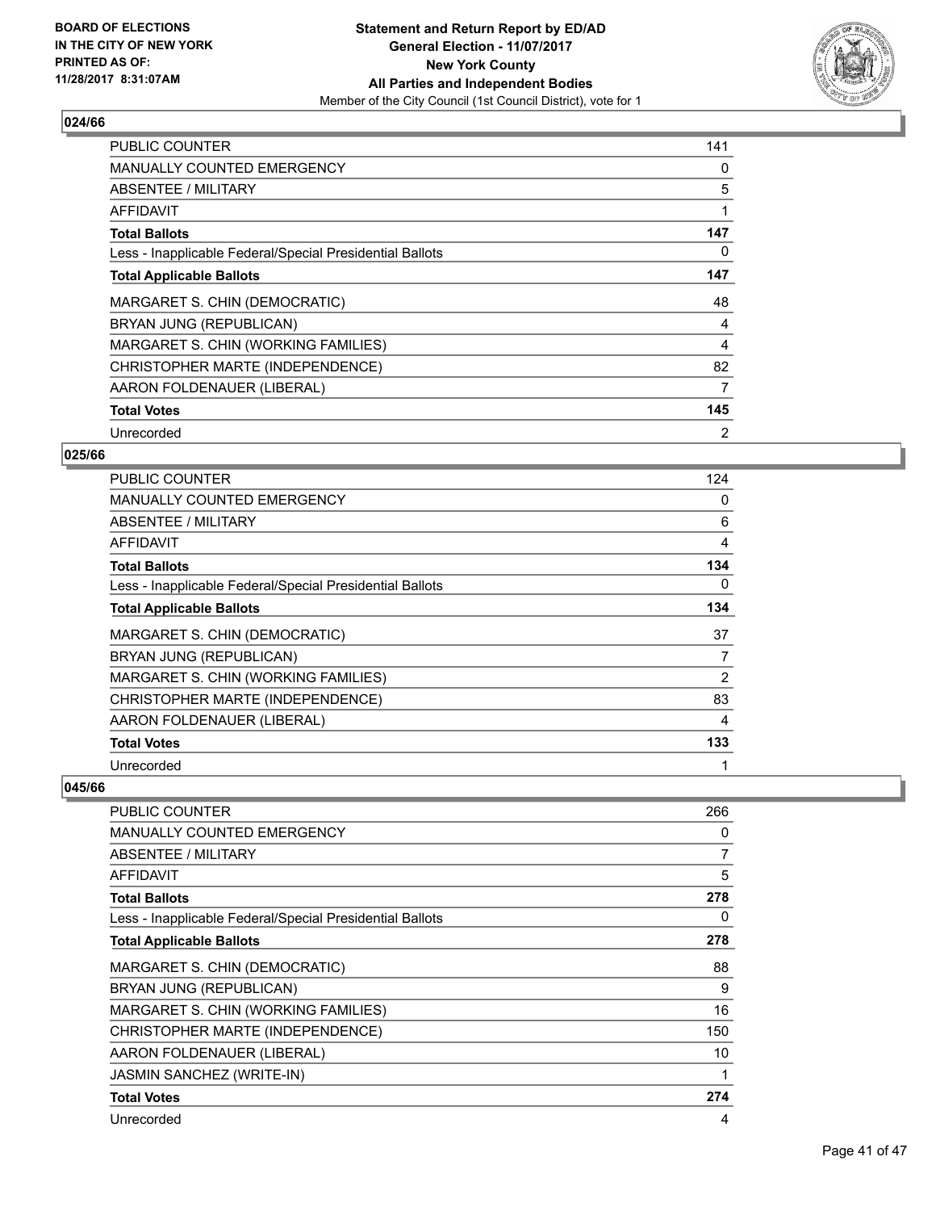**BOARD OF ELECTIONS IN THE CITY OF NEW YORK PRINTED AS OF: 11/28/2017 8:31:07AM**

**Statement and Return Report by ED/AD General Election - 11/07/2017 New York County All Parties and Independent Bodies**
Member of the City Council (1st Council District), vote for 1

## 024/66

| | |
|---|---|
| PUBLIC COUNTER | 141 |
| MANUALLY COUNTED EMERGENCY | 0 |
| ABSENTEE / MILITARY | 5 |
| AFFIDAVIT | 1 |
| **Total Ballots** | **147** |
| Less - Inapplicable Federal/Special Presidential Ballots | 0 |
| **Total Applicable Ballots** | **147** |
| MARGARET S. CHIN (DEMOCRATIC) | 48 |
| BRYAN JUNG (REPUBLICAN) | 4 |
| MARGARET S. CHIN (WORKING FAMILIES) | 4 |
| CHRISTOPHER MARTE (INDEPENDENCE) | 82 |
| AARON FOLDENAUER (LIBERAL) | 7 |
| **Total Votes** | **145** |
| Unrecorded | 2 |

## 025/66

| | |
|---|---|
| PUBLIC COUNTER | 124 |
| MANUALLY COUNTED EMERGENCY | 0 |
| ABSENTEE / MILITARY | 6 |
| AFFIDAVIT | 4 |
| **Total Ballots** | **134** |
| Less - Inapplicable Federal/Special Presidential Ballots | 0 |
| **Total Applicable Ballots** | **134** |
| MARGARET S. CHIN (DEMOCRATIC) | 37 |
| BRYAN JUNG (REPUBLICAN) | 7 |
| MARGARET S. CHIN (WORKING FAMILIES) | 2 |
| CHRISTOPHER MARTE (INDEPENDENCE) | 83 |
| AARON FOLDENAUER (LIBERAL) | 4 |
| **Total Votes** | **133** |
| Unrecorded | 1 |

## 045/66

| | |
|---|---|
| PUBLIC COUNTER | 266 |
| MANUALLY COUNTED EMERGENCY | 0 |
| ABSENTEE / MILITARY | 7 |
| AFFIDAVIT | 5 |
| **Total Ballots** | **278** |
| Less - Inapplicable Federal/Special Presidential Ballots | 0 |
| **Total Applicable Ballots** | **278** |
| MARGARET S. CHIN (DEMOCRATIC) | 88 |
| BRYAN JUNG (REPUBLICAN) | 9 |
| MARGARET S. CHIN (WORKING FAMILIES) | 16 |
| CHRISTOPHER MARTE (INDEPENDENCE) | 150 |
| AARON FOLDENAUER (LIBERAL) | 10 |
| JASMIN SANCHEZ (WRITE-IN) | 1 |
| **Total Votes** | **274** |
| Unrecorded | 4 |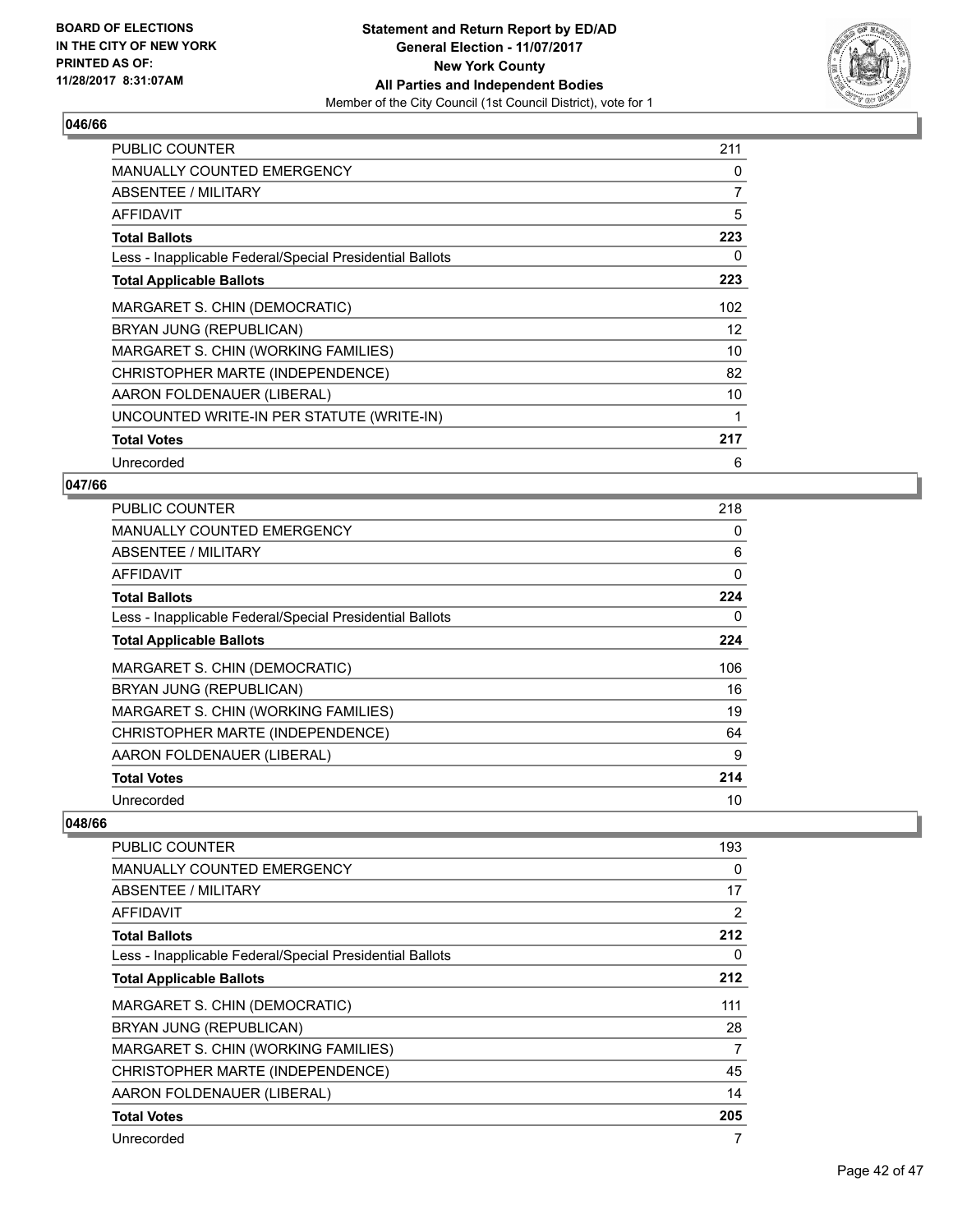**BOARD OF ELECTIONS IN THE CITY OF NEW YORK PRINTED AS OF: 11/28/2017 8:31:07AM**

**Statement and Return Report by ED/AD General Election - 11/07/2017 New York County All Parties and Independent Bodies**

Member of the City Council (1st Council District), vote for 1

### 046/66

| | |
|---|---|
| PUBLIC COUNTER | 211 |
| MANUALLY COUNTED EMERGENCY | 0 |
| ABSENTEE / MILITARY | 7 |
| AFFIDAVIT | 5 |
| **Total Ballots** | **223** |
| Less - Inapplicable Federal/Special Presidential Ballots | 0 |
| **Total Applicable Ballots** | **223** |
| MARGARET S. CHIN (DEMOCRATIC) | 102 |
| BRYAN JUNG (REPUBLICAN) | 12 |
| MARGARET S. CHIN (WORKING FAMILIES) | 10 |
| CHRISTOPHER MARTE (INDEPENDENCE) | 82 |
| AARON FOLDENAUER (LIBERAL) | 10 |
| UNCOUNTED WRITE-IN PER STATUTE (WRITE-IN) | 1 |
| **Total Votes** | **217** |
| Unrecorded | 6 |

### 047/66

| | |
|---|---|
| PUBLIC COUNTER | 218 |
| MANUALLY COUNTED EMERGENCY | 0 |
| ABSENTEE / MILITARY | 6 |
| AFFIDAVIT | 0 |
| **Total Ballots** | **224** |
| Less - Inapplicable Federal/Special Presidential Ballots | 0 |
| **Total Applicable Ballots** | **224** |
| MARGARET S. CHIN (DEMOCRATIC) | 106 |
| BRYAN JUNG (REPUBLICAN) | 16 |
| MARGARET S. CHIN (WORKING FAMILIES) | 19 |
| CHRISTOPHER MARTE (INDEPENDENCE) | 64 |
| AARON FOLDENAUER (LIBERAL) | 9 |
| **Total Votes** | **214** |
| Unrecorded | 10 |

### 048/66

| | |
|---|---|
| PUBLIC COUNTER | 193 |
| MANUALLY COUNTED EMERGENCY | 0 |
| ABSENTEE / MILITARY | 17 |
| AFFIDAVIT | 2 |
| **Total Ballots** | **212** |
| Less - Inapplicable Federal/Special Presidential Ballots | 0 |
| **Total Applicable Ballots** | **212** |
| MARGARET S. CHIN (DEMOCRATIC) | 111 |
| BRYAN JUNG (REPUBLICAN) | 28 |
| MARGARET S. CHIN (WORKING FAMILIES) | 7 |
| CHRISTOPHER MARTE (INDEPENDENCE) | 45 |
| AARON FOLDENAUER (LIBERAL) | 14 |
| **Total Votes** | **205** |
| Unrecorded | 7 |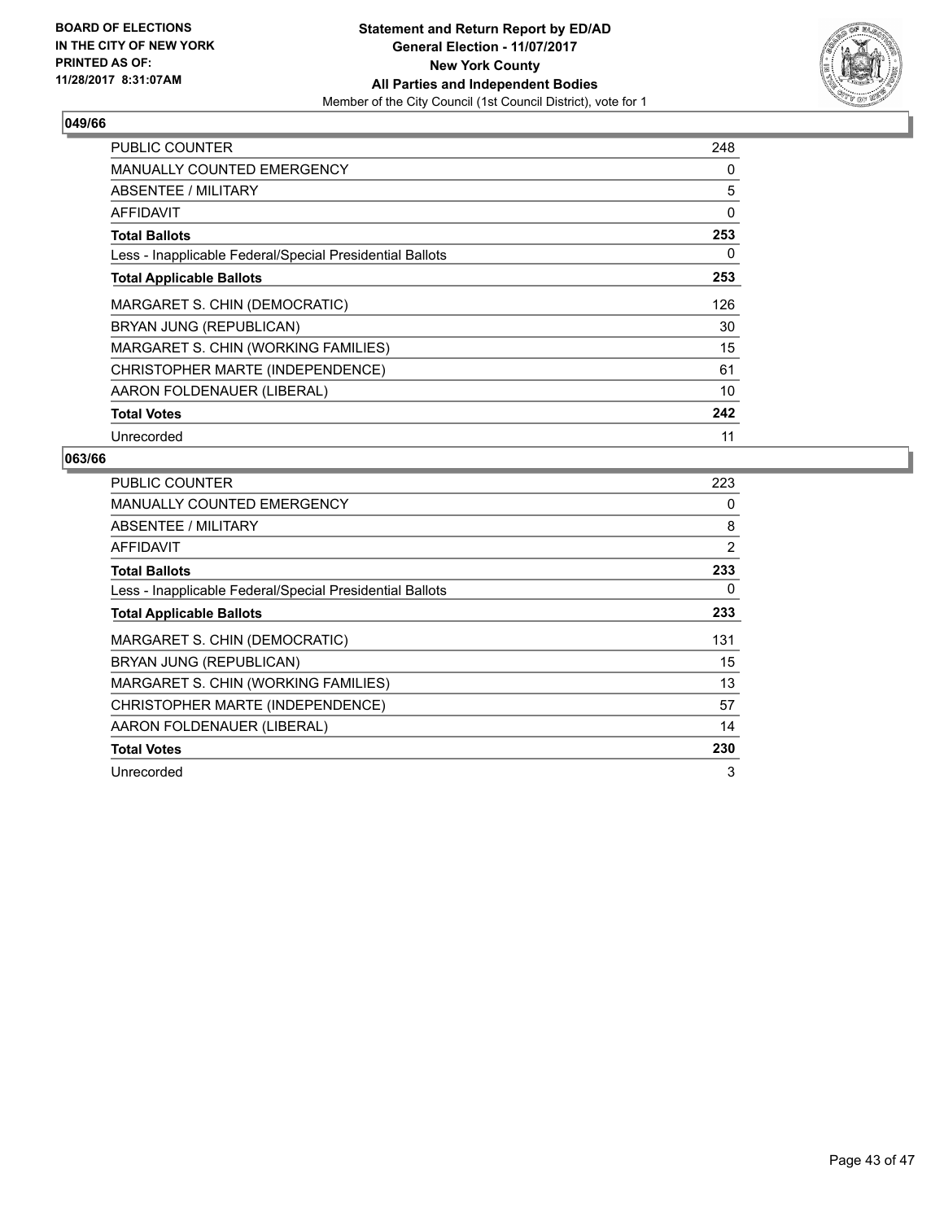**BOARD OF ELECTIONS IN THE CITY OF NEW YORK PRINTED AS OF: 11/28/2017 8:31:07AM**

**Statement and Return Report by ED/AD General Election - 11/07/2017 New York County All Parties and Independent Bodies**
Member of the City Council (1st Council District), vote for 1

### 049/66

| | |
|---|---|
| PUBLIC COUNTER | 248 |
| MANUALLY COUNTED EMERGENCY | 0 |
| ABSENTEE / MILITARY | 5 |
| AFFIDAVIT | 0 |
| **Total Ballots** | **253** |
| Less - Inapplicable Federal/Special Presidential Ballots | 0 |
| **Total Applicable Ballots** | **253** |
| MARGARET S. CHIN (DEMOCRATIC) | 126 |
| BRYAN JUNG (REPUBLICAN) | 30 |
| MARGARET S. CHIN (WORKING FAMILIES) | 15 |
| CHRISTOPHER MARTE (INDEPENDENCE) | 61 |
| AARON FOLDENAUER (LIBERAL) | 10 |
| **Total Votes** | **242** |
| Unrecorded | 11 |

### 063/66

| | |
|---|---|
| PUBLIC COUNTER | 223 |
| MANUALLY COUNTED EMERGENCY | 0 |
| ABSENTEE / MILITARY | 8 |
| AFFIDAVIT | 2 |
| **Total Ballots** | **233** |
| Less - Inapplicable Federal/Special Presidential Ballots | 0 |
| **Total Applicable Ballots** | **233** |
| MARGARET S. CHIN (DEMOCRATIC) | 131 |
| BRYAN JUNG (REPUBLICAN) | 15 |
| MARGARET S. CHIN (WORKING FAMILIES) | 13 |
| CHRISTOPHER MARTE (INDEPENDENCE) | 57 |
| AARON FOLDENAUER (LIBERAL) | 14 |
| **Total Votes** | **230** |
| Unrecorded | 3 |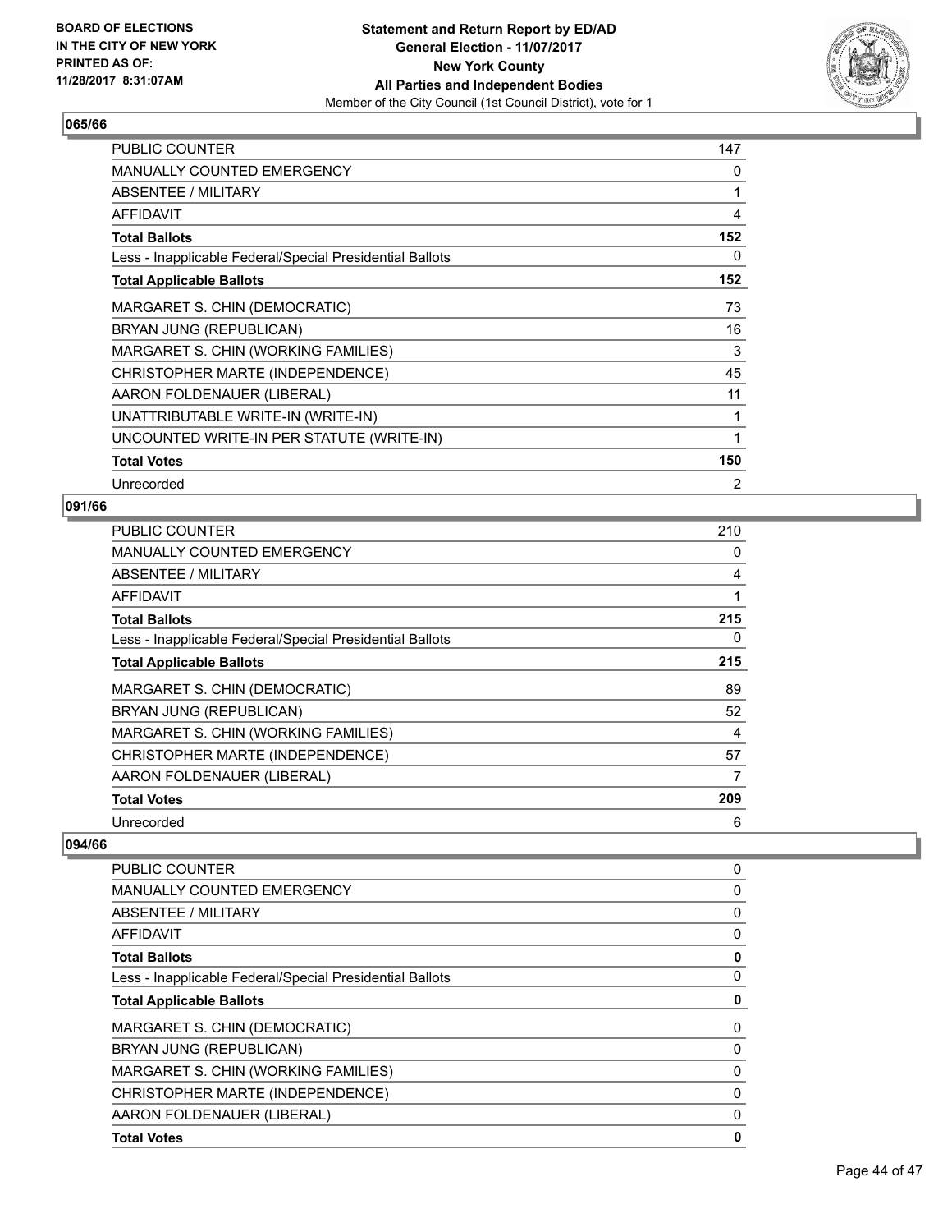BOARD OF ELECTIONS
IN THE CITY OF NEW YORK
PRINTED AS OF:
11/28/2017 8:31:07AM

**Statement and Return Report by ED/AD**
**General Election - 11/07/2017**
**New York County**
**All Parties and Independent Bodies**
Member of the City Council (1st Council District), vote for 1

## 065/66

| | |
|---|---|
| PUBLIC COUNTER | 147 |
| MANUALLY COUNTED EMERGENCY | 0 |
| ABSENTEE / MILITARY | 1 |
| AFFIDAVIT | 4 |
| **Total Ballots** | **152** |
| Less - Inapplicable Federal/Special Presidential Ballots | 0 |
| **Total Applicable Ballots** | **152** |
| MARGARET S. CHIN (DEMOCRATIC) | 73 |
| BRYAN JUNG (REPUBLICAN) | 16 |
| MARGARET S. CHIN (WORKING FAMILIES) | 3 |
| CHRISTOPHER MARTE (INDEPENDENCE) | 45 |
| AARON FOLDENAUER (LIBERAL) | 11 |
| UNATTRIBUTABLE WRITE-IN (WRITE-IN) | 1 |
| UNCOUNTED WRITE-IN PER STATUTE (WRITE-IN) | 1 |
| **Total Votes** | **150** |
| Unrecorded | 2 |

## 091/66

| | |
|---|---|
| PUBLIC COUNTER | 210 |
| MANUALLY COUNTED EMERGENCY | 0 |
| ABSENTEE / MILITARY | 4 |
| AFFIDAVIT | 1 |
| **Total Ballots** | **215** |
| Less - Inapplicable Federal/Special Presidential Ballots | 0 |
| **Total Applicable Ballots** | **215** |
| MARGARET S. CHIN (DEMOCRATIC) | 89 |
| BRYAN JUNG (REPUBLICAN) | 52 |
| MARGARET S. CHIN (WORKING FAMILIES) | 4 |
| CHRISTOPHER MARTE (INDEPENDENCE) | 57 |
| AARON FOLDENAUER (LIBERAL) | 7 |
| **Total Votes** | **209** |
| Unrecorded | 6 |

## 094/66

| | |
|---|---|
| PUBLIC COUNTER | 0 |
| MANUALLY COUNTED EMERGENCY | 0 |
| ABSENTEE / MILITARY | 0 |
| AFFIDAVIT | 0 |
| **Total Ballots** | **0** |
| Less - Inapplicable Federal/Special Presidential Ballots | 0 |
| **Total Applicable Ballots** | **0** |
| MARGARET S. CHIN (DEMOCRATIC) | 0 |
| BRYAN JUNG (REPUBLICAN) | 0 |
| MARGARET S. CHIN (WORKING FAMILIES) | 0 |
| CHRISTOPHER MARTE (INDEPENDENCE) | 0 |
| AARON FOLDENAUER (LIBERAL) | 0 |
| **Total Votes** | **0** |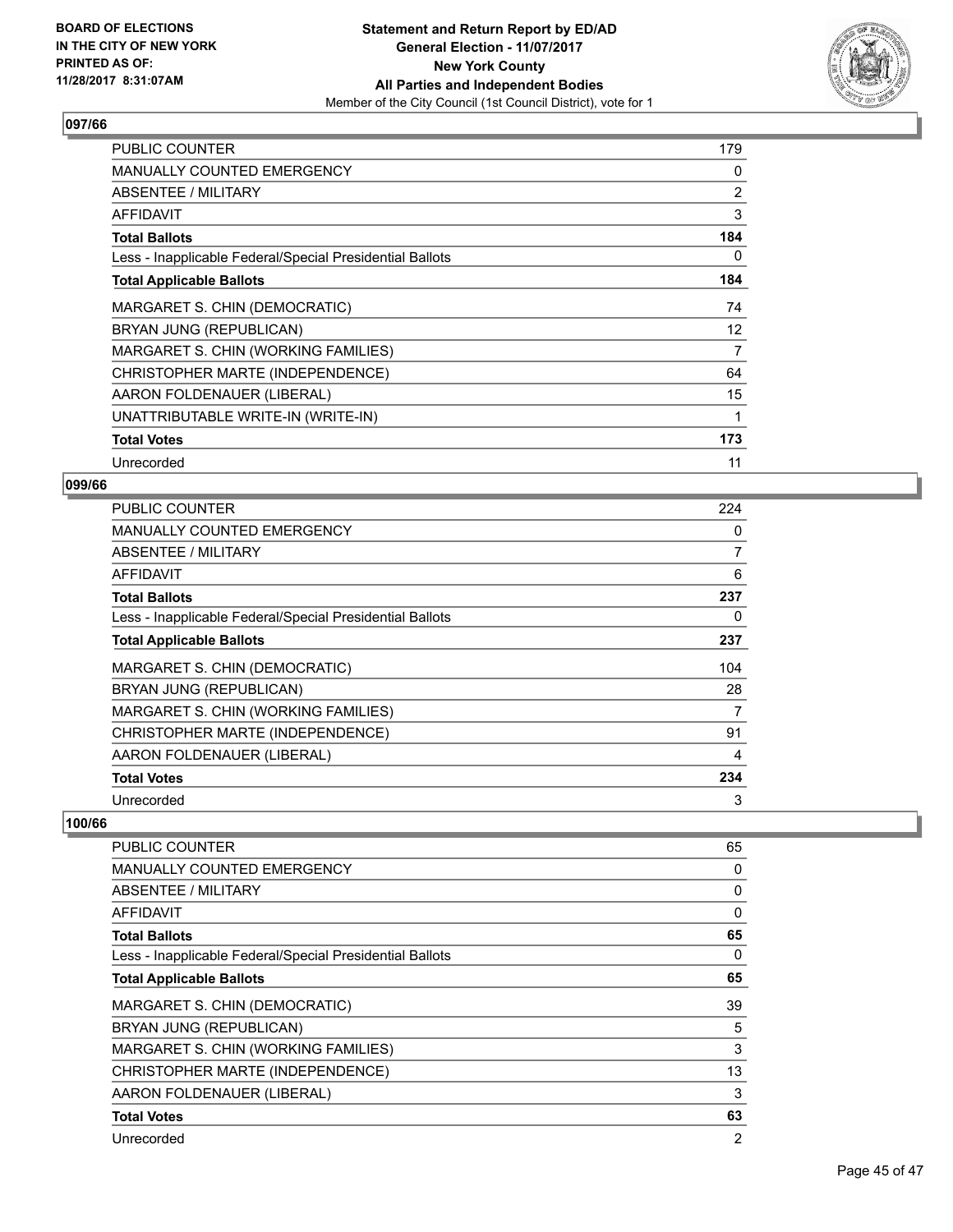## 097/66

| | |
|---|---|
| PUBLIC COUNTER | 179 |
| MANUALLY COUNTED EMERGENCY | 0 |
| ABSENTEE / MILITARY | 2 |
| AFFIDAVIT | 3 |
| **Total Ballots** | **184** |
| Less - Inapplicable Federal/Special Presidential Ballots | 0 |
| **Total Applicable Ballots** | **184** |
| MARGARET S. CHIN (DEMOCRATIC) | 74 |
| BRYAN JUNG (REPUBLICAN) | 12 |
| MARGARET S. CHIN (WORKING FAMILIES) | 7 |
| CHRISTOPHER MARTE (INDEPENDENCE) | 64 |
| AARON FOLDENAUER (LIBERAL) | 15 |
| UNATTRIBUTABLE WRITE-IN (WRITE-IN) | 1 |
| **Total Votes** | **173** |
| Unrecorded | 11 |

## 099/66

| | |
|---|---|
| PUBLIC COUNTER | 224 |
| MANUALLY COUNTED EMERGENCY | 0 |
| ABSENTEE / MILITARY | 7 |
| AFFIDAVIT | 6 |
| **Total Ballots** | **237** |
| Less - Inapplicable Federal/Special Presidential Ballots | 0 |
| **Total Applicable Ballots** | **237** |
| MARGARET S. CHIN (DEMOCRATIC) | 104 |
| BRYAN JUNG (REPUBLICAN) | 28 |
| MARGARET S. CHIN (WORKING FAMILIES) | 7 |
| CHRISTOPHER MARTE (INDEPENDENCE) | 91 |
| AARON FOLDENAUER (LIBERAL) | 4 |
| **Total Votes** | **234** |
| Unrecorded | 3 |

## 100/66

| | |
|---|---|
| PUBLIC COUNTER | 65 |
| MANUALLY COUNTED EMERGENCY | 0 |
| ABSENTEE / MILITARY | 0 |
| AFFIDAVIT | 0 |
| **Total Ballots** | **65** |
| Less - Inapplicable Federal/Special Presidential Ballots | 0 |
| **Total Applicable Ballots** | **65** |
| MARGARET S. CHIN (DEMOCRATIC) | 39 |
| BRYAN JUNG (REPUBLICAN) | 5 |
| MARGARET S. CHIN (WORKING FAMILIES) | 3 |
| CHRISTOPHER MARTE (INDEPENDENCE) | 13 |
| AARON FOLDENAUER (LIBERAL) | 3 |
| **Total Votes** | **63** |
| Unrecorded | 2 |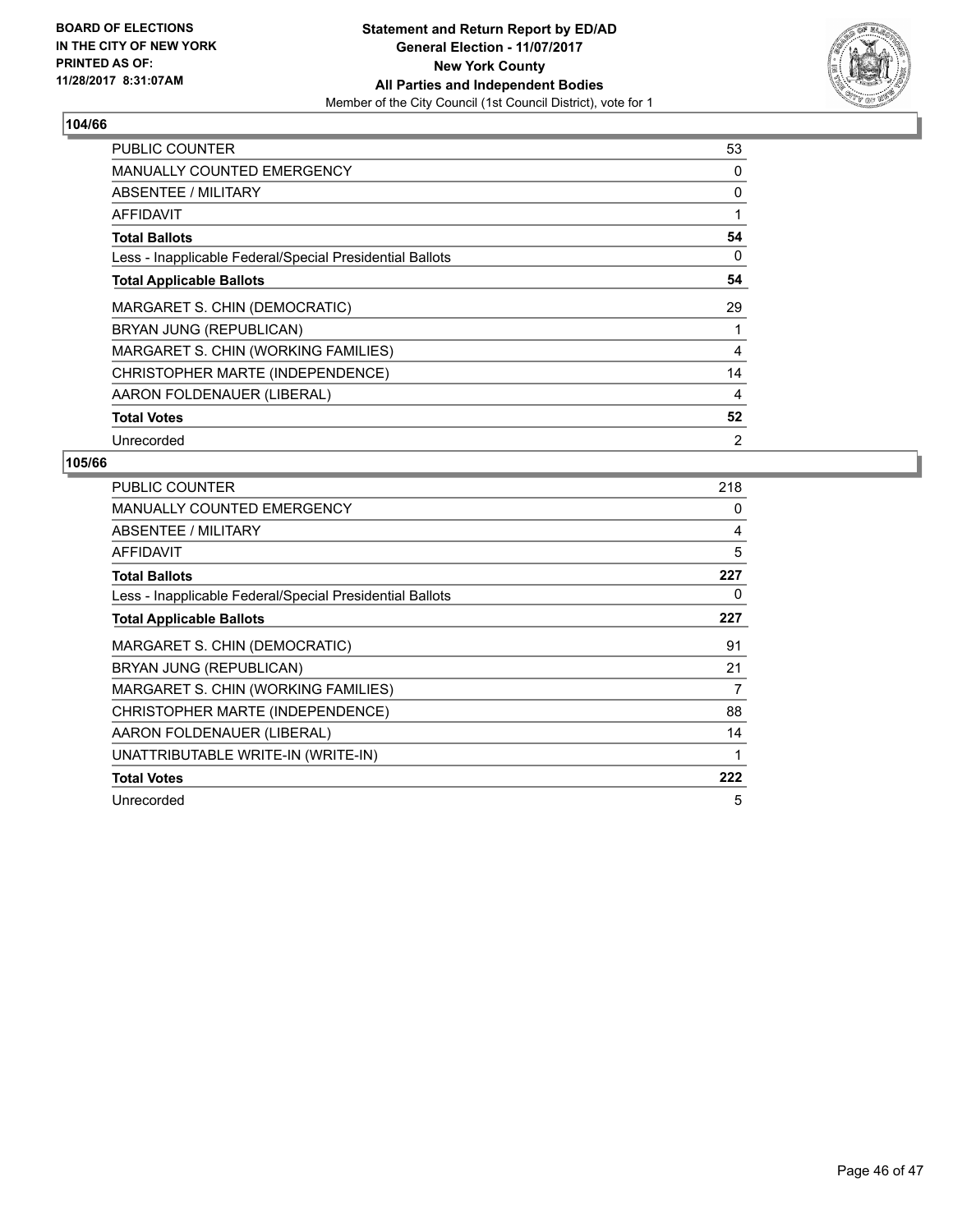BOARD OF ELECTIONS
IN THE CITY OF NEW YORK
PRINTED AS OF:
11/28/2017 8:31:07AM

**Statement and Return Report by ED/AD**
**General Election - 11/07/2017**
**New York County**
**All Parties and Independent Bodies**
Member of the City Council (1st Council District), vote for 1

## 104/66

| | |
|---|---|
| PUBLIC COUNTER | 53 |
| MANUALLY COUNTED EMERGENCY | 0 |
| ABSENTEE / MILITARY | 0 |
| AFFIDAVIT | 1 |
| **Total Ballots** | **54** |
| Less - Inapplicable Federal/Special Presidential Ballots | 0 |
| **Total Applicable Ballots** | **54** |
| MARGARET S. CHIN (DEMOCRATIC) | 29 |
| BRYAN JUNG (REPUBLICAN) | 1 |
| MARGARET S. CHIN (WORKING FAMILIES) | 4 |
| CHRISTOPHER MARTE (INDEPENDENCE) | 14 |
| AARON FOLDENAUER (LIBERAL) | 4 |
| **Total Votes** | **52** |
| Unrecorded | 2 |

## 105/66

| | |
|---|---|
| PUBLIC COUNTER | 218 |
| MANUALLY COUNTED EMERGENCY | 0 |
| ABSENTEE / MILITARY | 4 |
| AFFIDAVIT | 5 |
| **Total Ballots** | **227** |
| Less - Inapplicable Federal/Special Presidential Ballots | 0 |
| **Total Applicable Ballots** | **227** |
| MARGARET S. CHIN (DEMOCRATIC) | 91 |
| BRYAN JUNG (REPUBLICAN) | 21 |
| MARGARET S. CHIN (WORKING FAMILIES) | 7 |
| CHRISTOPHER MARTE (INDEPENDENCE) | 88 |
| AARON FOLDENAUER (LIBERAL) | 14 |
| UNATTRIBUTABLE WRITE-IN (WRITE-IN) | 1 |
| **Total Votes** | **222** |
| Unrecorded | 5 |